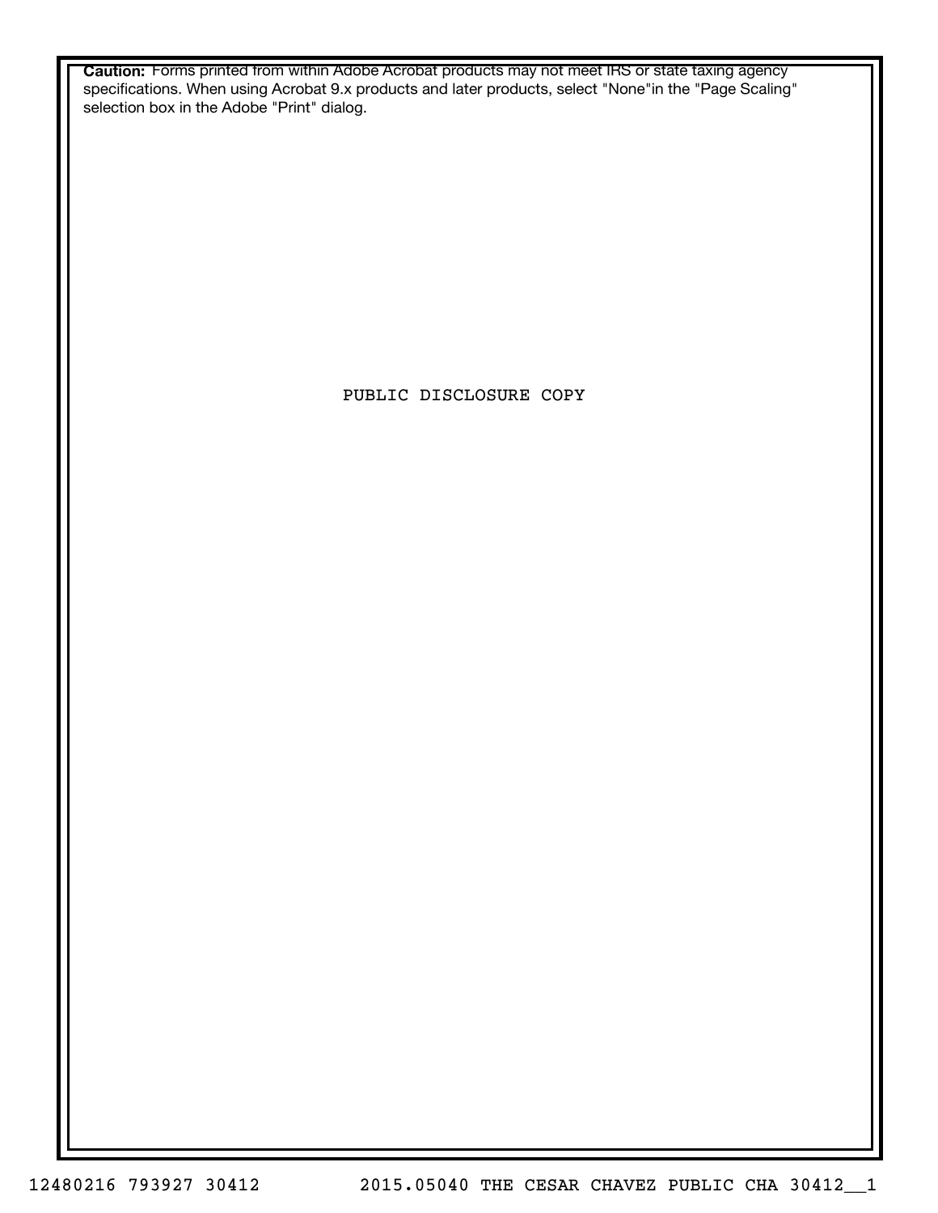**Caution:** Forms printed from within Adobe Acrobat products may not meet IRS or state taxing agency specifications. When using Acrobat 9.x products and later products, select "None"in the "Page Scaling" selection box in the Adobe "Print" dialog.

PUBLIC DISCLOSURE COPY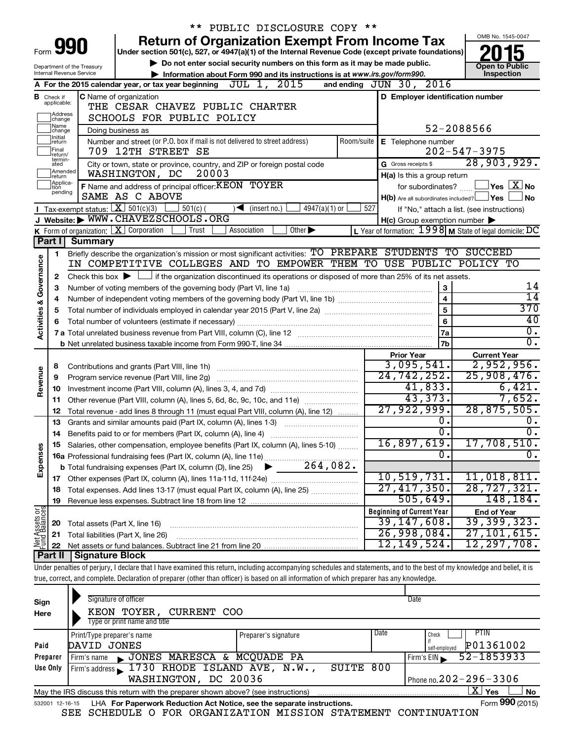** PUBLIC DISCLOSURE COPY **

Form **990**

# Return of Organization Exempt From Income Tax

Under section 501(c), 527, or 4947(a)(1) of the Internal Revenue Code (except private foundations)

▶ Do not enter social security numbers on this form as it may be made public.

▶ Information about Form 990 and its instructions is at www.irs.gov/form990.

OMB No. 1545-0047

**2015**

**Open to Public Inspection**

Department of the Treasury
Internal Revenue Service

**A** For the 2015 calendar year, or tax year beginning JUL 1, 2015 and ending JUN 30, 2016

**B** Check if applicable: Address change / Name change / Initial return / Final return/terminated / Amended return / Application pending

**C** Name of organization: THE CESAR CHAVEZ PUBLIC CHARTER SCHOOLS FOR PUBLIC POLICY

Doing business as

Number and street (or P.O. box if mail is not delivered to street address): 709 12TH STREET SE — Room/suite

City or town, state or province, country, and ZIP or foreign postal code: WASHINGTON, DC 20003

**D** Employer identification number: 52-2088566

**E** Telephone number: 202-547-3975

**G** Gross receipts $ 28,903,929.

**F** Name and address of principal officer: KEON TOYER, SAME AS C ABOVE

**H(a)** Is this a group return for subordinates? ☐ Yes ☒ No

**H(b)** Are all subordinates included? ☐ Yes ☐ No — If "No," attach a list. (see instructions)

**H(c)** Group exemption number ▶

**I** Tax-exempt status: ☒ 501(c)(3) ☐ 501(c) ( ) ◀ (insert no.) ☐ 4947(a)(1) or ☐ 527

**J** Website: ▶ WWW.CHAVEZSCHOOLS.ORG

**K** Form of organization: ☒ Corporation ☐ Trust ☐ Association ☐ Other ▶

**L** Year of formation: 1998 **M** State of legal domicile: DC

## Part I Summary

**Activities & Governance**

1 Briefly describe the organization's mission or most significant activities: TO PREPARE STUDENTS TO SUCCEED IN COMPETITIVE COLLEGES AND TO EMPOWER THEM TO USE PUBLIC POLICY TO

2 Check this box ▶ ☐ if the organization discontinued its operations or disposed of more than 25% of its net assets.

| | | | |
|---|---|---|---|
| 3 | Number of voting members of the governing body (Part VI, line 1a) | 3 | 14 |
| 4 | Number of independent voting members of the governing body (Part VI, line 1b) | 4 | 14 |
| 5 | Total number of individuals employed in calendar year 2015 (Part V, line 2a) | 5 | 370 |
| 6 | Total number of volunteers (estimate if necessary) | 6 | 40 |
| 7a | Total unrelated business revenue from Part VIII, column (C), line 12 | 7a | 0. |
| b | Net unrelated business taxable income from Form 990-T, line 34 | 7b | 0. |

| | | Prior Year | Current Year |
|---|---|---|---|
| **Revenue** | | | |
| 8 | Contributions and grants (Part VIII, line 1h) | 3,095,541. | 2,952,956. |
| 9 | Program service revenue (Part VIII, line 2g) | 24,742,252. | 25,908,476. |
| 10 | Investment income (Part VIII, column (A), lines 3, 4, and 7d) | 41,833. | 6,421. |
| 11 | Other revenue (Part VIII, column (A), lines 5, 6d, 8c, 9c, 10c, and 11e) | 43,373. | 7,652. |
| 12 | Total revenue - add lines 8 through 11 (must equal Part VIII, column (A), line 12) | 27,922,999. | 28,875,505. |
| **Expenses** | | | |
| 13 | Grants and similar amounts paid (Part IX, column (A), lines 1-3) | 0. | 0. |
| 14 | Benefits paid to or for members (Part IX, column (A), line 4) | 0. | 0. |
| 15 | Salaries, other compensation, employee benefits (Part IX, column (A), lines 5-10) | 16,897,619. | 17,708,510. |
| 16a | Professional fundraising fees (Part IX, column (A), line 11e) | 0. | 0. |
| b | Total fundraising expenses (Part IX, column (D), line 25) ▶ 264,082. | | |
| 17 | Other expenses (Part IX, column (A), lines 11a-11d, 11f-24e) | 10,519,731. | 11,018,811. |
| 18 | Total expenses. Add lines 13-17 (must equal Part IX, column (A), line 25) | 27,417,350. | 28,727,321. |
| 19 | Revenue less expenses. Subtract line 18 from line 12 | 505,649. | 148,184. |

| | | Beginning of Current Year | End of Year |
|---|---|---|---|
| **Net Assets or Fund Balances** | | | |
| 20 | Total assets (Part X, line 16) | 39,147,608. | 39,399,323. |
| 21 | Total liabilities (Part X, line 26) | 26,998,084. | 27,101,615. |
| 22 | Net assets or fund balances. Subtract line 21 from line 20 | 12,149,524. | 12,297,708. |

## Part II Signature Block

Under penalties of perjury, I declare that I have examined this return, including accompanying schedules and statements, and to the best of my knowledge and belief, it is true, correct, and complete. Declaration of preparer (other than officer) is based on all information of which preparer has any knowledge.

**Sign Here**

Signature of officer — Date

KEON TOYER, CURRENT COO
Type or print name and title

**Paid Preparer Use Only**

| Print/Type preparer's name | Preparer's signature | Date | Check ☐ if self-employed | PTIN |
|---|---|---|---|---|
| DAVID JONES | | | | P01361002 |

Firm's name ▶ JONES MARESCA & MCQUADE PA — Firm's EIN ▶ 52-1853933

Firm's address ▶ 1730 RHODE ISLAND AVE, N.W., SUITE 800, WASHINGTON, DC 20036 — Phone no. 202-296-3306

May the IRS discuss this return with the preparer shown above? (see instructions) ☒ Yes ☐ No

532001 12-16-15 LHA For Paperwork Reduction Act Notice, see the separate instructions. Form **990** (2015)

SEE SCHEDULE O FOR ORGANIZATION MISSION STATEMENT CONTINUATION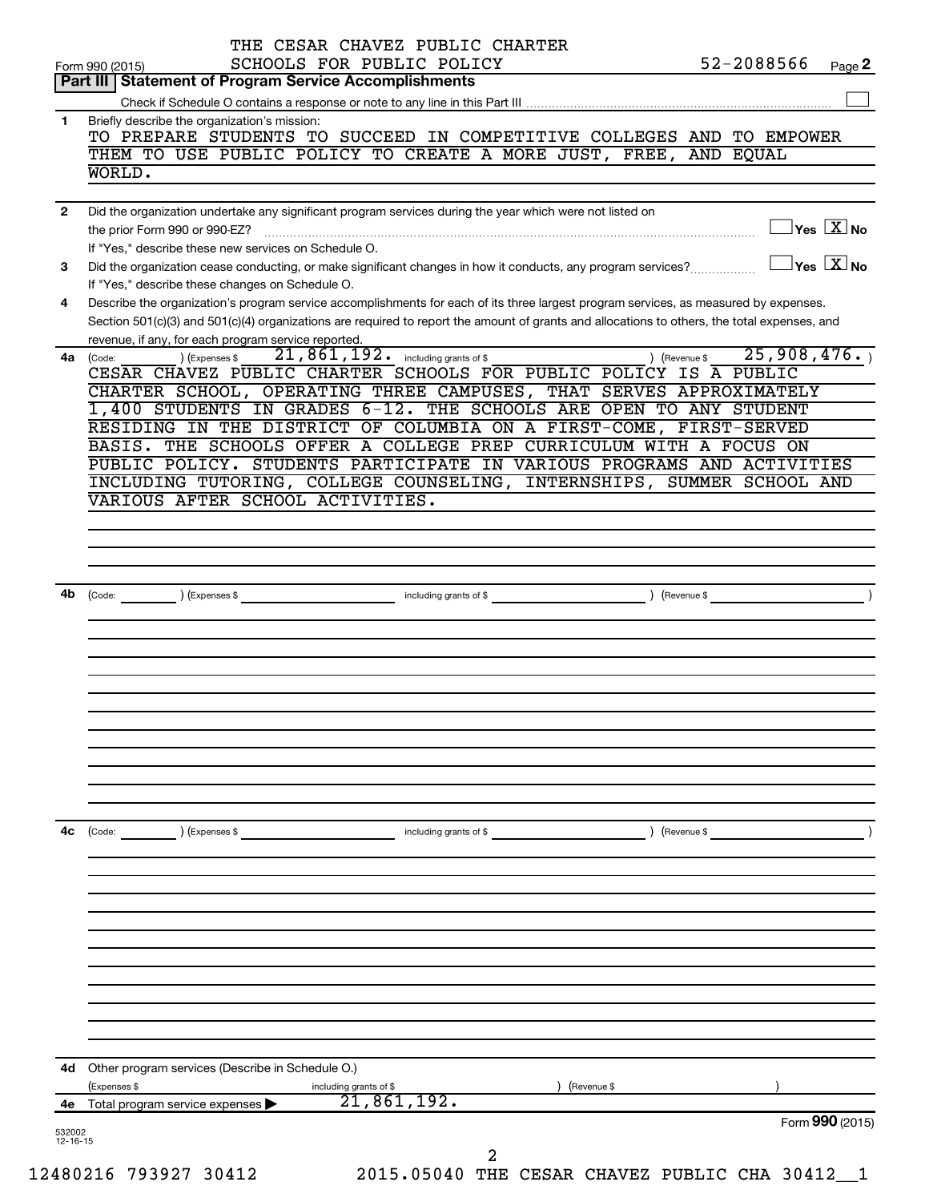THE CESAR CHAVEZ PUBLIC CHARTER SCHOOLS FOR PUBLIC POLICY 52-2088566

Form 990 (2015) Page 2

## Part III Statement of Program Service Accomplishments

Check if Schedule O contains a response or note to any line in this Part III

**1** Briefly describe the organization's mission:

TO PREPARE STUDENTS TO SUCCEED IN COMPETITIVE COLLEGES AND TO EMPOWER THEM TO USE PUBLIC POLICY TO CREATE A MORE JUST, FREE, AND EQUAL WORLD.

**2** Did the organization undertake any significant program services during the year which were not listed on the prior Form 990 or 990-EZ? Yes [X] No

If "Yes," describe these new services on Schedule O.

**3** Did the organization cease conducting, or make significant changes in how it conducts, any program services? Yes [X] No

If "Yes," describe these changes on Schedule O.

**4** Describe the organization's program service accomplishments for each of its three largest program services, as measured by expenses. Section 501(c)(3) and 501(c)(4) organizations are required to report the amount of grants and allocations to others, the total expenses, and revenue, if any, for each program service reported.

**4a** (Code: ) (Expenses $ 21,861,192. including grants of $ ) (Revenue $ 25,908,476. )

CESAR CHAVEZ PUBLIC CHARTER SCHOOLS FOR PUBLIC POLICY IS A PUBLIC CHARTER SCHOOL, OPERATING THREE CAMPUSES, THAT SERVES APPROXIMATELY 1,400 STUDENTS IN GRADES 6-12. THE SCHOOLS ARE OPEN TO ANY STUDENT RESIDING IN THE DISTRICT OF COLUMBIA ON A FIRST-COME, FIRST-SERVED BASIS. THE SCHOOLS OFFER A COLLEGE PREP CURRICULUM WITH A FOCUS ON PUBLIC POLICY. STUDENTS PARTICIPATE IN VARIOUS PROGRAMS AND ACTIVITIES INCLUDING TUTORING, COLLEGE COUNSELING, INTERNSHIPS, SUMMER SCHOOL AND VARIOUS AFTER SCHOOL ACTIVITIES.

**4b** (Code: ) (Expenses $ including grants of $ ) (Revenue $ )

**4c** (Code: ) (Expenses $ including grants of $ ) (Revenue $ )

**4d** Other program services (Describe in Schedule O.)

(Expenses $ including grants of $ ) (Revenue $ )

**4e** Total program service expenses ▶ 21,861,192.

Form 990 (2015)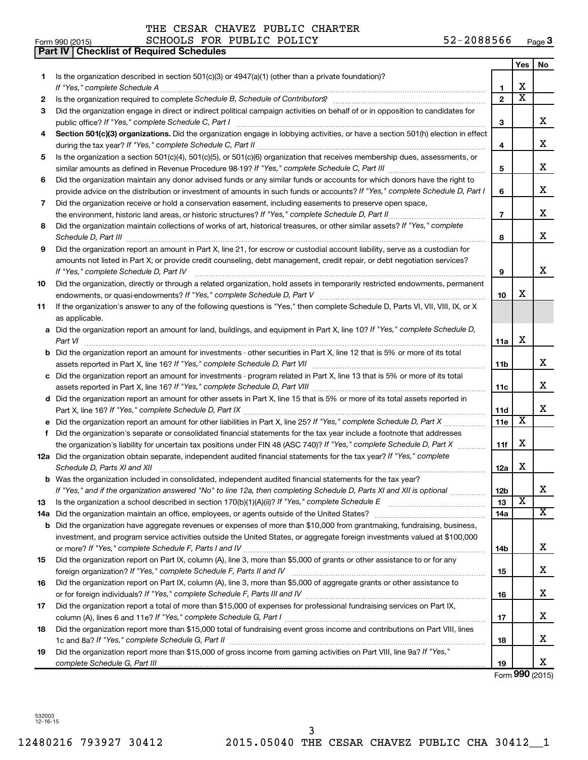THE CESAR CHAVEZ PUBLIC CHARTER SCHOOLS FOR PUBLIC POLICY

Form 990 (2015) 52-2088566 Page 3

## Part IV | Checklist of Required Schedules

| | | | Yes | No |
|---|---|---|---|---|
| 1 | Is the organization described in section 501(c)(3) or 4947(a)(1) (other than a private foundation)? *If "Yes," complete Schedule A* | 1 | X | |
| 2 | Is the organization required to complete *Schedule B, Schedule of Contributors*? | 2 | X | |
| 3 | Did the organization engage in direct or indirect political campaign activities on behalf of or in opposition to candidates for public office? *If "Yes," complete Schedule C, Part I* | 3 | | X |
| 4 | **Section 501(c)(3) organizations.** Did the organization engage in lobbying activities, or have a section 501(h) election in effect during the tax year? *If "Yes," complete Schedule C, Part II* | 4 | | X |
| 5 | Is the organization a section 501(c)(4), 501(c)(5), or 501(c)(6) organization that receives membership dues, assessments, or similar amounts as defined in Revenue Procedure 98-19? *If "Yes," complete Schedule C, Part III* | 5 | | X |
| 6 | Did the organization maintain any donor advised funds or any similar funds or accounts for which donors have the right to provide advice on the distribution or investment of amounts in such funds or accounts? *If "Yes," complete Schedule D, Part I* | 6 | | X |
| 7 | Did the organization receive or hold a conservation easement, including easements to preserve open space, the environment, historic land areas, or historic structures? *If "Yes," complete Schedule D, Part II* | 7 | | X |
| 8 | Did the organization maintain collections of works of art, historical treasures, or other similar assets? *If "Yes," complete Schedule D, Part III* | 8 | | X |
| 9 | Did the organization report an amount in Part X, line 21, for escrow or custodial account liability, serve as a custodian for amounts not listed in Part X; or provide credit counseling, debt management, credit repair, or debt negotiation services? *If "Yes," complete Schedule D, Part IV* | 9 | | X |
| 10 | Did the organization, directly or through a related organization, hold assets in temporarily restricted endowments, permanent endowments, or quasi-endowments? *If "Yes," complete Schedule D, Part V* | 10 | X | |
| 11 | If the organization's answer to any of the following questions is "Yes," then complete Schedule D, Parts VI, VII, VIII, IX, or X as applicable. | | | |
| a | Did the organization report an amount for land, buildings, and equipment in Part X, line 10? *If "Yes," complete Schedule D, Part VI* | 11a | X | |
| b | Did the organization report an amount for investments - other securities in Part X, line 12 that is 5% or more of its total assets reported in Part X, line 16? *If "Yes," complete Schedule D, Part VII* | 11b | | X |
| c | Did the organization report an amount for investments - program related in Part X, line 13 that is 5% or more of its total assets reported in Part X, line 16? *If "Yes," complete Schedule D, Part VIII* | 11c | | X |
| d | Did the organization report an amount for other assets in Part X, line 15 that is 5% or more of its total assets reported in Part X, line 16? *If "Yes," complete Schedule D, Part IX* | 11d | | X |
| e | Did the organization report an amount for other liabilities in Part X, line 25? *If "Yes," complete Schedule D, Part X* | 11e | X | |
| f | Did the organization's separate or consolidated financial statements for the tax year include a footnote that addresses the organization's liability for uncertain tax positions under FIN 48 (ASC 740)? *If "Yes," complete Schedule D, Part X* | 11f | X | |
| 12a | Did the organization obtain separate, independent audited financial statements for the tax year? *If "Yes," complete Schedule D, Parts XI and XII* | 12a | X | |
| b | Was the organization included in consolidated, independent audited financial statements for the tax year? *If "Yes," and if the organization answered "No" to line 12a, then completing Schedule D, Parts XI and XII is optional* | 12b | | X |
| 13 | Is the organization a school described in section 170(b)(1)(A)(ii)? *If "Yes," complete Schedule E* | 13 | X | |
| 14a | Did the organization maintain an office, employees, or agents outside of the United States? | 14a | | X |
| b | Did the organization have aggregate revenues or expenses of more than $10,000 from grantmaking, fundraising, business, investment, and program service activities outside the United States, or aggregate foreign investments valued at $100,000 or more? *If "Yes," complete Schedule F, Parts I and IV* | 14b | | X |
| 15 | Did the organization report on Part IX, column (A), line 3, more than $5,000 of grants or other assistance to or for any foreign organization? *If "Yes," complete Schedule F, Parts II and IV* | 15 | | X |
| 16 | Did the organization report on Part IX, column (A), line 3, more than $5,000 of aggregate grants or other assistance to or for foreign individuals? *If "Yes," complete Schedule F, Parts III and IV* | 16 | | X |
| 17 | Did the organization report a total of more than $15,000 of expenses for professional fundraising services on Part IX, column (A), lines 6 and 11e? *If "Yes," complete Schedule G, Part I* | 17 | | X |
| 18 | Did the organization report more than $15,000 total of fundraising event gross income and contributions on Part VIII, lines 1c and 8a? *If "Yes," complete Schedule G, Part II* | 18 | | X |
| 19 | Did the organization report more than $15,000 of gross income from gaming activities on Part VIII, line 9a? *If "Yes," complete Schedule G, Part III* | 19 | | X |

Form **990** (2015)

532003 12-16-15

12480216 793927 30412 2015.05040 THE CESAR CHAVEZ PUBLIC CHA 30412__1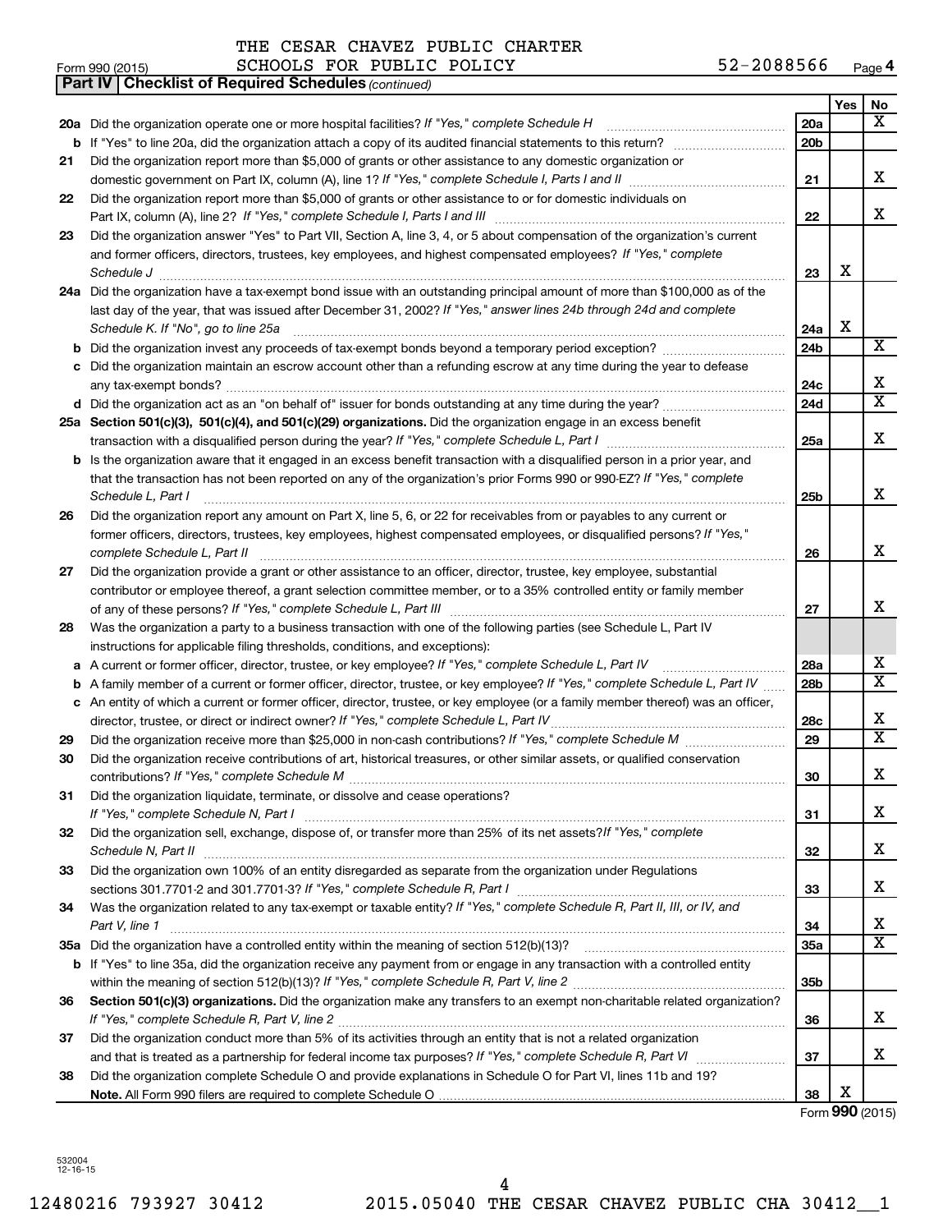THE CESAR CHAVEZ PUBLIC CHARTER SCHOOLS FOR PUBLIC POLICY 52-2088566

Form 990 (2015)

**Part IV | Checklist of Required Schedules** *(continued)*

| | | | Yes | No |
|---|---|---|---|---|
| 20a | Did the organization operate one or more hospital facilities? *If "Yes," complete Schedule H* | 20a | | X |
| b | If "Yes" to line 20a, did the organization attach a copy of its audited financial statements to this return? | 20b | | |
| 21 | Did the organization report more than $5,000 of grants or other assistance to any domestic organization or domestic government on Part IX, column (A), line 1? *If "Yes," complete Schedule I, Parts I and II* | 21 | | X |
| 22 | Did the organization report more than $5,000 of grants or other assistance to or for domestic individuals on Part IX, column (A), line 2? *If "Yes," complete Schedule I, Parts I and III* | 22 | | X |
| 23 | Did the organization answer "Yes" to Part VII, Section A, line 3, 4, or 5 about compensation of the organization's current and former officers, directors, trustees, key employees, and highest compensated employees? *If "Yes," complete Schedule J* | 23 | X | |
| 24a | Did the organization have a tax-exempt bond issue with an outstanding principal amount of more than $100,000 as of the last day of the year, that was issued after December 31, 2002? *If "Yes," answer lines 24b through 24d and complete Schedule K. If "No", go to line 25a* | 24a | X | |
| b | Did the organization invest any proceeds of tax-exempt bonds beyond a temporary period exception? | 24b | | X |
| c | Did the organization maintain an escrow account other than a refunding escrow at any time during the year to defease any tax-exempt bonds? | 24c | | X |
| d | Did the organization act as an "on behalf of" issuer for bonds outstanding at any time during the year? | 24d | | X |
| 25a | **Section 501(c)(3), 501(c)(4), and 501(c)(29) organizations.** Did the organization engage in an excess benefit transaction with a disqualified person during the year? *If "Yes," complete Schedule L, Part I* | 25a | | X |
| b | Is the organization aware that it engaged in an excess benefit transaction with a disqualified person in a prior year, and that the transaction has not been reported on any of the organization's prior Forms 990 or 990-EZ? *If "Yes," complete Schedule L, Part I* | 25b | | X |
| 26 | Did the organization report any amount on Part X, line 5, 6, or 22 for receivables from or payables to any current or former officers, directors, trustees, key employees, highest compensated employees, or disqualified persons? *If "Yes," complete Schedule L, Part II* | 26 | | X |
| 27 | Did the organization provide a grant or other assistance to an officer, director, trustee, key employee, substantial contributor or employee thereof, a grant selection committee member, or to a 35% controlled entity or family member of any of these persons? *If "Yes," complete Schedule L, Part III* | 27 | | X |
| 28 | Was the organization a party to a business transaction with one of the following parties (see Schedule L, Part IV instructions for applicable filing thresholds, conditions, and exceptions): | | | |
| a | A current or former officer, director, trustee, or key employee? *If "Yes," complete Schedule L, Part IV* | 28a | | X |
| b | A family member of a current or former officer, director, trustee, or key employee? *If "Yes," complete Schedule L, Part IV* | 28b | | X |
| c | An entity of which a current or former officer, director, trustee, or key employee (or a family member thereof) was an officer, director, trustee, or direct or indirect owner? *If "Yes," complete Schedule L, Part IV* | 28c | | X |
| 29 | Did the organization receive more than $25,000 in non-cash contributions? *If "Yes," complete Schedule M* | 29 | | X |
| 30 | Did the organization receive contributions of art, historical treasures, or other similar assets, or qualified conservation contributions? *If "Yes," complete Schedule M* | 30 | | X |
| 31 | Did the organization liquidate, terminate, or dissolve and cease operations? *If "Yes," complete Schedule N, Part I* | 31 | | X |
| 32 | Did the organization sell, exchange, dispose of, or transfer more than 25% of its net assets? *If "Yes," complete Schedule N, Part II* | 32 | | X |
| 33 | Did the organization own 100% of an entity disregarded as separate from the organization under Regulations sections 301.7701-2 and 301.7701-3? *If "Yes," complete Schedule R, Part I* | 33 | | X |
| 34 | Was the organization related to any tax-exempt or taxable entity? *If "Yes," complete Schedule R, Part II, III, or IV, and Part V, line 1* | 34 | | X |
| 35a | Did the organization have a controlled entity within the meaning of section 512(b)(13)? | 35a | | X |
| b | If "Yes" to line 35a, did the organization receive any payment from or engage in any transaction with a controlled entity within the meaning of section 512(b)(13)? *If "Yes," complete Schedule R, Part V, line 2* | 35b | | |
| 36 | **Section 501(c)(3) organizations.** Did the organization make any transfers to an exempt non-charitable related organization? *If "Yes," complete Schedule R, Part V, line 2* | 36 | | X |
| 37 | Did the organization conduct more than 5% of its activities through an entity that is not a related organization and that is treated as a partnership for federal income tax purposes? *If "Yes," complete Schedule R, Part VI* | 37 | | X |
| 38 | Did the organization complete Schedule O and provide explanations in Schedule O for Part VI, lines 11b and 19? **Note.** All Form 990 filers are required to complete Schedule O | 38 | X | |

Form **990** (2015)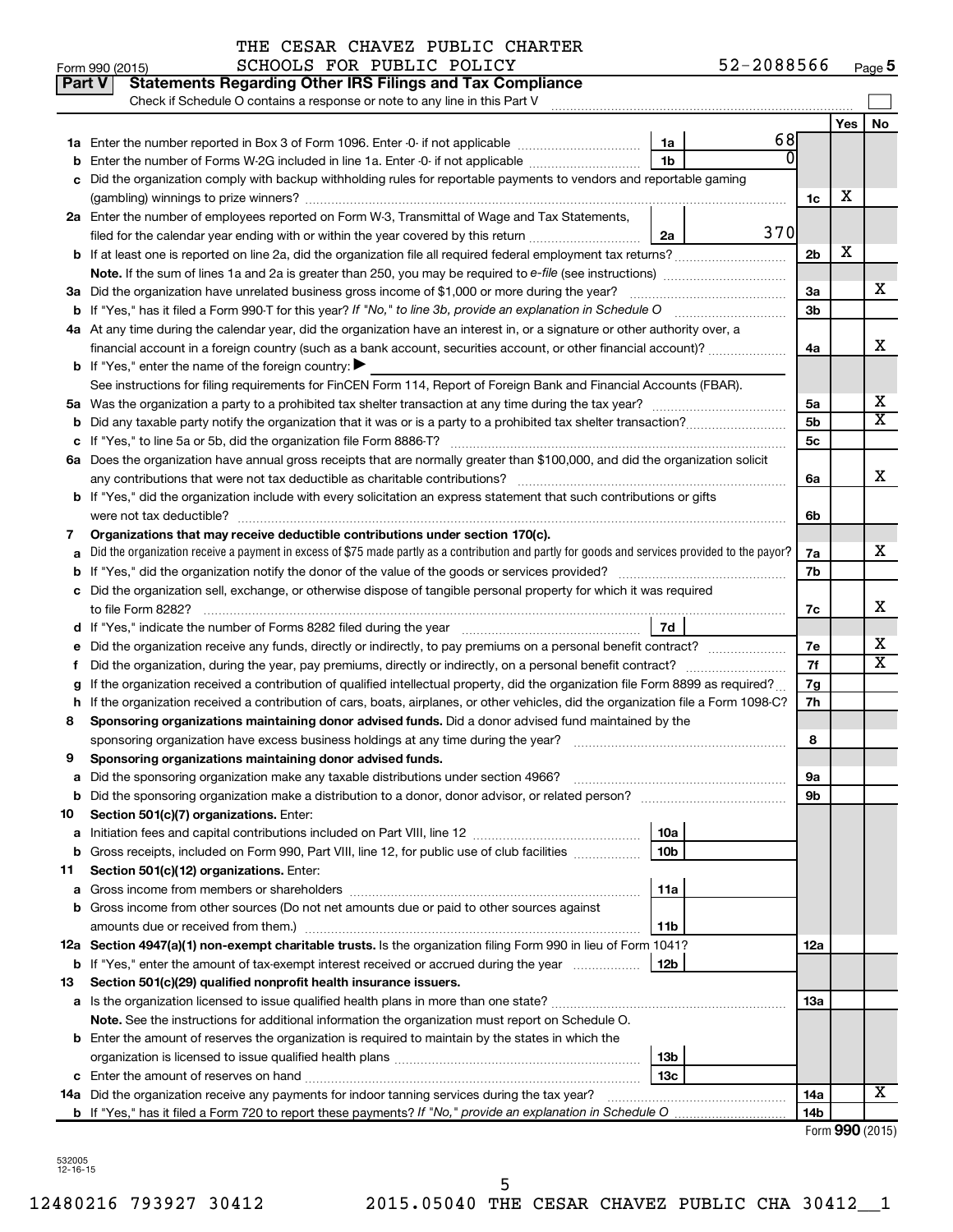THE CESAR CHAVEZ PUBLIC CHARTER
SCHOOLS FOR PUBLIC POLICY 52-2088566

Form 990 (2015) Page 5

**Part V Statements Regarding Other IRS Filings and Tax Compliance**

Check if Schedule O contains a response or note to any line in this Part V

| | | | | | Yes | No |
|---|---|---|---|---|---|---|
| **1a** | Enter the number reported in Box 3 of Form 1096. Enter -0- if not applicable | 1a | 68 | | | |
| **b** | Enter the number of Forms W-2G included in line 1a. Enter -0- if not applicable | 1b | 0 | | | |
| **c** | Did the organization comply with backup withholding rules for reportable payments to vendors and reportable gaming (gambling) winnings to prize winners? | | | 1c | X | |
| **2a** | Enter the number of employees reported on Form W-3, Transmittal of Wage and Tax Statements, filed for the calendar year ending with or within the year covered by this return | 2a | 370 | | | |
| **b** | If at least one is reported on line 2a, did the organization file all required federal employment tax returns? | | | 2b | X | |
| | **Note.** If the sum of lines 1a and 2a is greater than 250, you may be required to *e-file* (see instructions) | | | | | |
| **3a** | Did the organization have unrelated business gross income of $1,000 or more during the year? | | | 3a | | X |
| **b** | If "Yes," has it filed a Form 990-T for this year? *If "No," to line 3b, provide an explanation in Schedule O* | | | 3b | | |
| **4a** | At any time during the calendar year, did the organization have an interest in, or a signature or other authority over, a financial account in a foreign country (such as a bank account, securities account, or other financial account)? | | | 4a | | X |
| **b** | If "Yes," enter the name of the foreign country: ▶ | | | | | |
| | See instructions for filing requirements for FinCEN Form 114, Report of Foreign Bank and Financial Accounts (FBAR). | | | | | |
| **5a** | Was the organization a party to a prohibited tax shelter transaction at any time during the tax year? | | | 5a | | X |
| **b** | Did any taxable party notify the organization that it was or is a party to a prohibited tax shelter transaction? | | | 5b | | X |
| **c** | If "Yes," to line 5a or 5b, did the organization file Form 8886-T? | | | 5c | | |
| **6a** | Does the organization have annual gross receipts that are normally greater than $100,000, and did the organization solicit any contributions that were not tax deductible as charitable contributions? | | | 6a | | X |
| **b** | If "Yes," did the organization include with every solicitation an express statement that such contributions or gifts were not tax deductible? | | | 6b | | |
| **7** | **Organizations that may receive deductible contributions under section 170(c).** | | | | | |
| **a** | Did the organization receive a payment in excess of $75 made partly as a contribution and partly for goods and services provided to the payor? | | | 7a | | X |
| **b** | If "Yes," did the organization notify the donor of the value of the goods or services provided? | | | 7b | | |
| **c** | Did the organization sell, exchange, or otherwise dispose of tangible personal property for which it was required to file Form 8282? | | | 7c | | X |
| **d** | If "Yes," indicate the number of Forms 8282 filed during the year | 7d | | | | |
| **e** | Did the organization receive any funds, directly or indirectly, to pay premiums on a personal benefit contract? | | | 7e | | X |
| **f** | Did the organization, during the year, pay premiums, directly or indirectly, on a personal benefit contract? | | | 7f | | X |
| **g** | If the organization received a contribution of qualified intellectual property, did the organization file Form 8899 as required? | | | 7g | | |
| **h** | If the organization received a contribution of cars, boats, airplanes, or other vehicles, did the organization file a Form 1098-C? | | | 7h | | |
| **8** | **Sponsoring organizations maintaining donor advised funds.** Did a donor advised fund maintained by the sponsoring organization have excess business holdings at any time during the year? | | | 8 | | |
| **9** | **Sponsoring organizations maintaining donor advised funds.** | | | | | |
| **a** | Did the sponsoring organization make any taxable distributions under section 4966? | | | 9a | | |
| **b** | Did the sponsoring organization make a distribution to a donor, donor advisor, or related person? | | | 9b | | |
| **10** | **Section 501(c)(7) organizations.** Enter: | | | | | |
| **a** | Initiation fees and capital contributions included on Part VIII, line 12 | 10a | | | | |
| **b** | Gross receipts, included on Form 990, Part VIII, line 12, for public use of club facilities | 10b | | | | |
| **11** | **Section 501(c)(12) organizations.** Enter: | | | | | |
| **a** | Gross income from members or shareholders | 11a | | | | |
| **b** | Gross income from other sources (Do not net amounts due or paid to other sources against amounts due or received from them.) | 11b | | | | |
| **12a** | **Section 4947(a)(1) non-exempt charitable trusts.** Is the organization filing Form 990 in lieu of Form 1041? | | | 12a | | |
| **b** | If "Yes," enter the amount of tax-exempt interest received or accrued during the year | 12b | | | | |
| **13** | **Section 501(c)(29) qualified nonprofit health insurance issuers.** | | | | | |
| **a** | Is the organization licensed to issue qualified health plans in more than one state? | | | 13a | | |
| | **Note.** See the instructions for additional information the organization must report on Schedule O. | | | | | |
| **b** | Enter the amount of reserves the organization is required to maintain by the states in which the organization is licensed to issue qualified health plans | 13b | | | | |
| **c** | Enter the amount of reserves on hand | 13c | | | | |
| **14a** | Did the organization receive any payments for indoor tanning services during the tax year? | | | 14a | | X |
| **b** | If "Yes," has it filed a Form 720 to report these payments? *If "No," provide an explanation in Schedule O* | | | 14b | | |

Form **990** (2015)

532005
12-16-15

12480216 793927 30412 2015.05040 THE CESAR CHAVEZ PUBLIC CHA 30412__1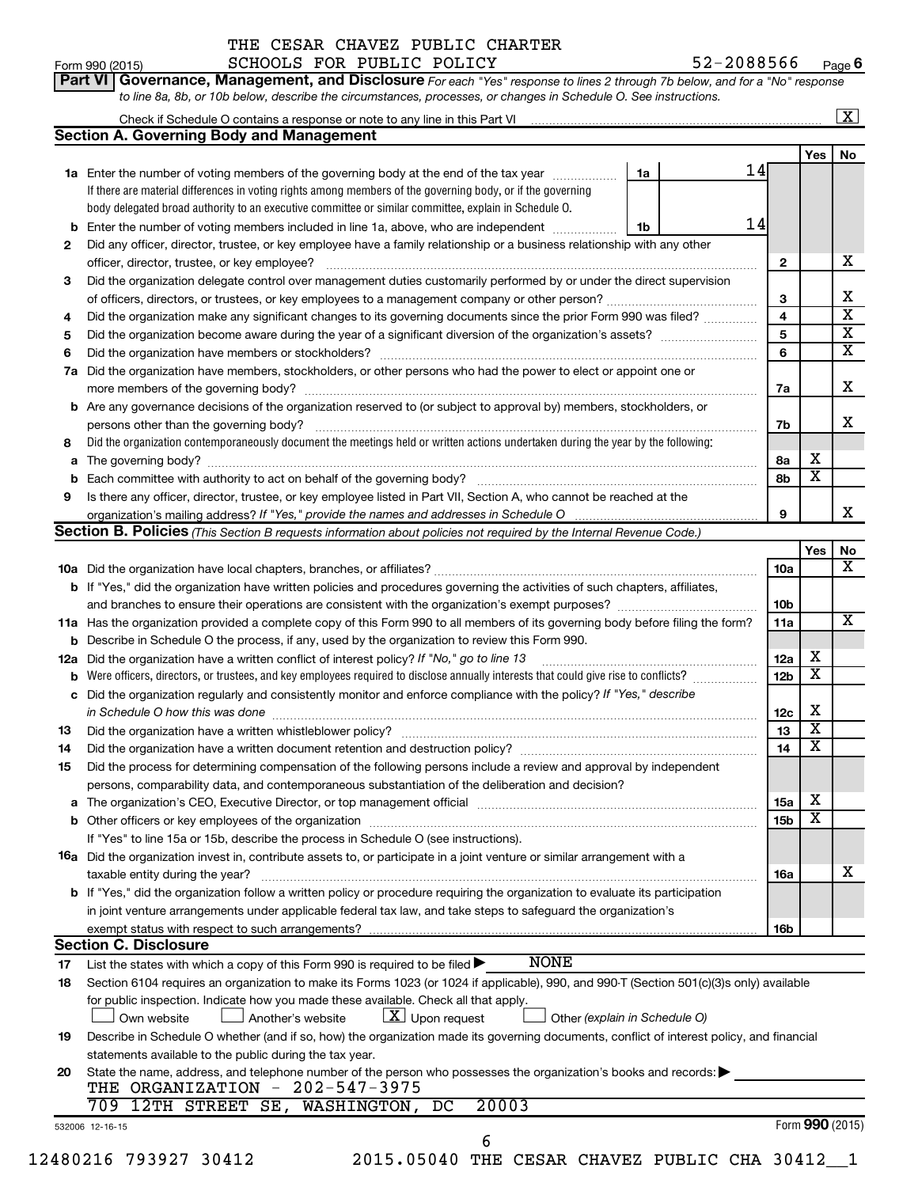THE CESAR CHAVEZ PUBLIC CHARTER SCHOOLS FOR PUBLIC POLICY 52-2088566

Form 990 (2015) Page 6

**Part VI Governance, Management, and Disclosure** *For each "Yes" response to lines 2 through 7b below, and for a "No" response to line 8a, 8b, or 10b below, describe the circumstances, processes, or changes in Schedule O. See instructions.*

Check if Schedule O contains a response or note to any line in this Part VI [X]

## Section A. Governing Body and Management

| | | | | | Yes | No |
|---|---|---|---|---|---|---|
| **1a** | Enter the number of voting members of the governing body at the end of the tax year. If there are material differences in voting rights among members of the governing body, or if the governing body delegated broad authority to an executive committee or similar committee, explain in Schedule O. | 1a | 14 | | | |
| **b** | Enter the number of voting members included in line 1a, above, who are independent | 1b | 14 | | | |
| **2** | Did any officer, director, trustee, or key employee have a family relationship or a business relationship with any other officer, director, trustee, or key employee? | | | 2 | | X |
| **3** | Did the organization delegate control over management duties customarily performed by or under the direct supervision of officers, directors, or trustees, or key employees to a management company or other person? | | | 3 | | X |
| **4** | Did the organization make any significant changes to its governing documents since the prior Form 990 was filed? | | | 4 | | X |
| **5** | Did the organization become aware during the year of a significant diversion of the organization's assets? | | | 5 | | X |
| **6** | Did the organization have members or stockholders? | | | 6 | | X |
| **7a** | Did the organization have members, stockholders, or other persons who had the power to elect or appoint one or more members of the governing body? | | | 7a | | X |
| **b** | Are any governance decisions of the organization reserved to (or subject to approval by) members, stockholders, or persons other than the governing body? | | | 7b | | X |
| **8** | Did the organization contemporaneously document the meetings held or written actions undertaken during the year by the following: | | | | | |
| **a** | The governing body? | | | 8a | X | |
| **b** | Each committee with authority to act on behalf of the governing body? | | | 8b | X | |
| **9** | Is there any officer, director, trustee, or key employee listed in Part VII, Section A, who cannot be reached at the organization's mailing address? *If "Yes," provide the names and addresses in Schedule O* | | | 9 | | X |

## Section B. Policies *(This Section B requests information about policies not required by the Internal Revenue Code.)*

| | | | Yes | No |
|---|---|---|---|---|
| **10a** | Did the organization have local chapters, branches, or affiliates? | 10a | | X |
| **b** | If "Yes," did the organization have written policies and procedures governing the activities of such chapters, affiliates, and branches to ensure their operations are consistent with the organization's exempt purposes? | 10b | | |
| **11a** | Has the organization provided a complete copy of this Form 990 to all members of its governing body before filing the form? | 11a | | X |
| **b** | Describe in Schedule O the process, if any, used by the organization to review this Form 990. | | | |
| **12a** | Did the organization have a written conflict of interest policy? *If "No," go to line 13* | 12a | X | |
| **b** | Were officers, directors, or trustees, and key employees required to disclose annually interests that could give rise to conflicts? | 12b | X | |
| **c** | Did the organization regularly and consistently monitor and enforce compliance with the policy? *If "Yes," describe in Schedule O how this was done* | 12c | X | |
| **13** | Did the organization have a written whistleblower policy? | 13 | X | |
| **14** | Did the organization have a written document retention and destruction policy? | 14 | X | |
| **15** | Did the process for determining compensation of the following persons include a review and approval by independent persons, comparability data, and contemporaneous substantiation of the deliberation and decision? | | | |
| **a** | The organization's CEO, Executive Director, or top management official | 15a | X | |
| **b** | Other officers or key employees of the organization | 15b | X | |
| | If "Yes" to line 15a or 15b, describe the process in Schedule O (see instructions). | | | |
| **16a** | Did the organization invest in, contribute assets to, or participate in a joint venture or similar arrangement with a taxable entity during the year? | 16a | | X |
| **b** | If "Yes," did the organization follow a written policy or procedure requiring the organization to evaluate its participation in joint venture arrangements under applicable federal tax law, and take steps to safeguard the organization's exempt status with respect to such arrangements? | 16b | | |

## Section C. Disclosure

**17** List the states with which a copy of this Form 990 is required to be filed ▶ NONE

**18** Section 6104 requires an organization to make its Forms 1023 (or 1024 if applicable), 990, and 990-T (Section 501(c)(3)s only) available for public inspection. Indicate how you made these available. Check all that apply.

[ ] Own website [ ] Another's website [X] Upon request [ ] Other *(explain in Schedule O)*

**19** Describe in Schedule O whether (and if so, how) the organization made its governing documents, conflict of interest policy, and financial statements available to the public during the tax year.

**20** State the name, address, and telephone number of the person who possesses the organization's books and records: ▶

THE ORGANIZATION - 202-547-3975

709 12TH STREET SE, WASHINGTON, DC 20003

532006 12-16-15 Form **990** (2015)

12480216 793927 30412 2015.05040 THE CESAR CHAVEZ PUBLIC CHA 30412__1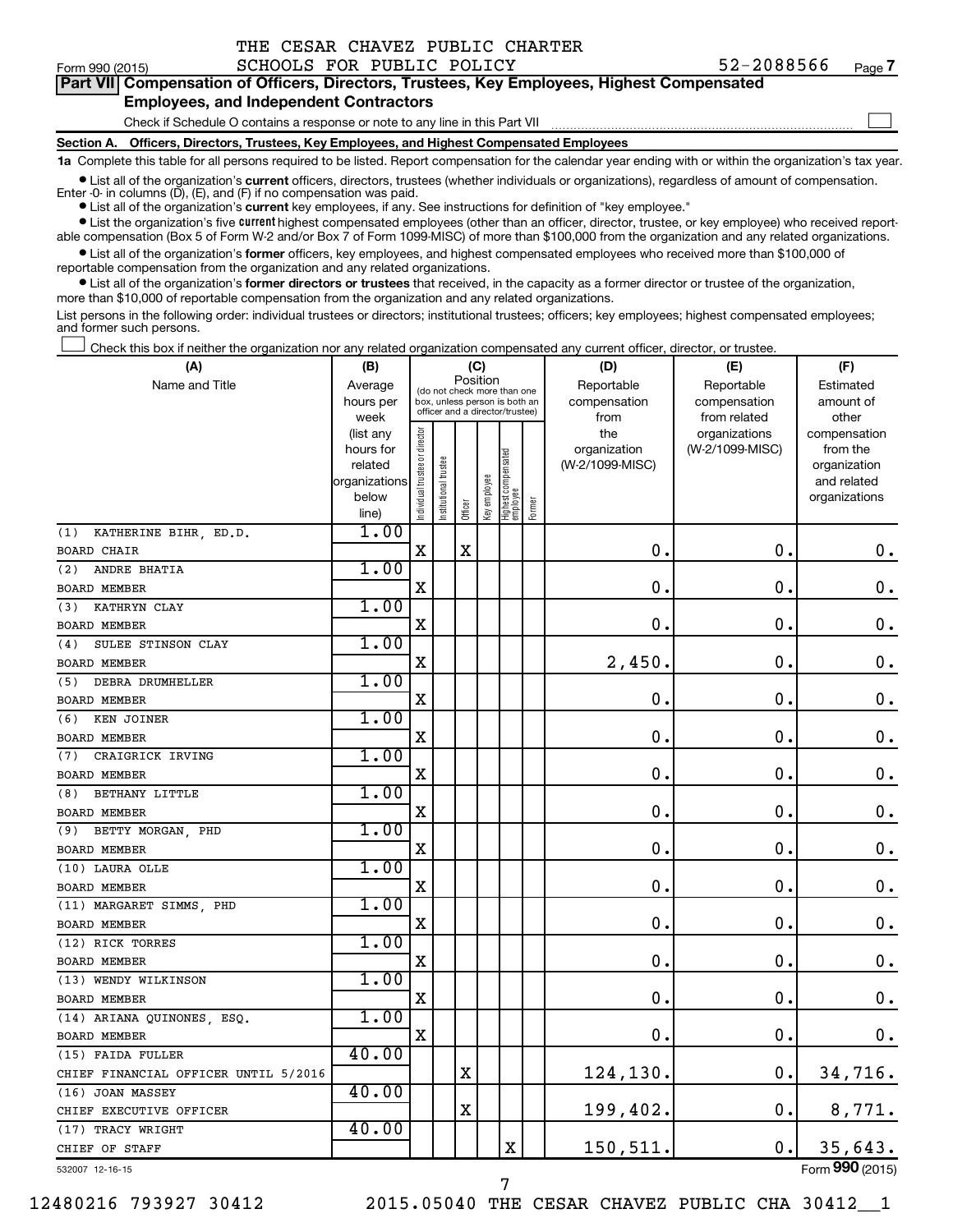THE CESAR CHAVEZ PUBLIC CHARTER SCHOOLS FOR PUBLIC POLICY

Form 990 (2015) 52-2088566 Page 7

**Part VII Compensation of Officers, Directors, Trustees, Key Employees, Highest Compensated Employees, and Independent Contractors**

Check if Schedule O contains a response or note to any line in this Part VII ☐

**Section A. Officers, Directors, Trustees, Key Employees, and Highest Compensated Employees**

**1a** Complete this table for all persons required to be listed. Report compensation for the calendar year ending with or within the organization's tax year.

- List all of the organization's **current** officers, directors, trustees (whether individuals or organizations), regardless of amount of compensation. Enter -0- in columns (D), (E), and (F) if no compensation was paid.
- List all of the organization's **current** key employees, if any. See instructions for definition of "key employee."
- List the organization's five **current** highest compensated employees (other than an officer, director, trustee, or key employee) who received reportable compensation (Box 5 of Form W-2 and/or Box 7 of Form 1099-MISC) of more than $100,000 from the organization and any related organizations.
- List all of the organization's **former** officers, key employees, and highest compensated employees who received more than $100,000 of reportable compensation from the organization and any related organizations.
- List all of the organization's **former directors or trustees** that received, in the capacity as a former director or trustee of the organization, more than $10,000 of reportable compensation from the organization and any related organizations.

List persons in the following order: individual trustees or directors; institutional trustees; officers; key employees; highest compensated employees; and former such persons.

☐ Check this box if neither the organization nor any related organization compensated any current officer, director, or trustee.

| (A) Name and Title | (B) Average hours per week (list any hours for related organizations below line) | (C) Individual trustee or director | Institutional trustee | Officer | Key employee | Highest compensated employee | Former | (D) Reportable compensation from the organization (W-2/1099-MISC) | (E) Reportable compensation from related organizations (W-2/1099-MISC) | (F) Estimated amount of other compensation from the organization and related organizations |
|---|---|---|---|---|---|---|---|---|---|---|
| (1) KATHERINE BIHR, ED.D. BOARD CHAIR | 1.00 | X | | X | | | | 0. | 0. | 0. |
| (2) ANDRE BHATIA BOARD MEMBER | 1.00 | X | | | | | | 0. | 0. | 0. |
| (3) KATHRYN CLAY BOARD MEMBER | 1.00 | X | | | | | | 0. | 0. | 0. |
| (4) SULEE STINSON CLAY BOARD MEMBER | 1.00 | X | | | | | | 2,450. | 0. | 0. |
| (5) DEBRA DRUMHELLER BOARD MEMBER | 1.00 | X | | | | | | 0. | 0. | 0. |
| (6) KEN JOINER BOARD MEMBER | 1.00 | X | | | | | | 0. | 0. | 0. |
| (7) CRAIGRICK IRVING BOARD MEMBER | 1.00 | X | | | | | | 0. | 0. | 0. |
| (8) BETHANY LITTLE BOARD MEMBER | 1.00 | X | | | | | | 0. | 0. | 0. |
| (9) BETTY MORGAN, PHD BOARD MEMBER | 1.00 | X | | | | | | 0. | 0. | 0. |
| (10) LAURA OLLE BOARD MEMBER | 1.00 | X | | | | | | 0. | 0. | 0. |
| (11) MARGARET SIMMS, PHD BOARD MEMBER | 1.00 | X | | | | | | 0. | 0. | 0. |
| (12) RICK TORRES BOARD MEMBER | 1.00 | X | | | | | | 0. | 0. | 0. |
| (13) WENDY WILKINSON BOARD MEMBER | 1.00 | X | | | | | | 0. | 0. | 0. |
| (14) ARIANA QUINONES, ESQ. BOARD MEMBER | 1.00 | X | | | | | | 0. | 0. | 0. |
| (15) FAIDA FULLER CHIEF FINANCIAL OFFICER UNTIL 5/2016 | 40.00 | | | X | | | | 124,130. | 0. | 34,716. |
| (16) JOAN MASSEY CHIEF EXECUTIVE OFFICER | 40.00 | | | X | | | | 199,402. | 0. | 8,771. |
| (17) TRACY WRIGHT CHIEF OF STAFF | 40.00 | | | | | X | | 150,511. | 0. | 35,643. |

532007 12-16-15 Form **990** (2015)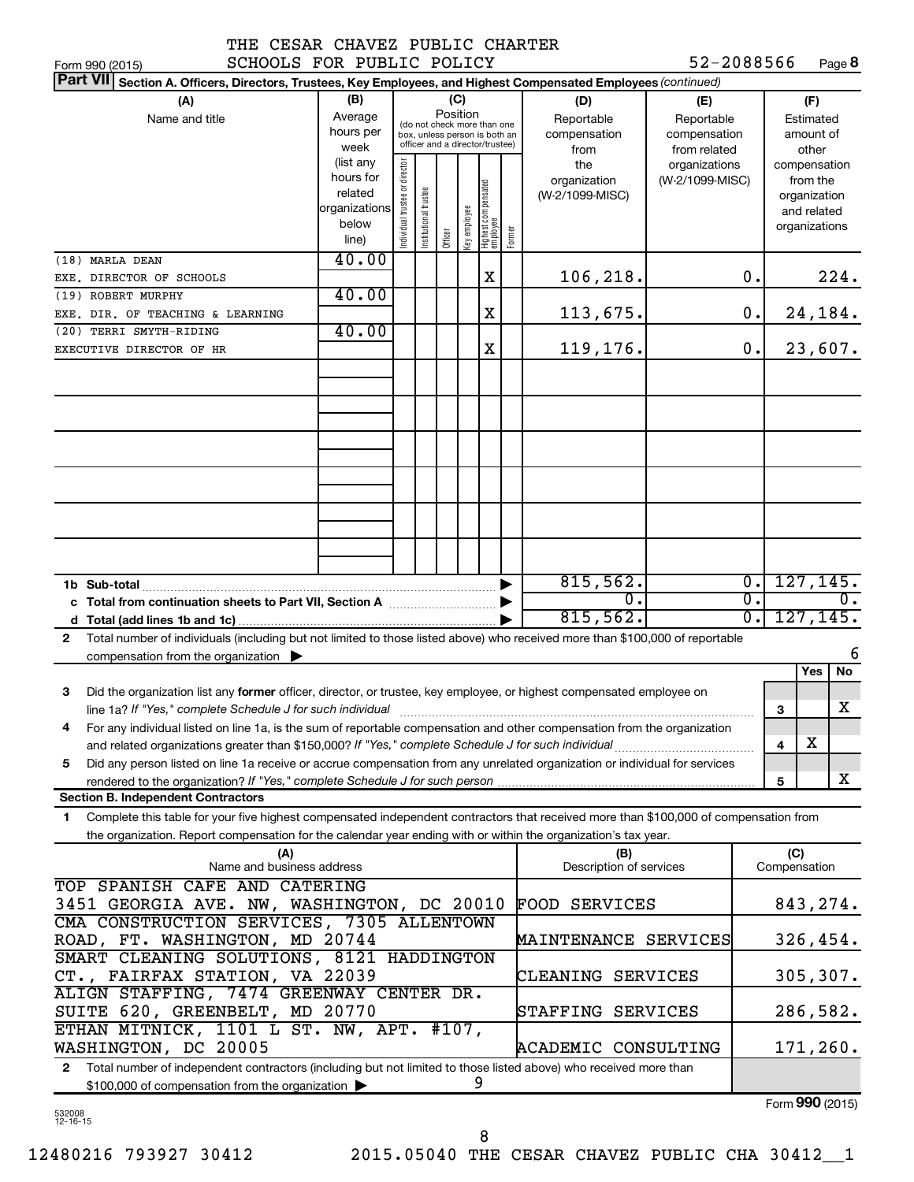THE CESAR CHAVEZ PUBLIC CHARTER SCHOOLS FOR PUBLIC POLICY 52-2088566

Form 990 (2015) Page 8

**Part VII Section A. Officers, Directors, Trustees, Key Employees, and Highest Compensated Employees** *(continued)*

| (A) Name and title | (B) Average hours per week (list any hours for related organizations below line) | (C) Position: Individual trustee or director | Institutional trustee | Officer | Key employee | Highest compensated employee | Former | (D) Reportable compensation from the organization (W-2/1099-MISC) | (E) Reportable compensation from related organizations (W-2/1099-MISC) | (F) Estimated amount of other compensation from the organization and related organizations |
|---|---|---|---|---|---|---|---|---|---|---|
| (18) MARLA DEAN EXE. DIRECTOR OF SCHOOLS | 40.00 | | | | | X | | 106,218. | 0. | 224. |
| (19) ROBERT MURPHY EXE. DIR. OF TEACHING & LEARNING | 40.00 | | | | | X | | 113,675. | 0. | 24,184. |
| (20) TERRI SMYTH-RIDING EXECUTIVE DIRECTOR OF HR | 40.00 | | | | | X | | 119,176. | 0. | 23,607. |
| **1b Sub-total** | | | | | | | | 815,562. | 0. | 127,145. |
| **c Total from continuation sheets to Part VII, Section A** | | | | | | | | 0. | 0. | 0. |
| **d Total (add lines 1b and 1c)** | | | | | | | | 815,562. | 0. | 127,145. |

**2** Total number of individuals (including but not limited to those listed above) who received more than $100,000 of reportable compensation from the organization ▶ 6

| | | Yes | No |
|---|---|---|---|
| **3** Did the organization list any **former** officer, director, or trustee, key employee, or highest compensated employee on line 1a? *If "Yes," complete Schedule J for such individual* | 3 | | X |
| **4** For any individual listed on line 1a, is the sum of reportable compensation and other compensation from the organization and related organizations greater than $150,000? *If "Yes," complete Schedule J for such individual* | 4 | X | |
| **5** Did any person listed on line 1a receive or accrue compensation from any unrelated organization or individual for services rendered to the organization? *If "Yes," complete Schedule J for such person* | 5 | | X |

**Section B. Independent Contractors**

**1** Complete this table for your five highest compensated independent contractors that received more than $100,000 of compensation from the organization. Report compensation for the calendar year ending with or within the organization's tax year.

| (A) Name and business address | (B) Description of services | (C) Compensation |
|---|---|---|
| TOP SPANISH CAFE AND CATERING 3451 GEORGIA AVE. NW, WASHINGTON, DC 20010 | FOOD SERVICES | 843,274. |
| CMA CONSTRUCTION SERVICES, 7305 ALLENTOWN ROAD, FT. WASHINGTON, MD 20744 | MAINTENANCE SERVICES | 326,454. |
| SMART CLEANING SOLUTIONS, 8121 HADDINGTON CT., FAIRFAX STATION, VA 22039 | CLEANING SERVICES | 305,307. |
| ALIGN STAFFING, 7474 GREENWAY CENTER DR. SUITE 620, GREENBELT, MD 20770 | STAFFING SERVICES | 286,582. |
| ETHAN MITNICK, 1101 L ST. NW, APT. #107, WASHINGTON, DC 20005 | ACADEMIC CONSULTING | 171,260. |

**2** Total number of independent contractors (including but not limited to those listed above) who received more than $100,000 of compensation from the organization ▶ 9

Form **990** (2015)

532008 12-16-15

12480216 793927 30412 2015.05040 THE CESAR CHAVEZ PUBLIC CHA 30412__1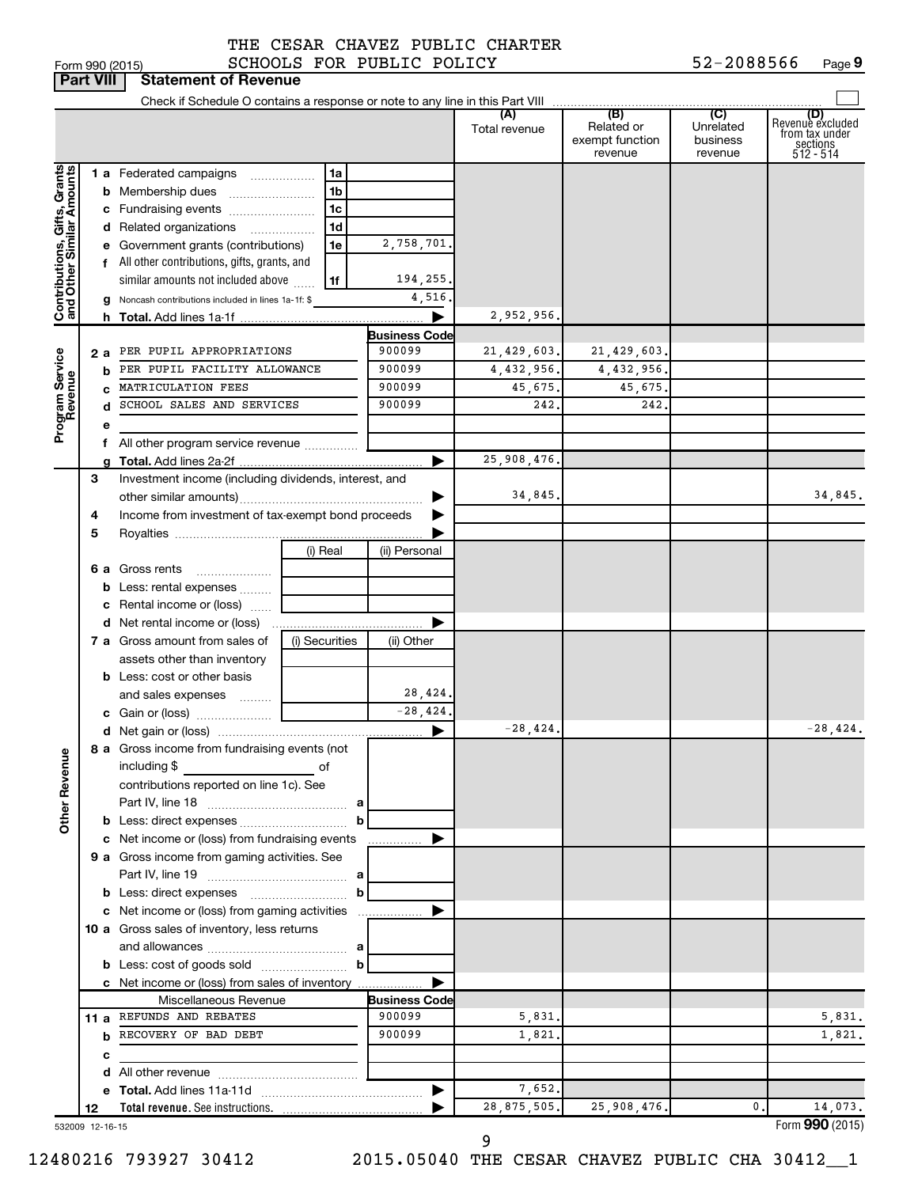THE CESAR CHAVEZ PUBLIC CHARTER SCHOOLS FOR PUBLIC POLICY 52-2088566

Form 990 (2015) Page 9

**Part VIII Statement of Revenue**

Check if Schedule O contains a response or note to any line in this Part VIII

| | | | | (A) Total revenue | (B) Related or exempt function revenue | (C) Unrelated business revenue | (D) Revenue excluded from tax under sections 512 - 514 |
|---|---|---|---|---|---|---|---|
| **Contributions, Gifts, Grants and Other Similar Amounts** | 1 a Federated campaigns | 1a | | | | | |
| | b Membership dues | 1b | | | | | |
| | c Fundraising events | 1c | | | | | |
| | d Related organizations | 1d | | | | | |
| | e Government grants (contributions) | 1e | 2,758,701. | | | | |
| | f All other contributions, gifts, grants, and similar amounts not included above | 1f | 194,255. | | | | |
| | g Noncash contributions included in lines 1a-1f: $ | | 4,516. | | | | |
| | h **Total.** Add lines 1a-1f | | | 2,952,956. | | | |
| **Program Service Revenue** | | | **Business Code** | | | | |
| | 2 a PER PUPIL APPROPRIATIONS | | 900099 | 21,429,603. | 21,429,603. | | |
| | b PER PUPIL FACILITY ALLOWANCE | | 900099 | 4,432,956. | 4,432,956. | | |
| | c MATRICULATION FEES | | 900099 | 45,675. | 45,675. | | |
| | d SCHOOL SALES AND SERVICES | | 900099 | 242. | 242. | | |
| | e | | | | | | |
| | f All other program service revenue | | | | | | |
| | g **Total.** Add lines 2a-2f | | | 25,908,476. | | | |
| **Other Revenue** | 3 Investment income (including dividends, interest, and other similar amounts) | | | 34,845. | | | 34,845. |
| | 4 Income from investment of tax-exempt bond proceeds | | | | | | |
| | 5 Royalties | | | | | | |
| | | (i) Real | (ii) Personal | | | | |
| | 6 a Gross rents | | | | | | |
| | b Less: rental expenses | | | | | | |
| | c Rental income or (loss) | | | | | | |
| | d Net rental income or (loss) | | | | | | |
| | 7 a Gross amount from sales of assets other than inventory | (i) Securities | (ii) Other | | | | |
| | b Less: cost or other basis and sales expenses | | 28,424. | | | | |
| | c Gain or (loss) | | -28,424. | | | | |
| | d Net gain or (loss) | | | -28,424. | | | -28,424. |
| | 8 a Gross income from fundraising events (not including $ of contributions reported on line 1c). See Part IV, line 18 | a | | | | | |
| | b Less: direct expenses | b | | | | | |
| | c Net income or (loss) from fundraising events | | | | | | |
| | 9 a Gross income from gaming activities. See Part IV, line 19 | a | | | | | |
| | b Less: direct expenses | b | | | | | |
| | c Net income or (loss) from gaming activities | | | | | | |
| | 10 a Gross sales of inventory, less returns and allowances | a | | | | | |
| | b Less: cost of goods sold | b | | | | | |
| | c Net income or (loss) from sales of inventory | | | | | | |
| | Miscellaneous Revenue | | **Business Code** | | | | |
| | 11 a REFUNDS AND REBATES | | 900099 | 5,831. | | | 5,831. |
| | b RECOVERY OF BAD DEBT | | 900099 | 1,821. | | | 1,821. |
| | c | | | | | | |
| | d All other revenue | | | | | | |
| | e **Total.** Add lines 11a-11d | | | 7,652. | | | |
| | 12 **Total revenue.** See instructions. | | | 28,875,505. | 25,908,476. | 0. | 14,073. |

532009 12-16-15

Form **990** (2015)

12480216 793927 30412 2015.05040 THE CESAR CHAVEZ PUBLIC CHA 30412__1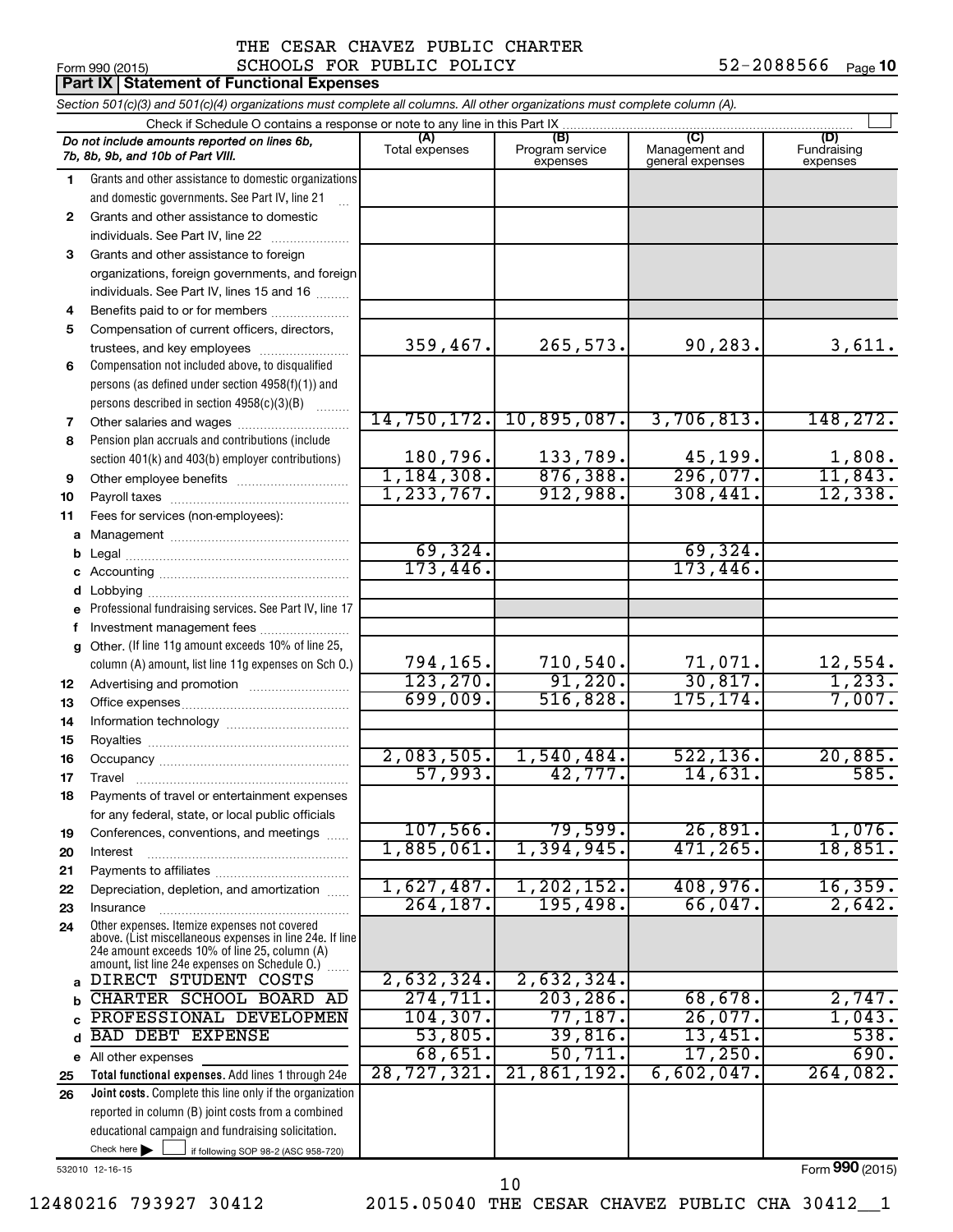THE CESAR CHAVEZ PUBLIC CHARTER SCHOOLS FOR PUBLIC POLICY 52-2088566

Form 990 (2015)

## Part IX Statement of Functional Expenses

*Section 501(c)(3) and 501(c)(4) organizations must complete all columns. All other organizations must complete column (A).*

Check if Schedule O contains a response or note to any line in this Part IX ☐

| Do not include amounts reported on lines 6b, 7b, 8b, 9b, and 10b of Part VIII. | (A) Total expenses | (B) Program service expenses | (C) Management and general expenses | (D) Fundraising expenses |
|---|---|---|---|---|
| 1 Grants and other assistance to domestic organizations and domestic governments. See Part IV, line 21 | | | | |
| 2 Grants and other assistance to domestic individuals. See Part IV, line 22 | | | | |
| 3 Grants and other assistance to foreign organizations, foreign governments, and foreign individuals. See Part IV, lines 15 and 16 | | | | |
| 4 Benefits paid to or for members | | | | |
| 5 Compensation of current officers, directors, trustees, and key employees | 359,467. | 265,573. | 90,283. | 3,611. |
| 6 Compensation not included above, to disqualified persons (as defined under section 4958(f)(1)) and persons described in section 4958(c)(3)(B) | | | | |
| 7 Other salaries and wages | 14,750,172. | 10,895,087. | 3,706,813. | 148,272. |
| 8 Pension plan accruals and contributions (include section 401(k) and 403(b) employer contributions) | 180,796. | 133,789. | 45,199. | 1,808. |
| 9 Other employee benefits | 1,184,308. | 876,388. | 296,077. | 11,843. |
| 10 Payroll taxes | 1,233,767. | 912,988. | 308,441. | 12,338. |
| 11 Fees for services (non-employees): | | | | |
| a Management | | | | |
| b Legal | 69,324. | | 69,324. | |
| c Accounting | 173,446. | | 173,446. | |
| d Lobbying | | | | |
| e Professional fundraising services. See Part IV, line 17 | | | | |
| f Investment management fees | | | | |
| g Other. (If line 11g amount exceeds 10% of line 25, column (A) amount, list line 11g expenses on Sch O.) | 794,165. | 710,540. | 71,071. | 12,554. |
| 12 Advertising and promotion | 123,270. | 91,220. | 30,817. | 1,233. |
| 13 Office expenses | 699,009. | 516,828. | 175,174. | 7,007. |
| 14 Information technology | | | | |
| 15 Royalties | | | | |
| 16 Occupancy | 2,083,505. | 1,540,484. | 522,136. | 20,885. |
| 17 Travel | 57,993. | 42,777. | 14,631. | 585. |
| 18 Payments of travel or entertainment expenses for any federal, state, or local public officials | | | | |
| 19 Conferences, conventions, and meetings | 107,566. | 79,599. | 26,891. | 1,076. |
| 20 Interest | 1,885,061. | 1,394,945. | 471,265. | 18,851. |
| 21 Payments to affiliates | | | | |
| 22 Depreciation, depletion, and amortization | 1,627,487. | 1,202,152. | 408,976. | 16,359. |
| 23 Insurance | 264,187. | 195,498. | 66,047. | 2,642. |
| 24 Other expenses. Itemize expenses not covered above. (List miscellaneous expenses in line 24e. If line 24e amount exceeds 10% of line 25, column (A) amount, list line 24e expenses on Schedule O.) | | | | |
| a DIRECT STUDENT COSTS | 2,632,324. | 2,632,324. | | |
| b CHARTER SCHOOL BOARD AD | 274,711. | 203,286. | 68,678. | 2,747. |
| c PROFESSIONAL DEVELOPMEN | 104,307. | 77,187. | 26,077. | 1,043. |
| d BAD DEBT EXPENSE | 53,805. | 39,816. | 13,451. | 538. |
| e All other expenses | 68,651. | 50,711. | 17,250. | 690. |
| 25 **Total functional expenses.** Add lines 1 through 24e | 28,727,321. | 21,861,192. | 6,602,047. | 264,082. |
| 26 **Joint costs.** Complete this line only if the organization reported in column (B) joint costs from a combined educational campaign and fundraising solicitation. Check here ☐ if following SOP 98-2 (ASC 958-720) | | | | |

532010 12-16-15

Form **990** (2015)

12480216 793927 30412 2015.05040 THE CESAR CHAVEZ PUBLIC CHA 30412__1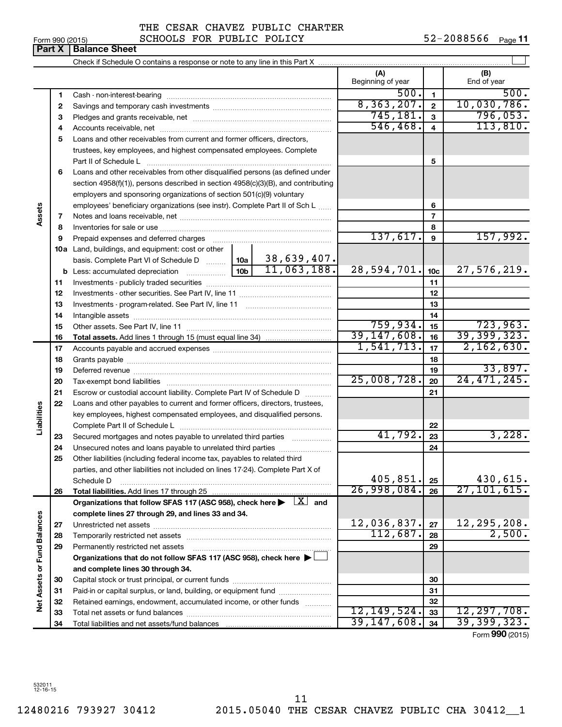THE CESAR CHAVEZ PUBLIC CHARTER SCHOOLS FOR PUBLIC POLICY 52-2088566

Form 990 (2015) Page **11**

## Part X | Balance Sheet

Check if Schedule O contains a response or note to any line in this Part X ☐

| | | | | (A) Beginning of year | | (B) End of year |
|---|---|---|---|---|---|---|
| **Assets** | 1 | Cash - non-interest-bearing | | 500. | 1 | 500. |
| | 2 | Savings and temporary cash investments | | 8,363,207. | 2 | 10,030,786. |
| | 3 | Pledges and grants receivable, net | | 745,181. | 3 | 796,053. |
| | 4 | Accounts receivable, net | | 546,468. | 4 | 113,810. |
| | 5 | Loans and other receivables from current and former officers, directors, trustees, key employees, and highest compensated employees. Complete Part II of Schedule L | | | 5 | |
| | 6 | Loans and other receivables from other disqualified persons (as defined under section 4958(f)(1)), persons described in section 4958(c)(3)(B), and contributing employers and sponsoring organizations of section 501(c)(9) voluntary employees' beneficiary organizations (see instr). Complete Part II of Sch L | | | 6 | |
| | 7 | Notes and loans receivable, net | | | 7 | |
| | 8 | Inventories for sale or use | | | 8 | |
| | 9 | Prepaid expenses and deferred charges | | 137,617. | 9 | 157,992. |
| | 10a | Land, buildings, and equipment: cost or other basis. Complete Part VI of Schedule D | 10a 38,639,407. | | | |
| | b | Less: accumulated depreciation | 10b 11,063,188. | 28,594,701. | 10c | 27,576,219. |
| | 11 | Investments - publicly traded securities | | | 11 | |
| | 12 | Investments - other securities. See Part IV, line 11 | | | 12 | |
| | 13 | Investments - program-related. See Part IV, line 11 | | | 13 | |
| | 14 | Intangible assets | | | 14 | |
| | 15 | Other assets. See Part IV, line 11 | | 759,934. | 15 | 723,963. |
| | 16 | **Total assets.** Add lines 1 through 15 (must equal line 34) | | 39,147,608. | 16 | 39,399,323. |
| **Liabilities** | 17 | Accounts payable and accrued expenses | | 1,541,713. | 17 | 2,162,630. |
| | 18 | Grants payable | | | 18 | |
| | 19 | Deferred revenue | | | 19 | 33,897. |
| | 20 | Tax-exempt bond liabilities | | 25,008,728. | 20 | 24,471,245. |
| | 21 | Escrow or custodial account liability. Complete Part IV of Schedule D | | | 21 | |
| | 22 | Loans and other payables to current and former officers, directors, trustees, key employees, highest compensated employees, and disqualified persons. Complete Part II of Schedule L | | | 22 | |
| | 23 | Secured mortgages and notes payable to unrelated third parties | | 41,792. | 23 | 3,228. |
| | 24 | Unsecured notes and loans payable to unrelated third parties | | | 24 | |
| | 25 | Other liabilities (including federal income tax, payables to related third parties, and other liabilities not included on lines 17-24). Complete Part X of Schedule D | | 405,851. | 25 | 430,615. |
| | 26 | **Total liabilities.** Add lines 17 through 25 | | 26,998,084. | 26 | 27,101,615. |
| **Net Assets or Fund Balances** | | **Organizations that follow SFAS 117 (ASC 958), check here ▶ ☒ and complete lines 27 through 29, and lines 33 and 34.** | | | | |
| | 27 | Unrestricted net assets | | 12,036,837. | 27 | 12,295,208. |
| | 28 | Temporarily restricted net assets | | 112,687. | 28 | 2,500. |
| | 29 | Permanently restricted net assets | | | 29 | |
| | | **Organizations that do not follow SFAS 117 (ASC 958), check here ▶ ☐ and complete lines 30 through 34.** | | | | |
| | 30 | Capital stock or trust principal, or current funds | | | 30 | |
| | 31 | Paid-in or capital surplus, or land, building, or equipment fund | | | 31 | |
| | 32 | Retained earnings, endowment, accumulated income, or other funds | | | 32 | |
| | 33 | Total net assets or fund balances | | 12,149,524. | 33 | 12,297,708. |
| | 34 | Total liabilities and net assets/fund balances | | 39,147,608. | 34 | 39,399,323. |

Form **990** (2015)

532011 12-16-15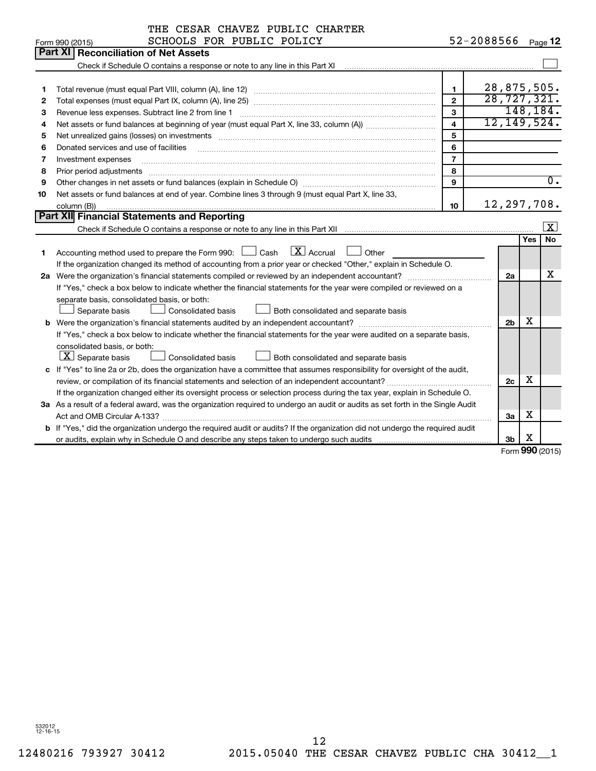THE CESAR CHAVEZ PUBLIC CHARTER SCHOOLS FOR PUBLIC POLICY 52-2088566

Form 990 (2015) Page 12

## Part XI Reconciliation of Net Assets

Check if Schedule O contains a response or note to any line in this Part XI [ ]

| | | | |
|---|---|---|---|
| 1 | Total revenue (must equal Part VIII, column (A), line 12) | 1 | 28,875,505. |
| 2 | Total expenses (must equal Part IX, column (A), line 25) | 2 | 28,727,321. |
| 3 | Revenue less expenses. Subtract line 2 from line 1 | 3 | 148,184. |
| 4 | Net assets or fund balances at beginning of year (must equal Part X, line 33, column (A)) | 4 | 12,149,524. |
| 5 | Net unrealized gains (losses) on investments | 5 | |
| 6 | Donated services and use of facilities | 6 | |
| 7 | Investment expenses | 7 | |
| 8 | Prior period adjustments | 8 | |
| 9 | Other changes in net assets or fund balances (explain in Schedule O) | 9 | 0. |
| 10 | Net assets or fund balances at end of year. Combine lines 3 through 9 (must equal Part X, line 33, column (B)) | 10 | 12,297,708. |

## Part XII Financial Statements and Reporting

Check if Schedule O contains a response or note to any line in this Part XII [X]

| | | | Yes | No |
|---|---|---|---|---|
| 1 | Accounting method used to prepare the Form 990: [ ] Cash [X] Accrual [ ] Other ______ If the organization changed its method of accounting from a prior year or checked "Other," explain in Schedule O. | | | |
| 2a | Were the organization's financial statements compiled or reviewed by an independent accountant? If "Yes," check a box below to indicate whether the financial statements for the year were compiled or reviewed on a separate basis, consolidated basis, or both: [ ] Separate basis [ ] Consolidated basis [ ] Both consolidated and separate basis | 2a | | X |
| b | Were the organization's financial statements audited by an independent accountant? If "Yes," check a box below to indicate whether the financial statements for the year were audited on a separate basis, consolidated basis, or both: [X] Separate basis [ ] Consolidated basis [ ] Both consolidated and separate basis | 2b | X | |
| c | If "Yes" to line 2a or 2b, does the organization have a committee that assumes responsibility for oversight of the audit, review, or compilation of its financial statements and selection of an independent accountant? If the organization changed either its oversight process or selection process during the tax year, explain in Schedule O. | 2c | X | |
| 3a | As a result of a federal award, was the organization required to undergo an audit or audits as set forth in the Single Audit Act and OMB Circular A-133? | 3a | X | |
| b | If "Yes," did the organization undergo the required audit or audits? If the organization did not undergo the required audit or audits, explain why in Schedule O and describe any steps taken to undergo such audits | 3b | X | |

Form 990 (2015)

532012 12-16-15

12480216 793927 30412 2015.05040 THE CESAR CHAVEZ PUBLIC CHA 30412__1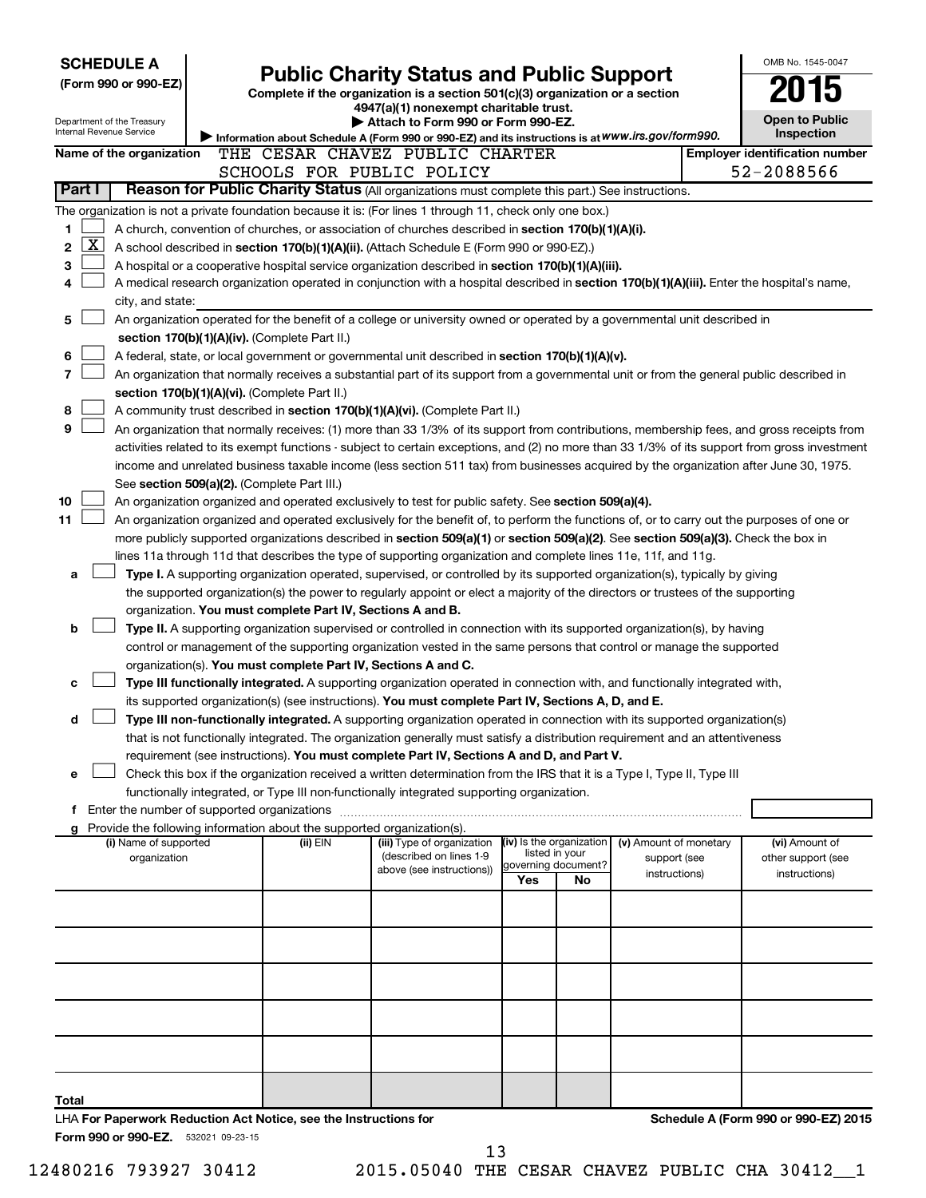**SCHEDULE A**
**(Form 990 or 990-EZ)**

Department of the Treasury
Internal Revenue Service

# Public Charity Status and Public Support

**Complete if the organization is a section 501(c)(3) organization or a section 4947(a)(1) nonexempt charitable trust.**
**▶ Attach to Form 990 or Form 990-EZ.**
**▶ Information about Schedule A (Form 990 or 990-EZ) and its instructions is at** *www.irs.gov/form990.*

OMB No. 1545-0047
**2015**
**Open to Public Inspection**

**Name of the organization** THE CESAR CHAVEZ PUBLIC CHARTER SCHOOLS FOR PUBLIC POLICY

**Employer identification number** 52-2088566

## Part I Reason for Public Charity Status (All organizations must complete this part.) See instructions.

The organization is not a private foundation because it is: (For lines 1 through 11, check only one box.)

1 ☐ A church, convention of churches, or association of churches described in **section 170(b)(1)(A)(i).**

2 ☒ A school described in **section 170(b)(1)(A)(ii).** (Attach Schedule E (Form 990 or 990-EZ).)

3 ☐ A hospital or a cooperative hospital service organization described in **section 170(b)(1)(A)(iii).**

4 ☐ A medical research organization operated in conjunction with a hospital described in **section 170(b)(1)(A)(iii).** Enter the hospital's name, city, and state:

5 ☐ An organization operated for the benefit of a college or university owned or operated by a governmental unit described in **section 170(b)(1)(A)(iv).** (Complete Part II.)

6 ☐ A federal, state, or local government or governmental unit described in **section 170(b)(1)(A)(v).**

7 ☐ An organization that normally receives a substantial part of its support from a governmental unit or from the general public described in **section 170(b)(1)(A)(vi).** (Complete Part II.)

8 ☐ A community trust described in **section 170(b)(1)(A)(vi).** (Complete Part II.)

9 ☐ An organization that normally receives: (1) more than 33 1/3% of its support from contributions, membership fees, and gross receipts from activities related to its exempt functions - subject to certain exceptions, and (2) no more than 33 1/3% of its support from gross investment income and unrelated business taxable income (less section 511 tax) from businesses acquired by the organization after June 30, 1975. See **section 509(a)(2).** (Complete Part III.)

10 ☐ An organization organized and operated exclusively to test for public safety. See **section 509(a)(4).**

11 ☐ An organization organized and operated exclusively for the benefit of, to perform the functions of, or to carry out the purposes of one or more publicly supported organizations described in **section 509(a)(1)** or **section 509(a)(2).** See **section 509(a)(3).** Check the box in lines 11a through 11d that describes the type of supporting organization and complete lines 11e, 11f, and 11g.

a ☐ **Type I.** A supporting organization operated, supervised, or controlled by its supported organization(s), typically by giving the supported organization(s) the power to regularly appoint or elect a majority of the directors or trustees of the supporting organization. **You must complete Part IV, Sections A and B.**

b ☐ **Type II.** A supporting organization supervised or controlled in connection with its supported organization(s), by having control or management of the supporting organization vested in the same persons that control or manage the supported organization(s). **You must complete Part IV, Sections A and C.**

c ☐ **Type III functionally integrated.** A supporting organization operated in connection with, and functionally integrated with, its supported organization(s) (see instructions). **You must complete Part IV, Sections A, D, and E.**

d ☐ **Type III non-functionally integrated.** A supporting organization operated in connection with its supported organization(s) that is not functionally integrated. The organization generally must satisfy a distribution requirement and an attentiveness requirement (see instructions). **You must complete Part IV, Sections A and D, and Part V.**

e ☐ Check this box if the organization received a written determination from the IRS that it is a Type I, Type II, Type III functionally integrated, or Type III non-functionally integrated supporting organization.

f Enter the number of supported organizations

g Provide the following information about the supported organization(s).

| (i) Name of supported organization | (ii) EIN | (iii) Type of organization (described on lines 1-9 above (see instructions)) | (iv) Is the organization listed in your governing document? Yes | No | (v) Amount of monetary support (see instructions) | (vi) Amount of other support (see instructions) |
|---|---|---|---|---|---|---|
| | | | | | | |
| | | | | | | |
| | | | | | | |
| | | | | | | |
| | | | | | | |
| **Total** | | | | | | |

LHA **For Paperwork Reduction Act Notice, see the Instructions for Form 990 or 990-EZ.** 532021 09-23-15

**Schedule A (Form 990 or 990-EZ) 2015**

12480216 793927 30412 2015.05040 THE CESAR CHAVEZ PUBLIC CHA 30412__1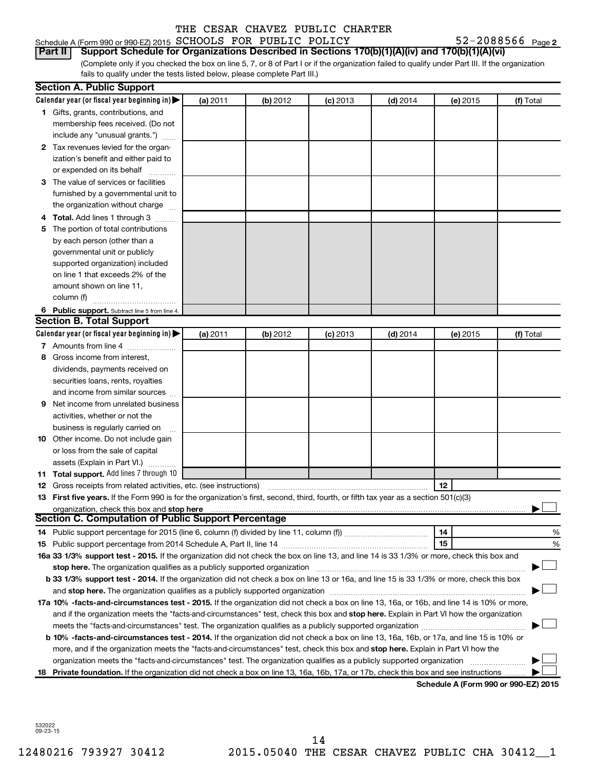THE CESAR CHAVEZ PUBLIC CHARTER

Schedule A (Form 990 or 990-EZ) 2015 SCHOOLS FOR PUBLIC POLICY 52-2088566 Page 2

**Part II** **Support Schedule for Organizations Described in Sections 170(b)(1)(A)(iv) and 170(b)(1)(A)(vi)**

(Complete only if you checked the box on line 5, 7, or 8 of Part I or if the organization failed to qualify under Part III. If the organization fails to qualify under the tests listed below, please complete Part III.)

## Section A. Public Support

| Calendar year (or fiscal year beginning in) ▶ | (a) 2011 | (b) 2012 | (c) 2013 | (d) 2014 | (e) 2015 | (f) Total |
|---|---|---|---|---|---|---|
| **1** Gifts, grants, contributions, and membership fees received. (Do not include any "unusual grants.") | | | | | | |
| **2** Tax revenues levied for the organization's benefit and either paid to or expended on its behalf | | | | | | |
| **3** The value of services or facilities furnished by a governmental unit to the organization without charge | | | | | | |
| **4** **Total.** Add lines 1 through 3 | | | | | | |
| **5** The portion of total contributions by each person (other than a governmental unit or publicly supported organization) included on line 1 that exceeds 2% of the amount shown on line 11, column (f) | | | | | | |
| **6** **Public support.** Subtract line 5 from line 4. | | | | | | |

## Section B. Total Support

| Calendar year (or fiscal year beginning in) ▶ | (a) 2011 | (b) 2012 | (c) 2013 | (d) 2014 | (e) 2015 | (f) Total |
|---|---|---|---|---|---|---|
| **7** Amounts from line 4 | | | | | | |
| **8** Gross income from interest, dividends, payments received on securities loans, rents, royalties and income from similar sources | | | | | | |
| **9** Net income from unrelated business activities, whether or not the business is regularly carried on | | | | | | |
| **10** Other income. Do not include gain or loss from the sale of capital assets (Explain in Part VI.) | | | | | | |
| **11** **Total support.** Add lines 7 through 10 | | | | | | |

**12** Gross receipts from related activities, etc. (see instructions) ..... **12**

**13** **First five years.** If the Form 990 is for the organization's first, second, third, fourth, or fifth tax year as a section 501(c)(3) organization, check this box and **stop here** ..... ▶ ☐

## Section C. Computation of Public Support Percentage

**14** Public support percentage for 2015 (line 6, column (f) divided by line 11, column (f)) ..... **14** %

**15** Public support percentage from 2014 Schedule A, Part II, line 14 ..... **15** %

**16a** **33 1/3% support test - 2015.** If the organization did not check the box on line 13, and line 14 is 33 1/3% or more, check this box and **stop here.** The organization qualifies as a publicly supported organization ..... ▶ ☐

**b** **33 1/3% support test - 2014.** If the organization did not check a box on line 13 or 16a, and line 15 is 33 1/3% or more, check this box and **stop here.** The organization qualifies as a publicly supported organization ..... ▶ ☐

**17a** **10% -facts-and-circumstances test - 2015.** If the organization did not check a box on line 13, 16a, or 16b, and line 14 is 10% or more, and if the organization meets the "facts-and-circumstances" test, check this box and **stop here.** Explain in Part VI how the organization meets the "facts-and-circumstances" test. The organization qualifies as a publicly supported organization ..... ▶ ☐

**b** **10% -facts-and-circumstances test - 2014.** If the organization did not check a box on line 13, 16a, 16b, or 17a, and line 15 is 10% or more, and if the organization meets the "facts-and-circumstances" test, check this box and **stop here.** Explain in Part VI how the organization meets the "facts-and-circumstances" test. The organization qualifies as a publicly supported organization ..... ▶ ☐

**18** **Private foundation.** If the organization did not check a box on line 13, 16a, 16b, 17a, or 17b, check this box and see instructions ..... ▶ ☐

**Schedule A (Form 990 or 990-EZ) 2015**

532022 09-23-15

12480216 793927 30412 2015.05040 THE CESAR CHAVEZ PUBLIC CHA 30412__1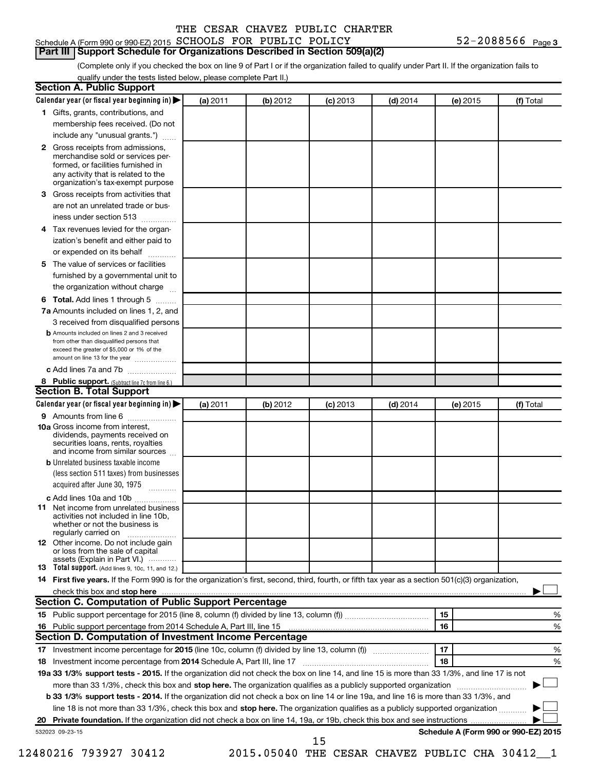Schedule A (Form 990 or 990-EZ) 2015 THE CESAR CHAVEZ PUBLIC CHARTER SCHOOLS FOR PUBLIC POLICY 52-2088566 Page 3

## Part III Support Schedule for Organizations Described in Section 509(a)(2)

(Complete only if you checked the box on line 9 of Part I or if the organization failed to qualify under Part II. If the organization fails to qualify under the tests listed below, please complete Part II.)

### Section A. Public Support

| Calendar year (or fiscal year beginning in) ▶ | (a) 2011 | (b) 2012 | (c) 2013 | (d) 2014 | (e) 2015 | (f) Total |
|---|---|---|---|---|---|---|
| 1 Gifts, grants, contributions, and membership fees received. (Do not include any "unusual grants.") | | | | | | |
| 2 Gross receipts from admissions, merchandise sold or services performed, or facilities furnished in any activity that is related to the organization's tax-exempt purpose | | | | | | |
| 3 Gross receipts from activities that are not an unrelated trade or business under section 513 | | | | | | |
| 4 Tax revenues levied for the organization's benefit and either paid to or expended on its behalf | | | | | | |
| 5 The value of services or facilities furnished by a governmental unit to the organization without charge | | | | | | |
| 6 **Total.** Add lines 1 through 5 | | | | | | |
| 7a Amounts included on lines 1, 2, and 3 received from disqualified persons | | | | | | |
| b Amounts included on lines 2 and 3 received from other than disqualified persons that exceed the greater of $5,000 or 1% of the amount on line 13 for the year | | | | | | |
| c Add lines 7a and 7b | | | | | | |
| 8 **Public support.** (Subtract line 7c from line 6.) | | | | | | |

### Section B. Total Support

| Calendar year (or fiscal year beginning in) ▶ | (a) 2011 | (b) 2012 | (c) 2013 | (d) 2014 | (e) 2015 | (f) Total |
|---|---|---|---|---|---|---|
| 9 Amounts from line 6 | | | | | | |
| 10a Gross income from interest, dividends, payments received on securities loans, rents, royalties and income from similar sources | | | | | | |
| b Unrelated business taxable income (less section 511 taxes) from businesses acquired after June 30, 1975 | | | | | | |
| c Add lines 10a and 10b | | | | | | |
| 11 Net income from unrelated business activities not included in line 10b, whether or not the business is regularly carried on | | | | | | |
| 12 Other income. Do not include gain or loss from the sale of capital assets (Explain in Part VI.) | | | | | | |
| 13 **Total support.** (Add lines 9, 10c, 11, and 12.) | | | | | | |

14 **First five years.** If the Form 990 is for the organization's first, second, third, fourth, or fifth tax year as a section 501(c)(3) organization, check this box and **stop here** ▶ ☐

### Section C. Computation of Public Support Percentage

| | | | |
|---|---|---|---|
| 15 | Public support percentage for 2015 (line 8, column (f) divided by line 13, column (f)) | 15 | % |
| 16 | Public support percentage from 2014 Schedule A, Part III, line 15 | 16 | % |

### Section D. Computation of Investment Income Percentage

| | | | |
|---|---|---|---|
| 17 | Investment income percentage for **2015** (line 10c, column (f) divided by line 13, column (f)) | 17 | % |
| 18 | Investment income percentage from **2014** Schedule A, Part III, line 17 | 18 | % |

**19a 33 1/3% support tests - 2015.** If the organization did not check the box on line 14, and line 15 is more than 33 1/3%, and line 17 is not more than 33 1/3%, check this box and **stop here.** The organization qualifies as a publicly supported organization ▶ ☐

**b 33 1/3% support tests - 2014.** If the organization did not check a box on line 14 or line 19a, and line 16 is more than 33 1/3%, and line 18 is not more than 33 1/3%, check this box and **stop here.** The organization qualifies as a publicly supported organization ▶ ☐

**20 Private foundation.** If the organization did not check a box on line 14, 19a, or 19b, check this box and see instructions ▶ ☐

532023 09-23-15 **Schedule A (Form 990 or 990-EZ) 2015**

12480216 793927 30412 2015.05040 THE CESAR CHAVEZ PUBLIC CHA 30412__1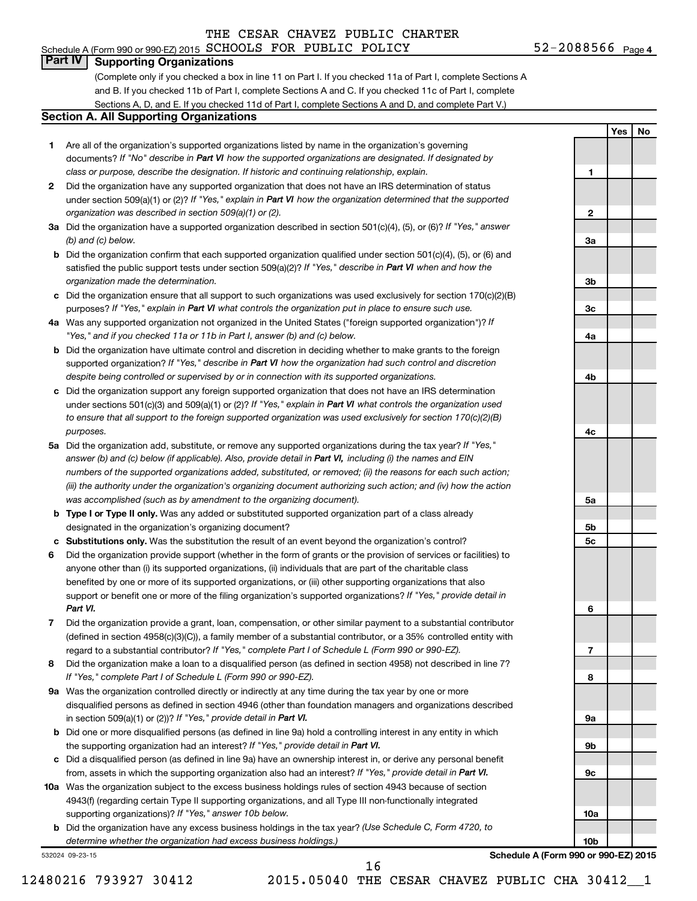Schedule A (Form 990 or 990-EZ) 2015 THE CESAR CHAVEZ PUBLIC CHARTER SCHOOLS FOR PUBLIC POLICY 52-2088566 Page 4

## Part IV Supporting Organizations

(Complete only if you checked a box in line 11 on Part I. If you checked 11a of Part I, complete Sections A and B. If you checked 11b of Part I, complete Sections A and C. If you checked 11c of Part I, complete Sections A, D, and E. If you checked 11d of Part I, complete Sections A and D, and complete Part V.)

### Section A. All Supporting Organizations

| | | | Yes | No |
|---|---|---|---|---|
| 1 | Are all of the organization's supported organizations listed by name in the organization's governing documents? *If "No" describe in **Part VI** how the supported organizations are designated. If designated by class or purpose, describe the designation. If historic and continuing relationship, explain.* | 1 | | |
| 2 | Did the organization have any supported organization that does not have an IRS determination of status under section 509(a)(1) or (2)? *If "Yes," explain in **Part VI** how the organization determined that the supported organization was described in section 509(a)(1) or (2).* | 2 | | |
| 3a | Did the organization have a supported organization described in section 501(c)(4), (5), or (6)? *If "Yes," answer (b) and (c) below.* | 3a | | |
| b | Did the organization confirm that each supported organization qualified under section 501(c)(4), (5), or (6) and satisfied the public support tests under section 509(a)(2)? *If "Yes," describe in **Part VI** when and how the organization made the determination.* | 3b | | |
| c | Did the organization ensure that all support to such organizations was used exclusively for section 170(c)(2)(B) purposes? *If "Yes," explain in **Part VI** what controls the organization put in place to ensure such use.* | 3c | | |
| 4a | Was any supported organization not organized in the United States ("foreign supported organization")? *If "Yes," and if you checked 11a or 11b in Part I, answer (b) and (c) below.* | 4a | | |
| b | Did the organization have ultimate control and discretion in deciding whether to make grants to the foreign supported organization? *If "Yes," describe in **Part VI** how the organization had such control and discretion despite being controlled or supervised by or in connection with its supported organizations.* | 4b | | |
| c | Did the organization support any foreign supported organization that does not have an IRS determination under sections 501(c)(3) and 509(a)(1) or (2)? *If "Yes," explain in **Part VI** what controls the organization used to ensure that all support to the foreign supported organization was used exclusively for section 170(c)(2)(B) purposes.* | 4c | | |
| 5a | Did the organization add, substitute, or remove any supported organizations during the tax year? *If "Yes," answer (b) and (c) below (if applicable). Also, provide detail in **Part VI**, including (i) the names and EIN numbers of the supported organizations added, substituted, or removed; (ii) the reasons for each such action; (iii) the authority under the organization's organizing document authorizing such action; and (iv) how the action was accomplished (such as by amendment to the organizing document).* | 5a | | |
| b | **Type I or Type II only.** Was any added or substituted supported organization part of a class already designated in the organization's organizing document? | 5b | | |
| c | **Substitutions only.** Was the substitution the result of an event beyond the organization's control? | 5c | | |
| 6 | Did the organization provide support (whether in the form of grants or the provision of services or facilities) to anyone other than (i) its supported organizations, (ii) individuals that are part of the charitable class benefited by one or more of its supported organizations, or (iii) other supporting organizations that also support or benefit one or more of the filing organization's supported organizations? *If "Yes," provide detail in **Part VI.*** | 6 | | |
| 7 | Did the organization provide a grant, loan, compensation, or other similar payment to a substantial contributor (defined in section 4958(c)(3)(C)), a family member of a substantial contributor, or a 35% controlled entity with regard to a substantial contributor? *If "Yes," complete Part I of Schedule L (Form 990 or 990-EZ).* | 7 | | |
| 8 | Did the organization make a loan to a disqualified person (as defined in section 4958) not described in line 7? *If "Yes," complete Part I of Schedule L (Form 990 or 990-EZ).* | 8 | | |
| 9a | Was the organization controlled directly or indirectly at any time during the tax year by one or more disqualified persons as defined in section 4946 (other than foundation managers and organizations described in section 509(a)(1) or (2))? *If "Yes," provide detail in **Part VI.*** | 9a | | |
| b | Did one or more disqualified persons (as defined in line 9a) hold a controlling interest in any entity in which the supporting organization had an interest? *If "Yes," provide detail in **Part VI.*** | 9b | | |
| c | Did a disqualified person (as defined in line 9a) have an ownership interest in, or derive any personal benefit from, assets in which the supporting organization also had an interest? *If "Yes," provide detail in **Part VI.*** | 9c | | |
| 10a | Was the organization subject to the excess business holdings rules of section 4943 because of section 4943(f) (regarding certain Type II supporting organizations, and all Type III non-functionally integrated supporting organizations)? *If "Yes," answer 10b below.* | 10a | | |
| b | Did the organization have any excess business holdings in the tax year? *(Use Schedule C, Form 4720, to determine whether the organization had excess business holdings.)* | 10b | | |

532024 09-23-15

**Schedule A (Form 990 or 990-EZ) 2015**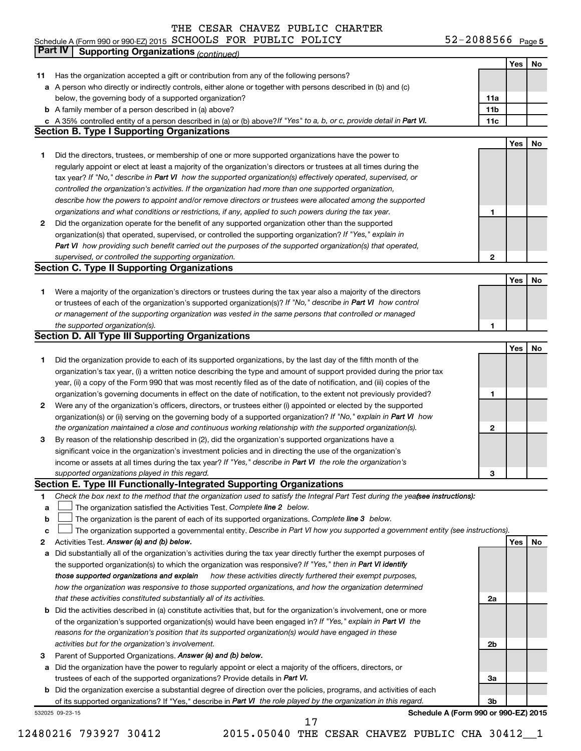THE CESAR CHAVEZ PUBLIC CHARTER

Schedule A (Form 990 or 990-EZ) 2015 SCHOOLS FOR PUBLIC POLICY 52-2088566 Page 5

**Part IV Supporting Organizations** *(continued)*

| | | | Yes | No |
|---|---|---|---|---|
| **11** | Has the organization accepted a gift or contribution from any of the following persons? | | | |
| **a** | A person who directly or indirectly controls, either alone or together with persons described in (b) and (c) below, the governing body of a supported organization? | **11a** | | |
| **b** | A family member of a person described in (a) above? | **11b** | | |
| **c** | A 35% controlled entity of a person described in (a) or (b) above? *If "Yes" to a, b, or c, provide detail in* ***Part VI.*** | **11c** | | |

**Section B. Type I Supporting Organizations**

| | | | Yes | No |
|---|---|---|---|---|
| **1** | Did the directors, trustees, or membership of one or more supported organizations have the power to regularly appoint or elect at least a majority of the organization's directors or trustees at all times during the tax year? *If "No," describe in* ***Part VI*** *how the supported organization(s) effectively operated, supervised, or controlled the organization's activities. If the organization had more than one supported organization, describe how the powers to appoint and/or remove directors or trustees were allocated among the supported organizations and what conditions or restrictions, if any, applied to such powers during the tax year.* | **1** | | |
| **2** | Did the organization operate for the benefit of any supported organization other than the supported organization(s) that operated, supervised, or controlled the supporting organization? *If "Yes," explain in* ***Part VI*** *how providing such benefit carried out the purposes of the supported organization(s) that operated, supervised, or controlled the supporting organization.* | **2** | | |

**Section C. Type II Supporting Organizations**

| | | | Yes | No |
|---|---|---|---|---|
| **1** | Were a majority of the organization's directors or trustees during the tax year also a majority of the directors or trustees of each of the organization's supported organization(s)? *If "No," describe in* ***Part VI*** *how control or management of the supporting organization was vested in the same persons that controlled or managed the supported organization(s).* | **1** | | |

**Section D. All Type III Supporting Organizations**

| | | | Yes | No |
|---|---|---|---|---|
| **1** | Did the organization provide to each of its supported organizations, by the last day of the fifth month of the organization's tax year, (i) a written notice describing the type and amount of support provided during the prior tax year, (ii) a copy of the Form 990 that was most recently filed as of the date of notification, and (iii) copies of the organization's governing documents in effect on the date of notification, to the extent not previously provided? | **1** | | |
| **2** | Were any of the organization's officers, directors, or trustees either (i) appointed or elected by the supported organization(s) or (ii) serving on the governing body of a supported organization? *If "No," explain in* ***Part VI*** *how the organization maintained a close and continuous working relationship with the supported organization(s).* | **2** | | |
| **3** | By reason of the relationship described in (2), did the organization's supported organizations have a significant voice in the organization's investment policies and in directing the use of the organization's income or assets at all times during the tax year? *If "Yes," describe in* ***Part VI*** *the role the organization's supported organizations played in this regard.* | **3** | | |

**Section E. Type III Functionally-Integrated Supporting Organizations**

**1** *Check the box next to the method that the organization used to satisfy the Integral Part Test during the year* ***(see instructions):***

**a** ☐ The organization satisfied the Activities Test. *Complete* ***line 2*** *below.*

**b** ☐ The organization is the parent of each of its supported organizations. *Complete* ***line 3*** *below.*

**c** ☐ The organization supported a governmental entity. *Describe in Part VI how you supported a government entity (see instructions).*

| | | | Yes | No |
|---|---|---|---|---|
| **2** | Activities Test. ***Answer (a) and (b) below.*** | | | |
| **a** | Did substantially all of the organization's activities during the tax year directly further the exempt purposes of the supported organization(s) to which the organization was responsive? *If "Yes," then in* ***Part VI identify those supported organizations and explain*** *how these activities directly furthered their exempt purposes, how the organization was responsive to those supported organizations, and how the organization determined that these activities constituted substantially all of its activities.* | **2a** | | |
| **b** | Did the activities described in (a) constitute activities that, but for the organization's involvement, one or more of the organization's supported organization(s) would have been engaged in? *If "Yes," explain in* ***Part VI*** *the reasons for the organization's position that its supported organization(s) would have engaged in these activities but for the organization's involvement.* | **2b** | | |
| **3** | Parent of Supported Organizations. ***Answer (a) and (b) below.*** | | | |
| **a** | Did the organization have the power to regularly appoint or elect a majority of the officers, directors, or trustees of each of the supported organizations? Provide details in ***Part VI.*** | **3a** | | |
| **b** | Did the organization exercise a substantial degree of direction over the policies, programs, and activities of each of its supported organizations? If "Yes," describe in ***Part VI*** *the role played by the organization in this regard.* | **3b** | | |

532025 09-23-15 **Schedule A (Form 990 or 990-EZ) 2015**

12480216 793927 30412 2015.05040 THE CESAR CHAVEZ PUBLIC CHA 30412__1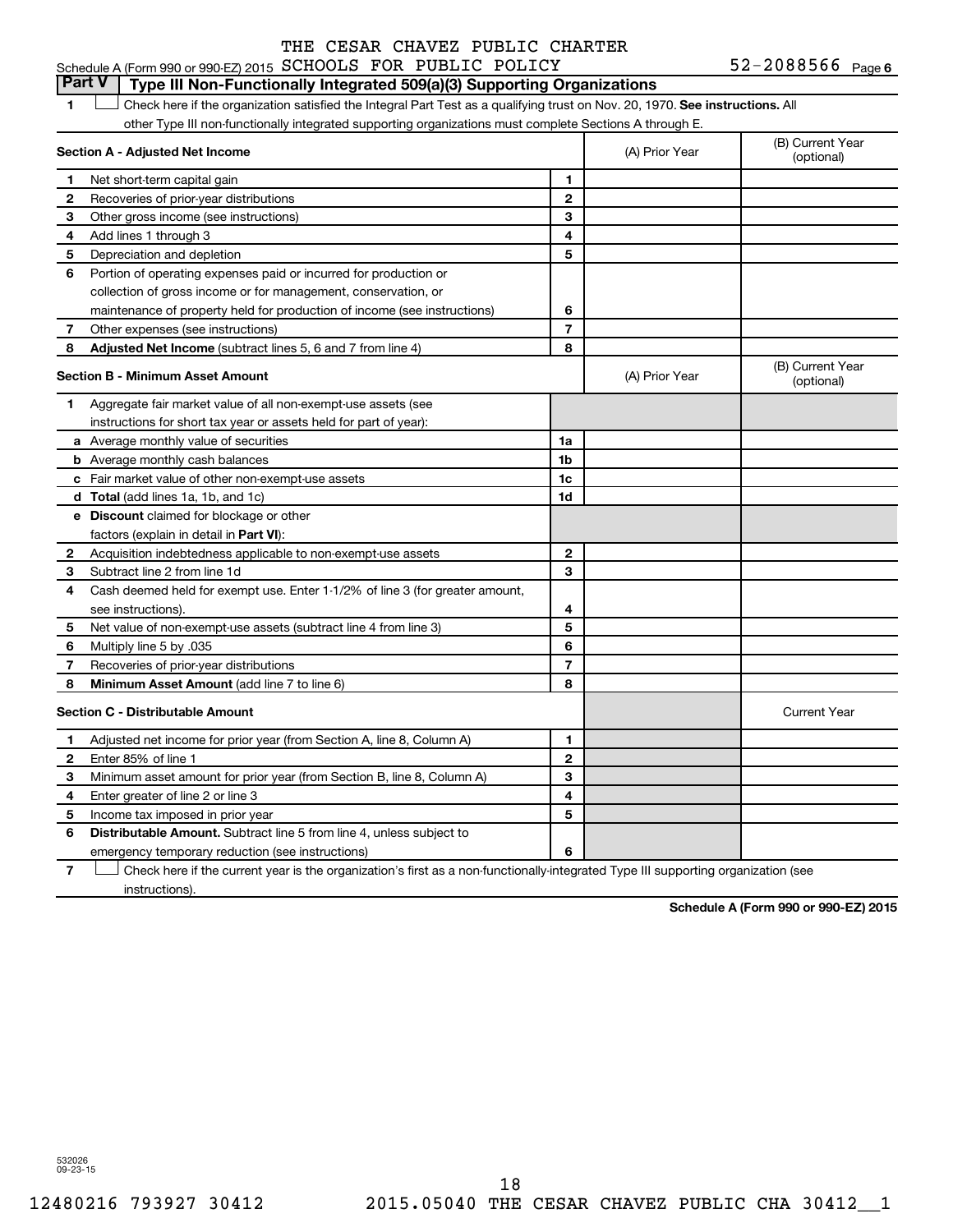THE CESAR CHAVEZ PUBLIC CHARTER

Schedule A (Form 990 or 990-EZ) 2015 SCHOOLS FOR PUBLIC POLICY 52-2088566 Page 6

## Part V | Type III Non-Functionally Integrated 509(a)(3) Supporting Organizations

1 ☐ Check here if the organization satisfied the Integral Part Test as a qualifying trust on Nov. 20, 1970. **See instructions.** All other Type III non-functionally integrated supporting organizations must complete Sections A through E.

| **Section A - Adjusted Net Income** | | (A) Prior Year | (B) Current Year (optional) |
|---|---|---|---|
| 1 Net short-term capital gain | 1 | | |
| 2 Recoveries of prior-year distributions | 2 | | |
| 3 Other gross income (see instructions) | 3 | | |
| 4 Add lines 1 through 3 | 4 | | |
| 5 Depreciation and depletion | 5 | | |
| 6 Portion of operating expenses paid or incurred for production or collection of gross income or for management, conservation, or maintenance of property held for production of income (see instructions) | 6 | | |
| 7 Other expenses (see instructions) | 7 | | |
| 8 **Adjusted Net Income** (subtract lines 5, 6 and 7 from line 4) | 8 | | |

| **Section B - Minimum Asset Amount** | | (A) Prior Year | (B) Current Year (optional) |
|---|---|---|---|
| 1 Aggregate fair market value of all non-exempt-use assets (see instructions for short tax year or assets held for part of year): | | | |
| a Average monthly value of securities | 1a | | |
| b Average monthly cash balances | 1b | | |
| c Fair market value of other non-exempt-use assets | 1c | | |
| d **Total** (add lines 1a, 1b, and 1c) | 1d | | |
| e **Discount** claimed for blockage or other factors (explain in detail in **Part VI**): | | | |
| 2 Acquisition indebtedness applicable to non-exempt-use assets | 2 | | |
| 3 Subtract line 2 from line 1d | 3 | | |
| 4 Cash deemed held for exempt use. Enter 1-1/2% of line 3 (for greater amount, see instructions). | 4 | | |
| 5 Net value of non-exempt-use assets (subtract line 4 from line 3) | 5 | | |
| 6 Multiply line 5 by .035 | 6 | | |
| 7 Recoveries of prior-year distributions | 7 | | |
| 8 **Minimum Asset Amount** (add line 7 to line 6) | 8 | | |

| **Section C - Distributable Amount** | | | Current Year |
|---|---|---|---|
| 1 Adjusted net income for prior year (from Section A, line 8, Column A) | 1 | | |
| 2 Enter 85% of line 1 | 2 | | |
| 3 Minimum asset amount for prior year (from Section B, line 8, Column A) | 3 | | |
| 4 Enter greater of line 2 or line 3 | 4 | | |
| 5 Income tax imposed in prior year | 5 | | |
| 6 **Distributable Amount.** Subtract line 5 from line 4, unless subject to emergency temporary reduction (see instructions) | 6 | | |

7 ☐ Check here if the current year is the organization's first as a non-functionally-integrated Type III supporting organization (see instructions).

**Schedule A (Form 990 or 990-EZ) 2015**

532026 09-23-15

12480216 793927 30412 2015.05040 THE CESAR CHAVEZ PUBLIC CHA 30412__1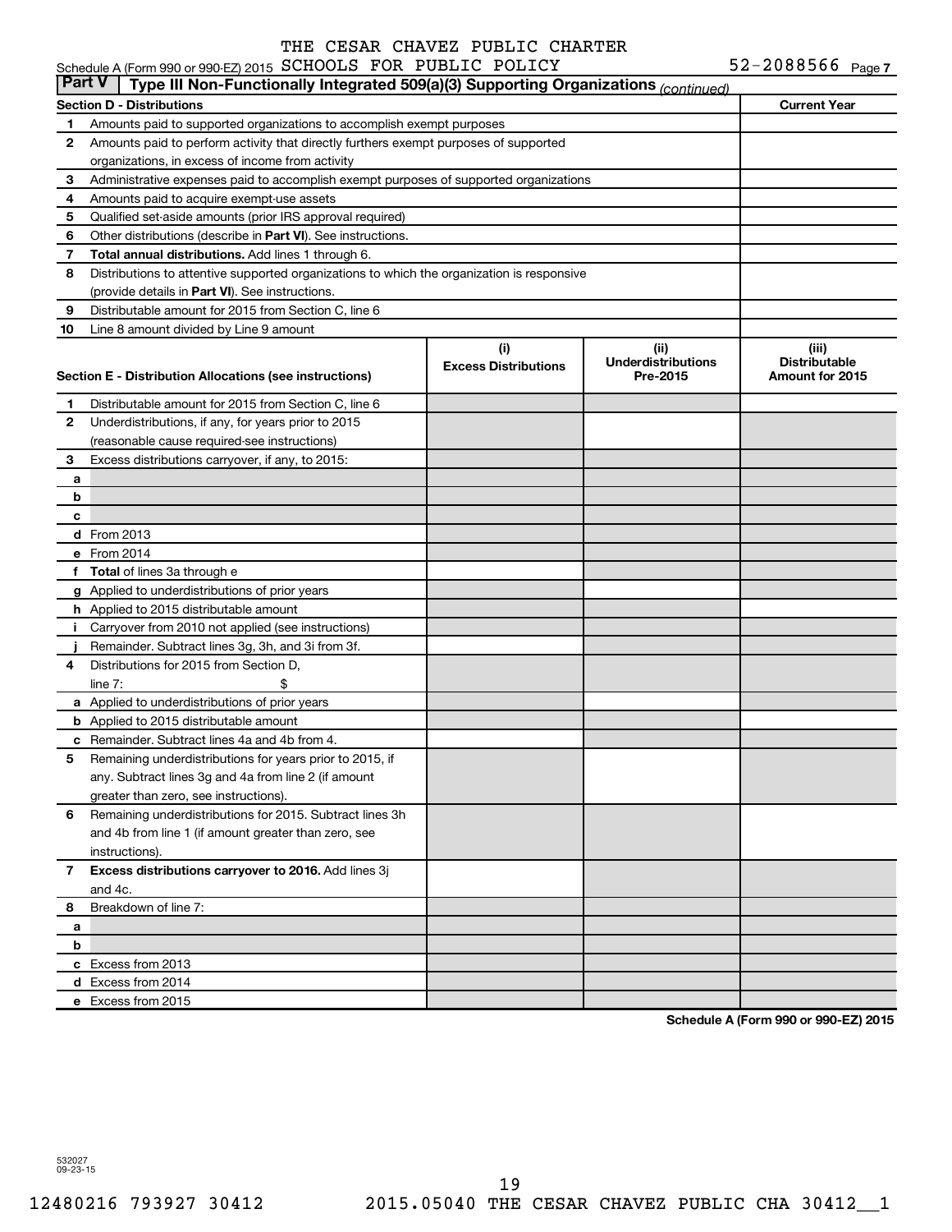Schedule A (Form 990 or 990-EZ) 2015 THE CESAR CHAVEZ PUBLIC CHARTER SCHOOLS FOR PUBLIC POLICY 52-2088566 Page 7

## Part V Type III Non-Functionally Integrated 509(a)(3) Supporting Organizations *(continued)*

| Section D - Distributions | | Current Year |
|---|---|---|
| 1 | Amounts paid to supported organizations to accomplish exempt purposes | |
| 2 | Amounts paid to perform activity that directly furthers exempt purposes of supported organizations, in excess of income from activity | |
| 3 | Administrative expenses paid to accomplish exempt purposes of supported organizations | |
| 4 | Amounts paid to acquire exempt-use assets | |
| 5 | Qualified set-aside amounts (prior IRS approval required) | |
| 6 | Other distributions (describe in **Part VI**). See instructions. | |
| 7 | **Total annual distributions.** Add lines 1 through 6. | |
| 8 | Distributions to attentive supported organizations to which the organization is responsive (provide details in **Part VI**). See instructions. | |
| 9 | Distributable amount for 2015 from Section C, line 6 | |
| 10 | Line 8 amount divided by Line 9 amount | |

| Section E - Distribution Allocations (see instructions) | | (i) Excess Distributions | (ii) Underdistributions Pre-2015 | (iii) Distributable Amount for 2015 |
|---|---|---|---|---|
| 1 | Distributable amount for 2015 from Section C, line 6 | | | |
| 2 | Underdistributions, if any, for years prior to 2015 (reasonable cause required-see instructions) | | | |
| 3 | Excess distributions carryover, if any, to 2015: | | | |
| a | | | | |
| b | | | | |
| c | | | | |
| d | From 2013 | | | |
| e | From 2014 | | | |
| f | **Total** of lines 3a through e | | | |
| g | Applied to underdistributions of prior years | | | |
| h | Applied to 2015 distributable amount | | | |
| i | Carryover from 2010 not applied (see instructions) | | | |
| j | Remainder. Subtract lines 3g, 3h, and 3i from 3f. | | | |
| 4 | Distributions for 2015 from Section D, line 7: $ | | | |
| a | Applied to underdistributions of prior years | | | |
| b | Applied to 2015 distributable amount | | | |
| c | Remainder. Subtract lines 4a and 4b from 4. | | | |
| 5 | Remaining underdistributions for years prior to 2015, if any. Subtract lines 3g and 4a from line 2 (if amount greater than zero, see instructions). | | | |
| 6 | Remaining underdistributions for 2015. Subtract lines 3h and 4b from line 1 (if amount greater than zero, see instructions). | | | |
| 7 | **Excess distributions carryover to 2016.** Add lines 3j and 4c. | | | |
| 8 | Breakdown of line 7: | | | |
| a | | | | |
| b | | | | |
| c | Excess from 2013 | | | |
| d | Excess from 2014 | | | |
| e | Excess from 2015 | | | |

**Schedule A (Form 990 or 990-EZ) 2015**

532027 09-23-15

12480216 793927 30412 2015.05040 THE CESAR CHAVEZ PUBLIC CHA 30412__1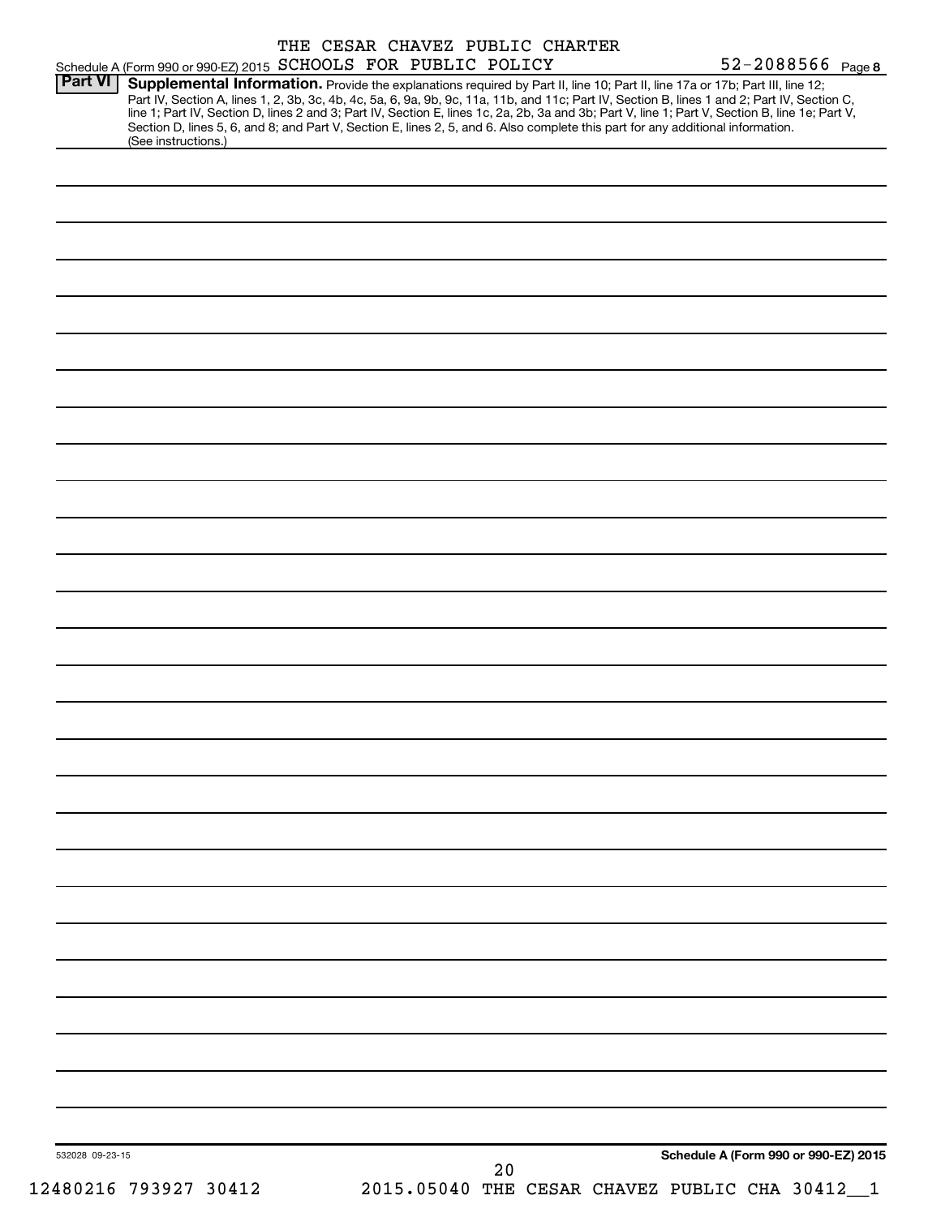THE CESAR CHAVEZ PUBLIC CHARTER

Schedule A (Form 990 or 990-EZ) 2015 SCHOOLS FOR PUBLIC POLICY 52-2088566 Page 8

**Part VI** **Supplemental Information.** Provide the explanations required by Part II, line 10; Part II, line 17a or 17b; Part III, line 12; Part IV, Section A, lines 1, 2, 3b, 3c, 4b, 4c, 5a, 6, 9a, 9b, 9c, 11a, 11b, and 11c; Part IV, Section B, lines 1 and 2; Part IV, Section C, line 1; Part IV, Section D, lines 2 and 3; Part IV, Section E, lines 1c, 2a, 2b, 3a and 3b; Part V, line 1; Part V, Section B, line 1e; Part V, Section D, lines 5, 6, and 8; and Part V, Section E, lines 2, 5, and 6. Also complete this part for any additional information. (See instructions.)

532028 09-23-15

**Schedule A (Form 990 or 990-EZ) 2015**

12480216 793927 30412 2015.05040 THE CESAR CHAVEZ PUBLIC CHA 30412__1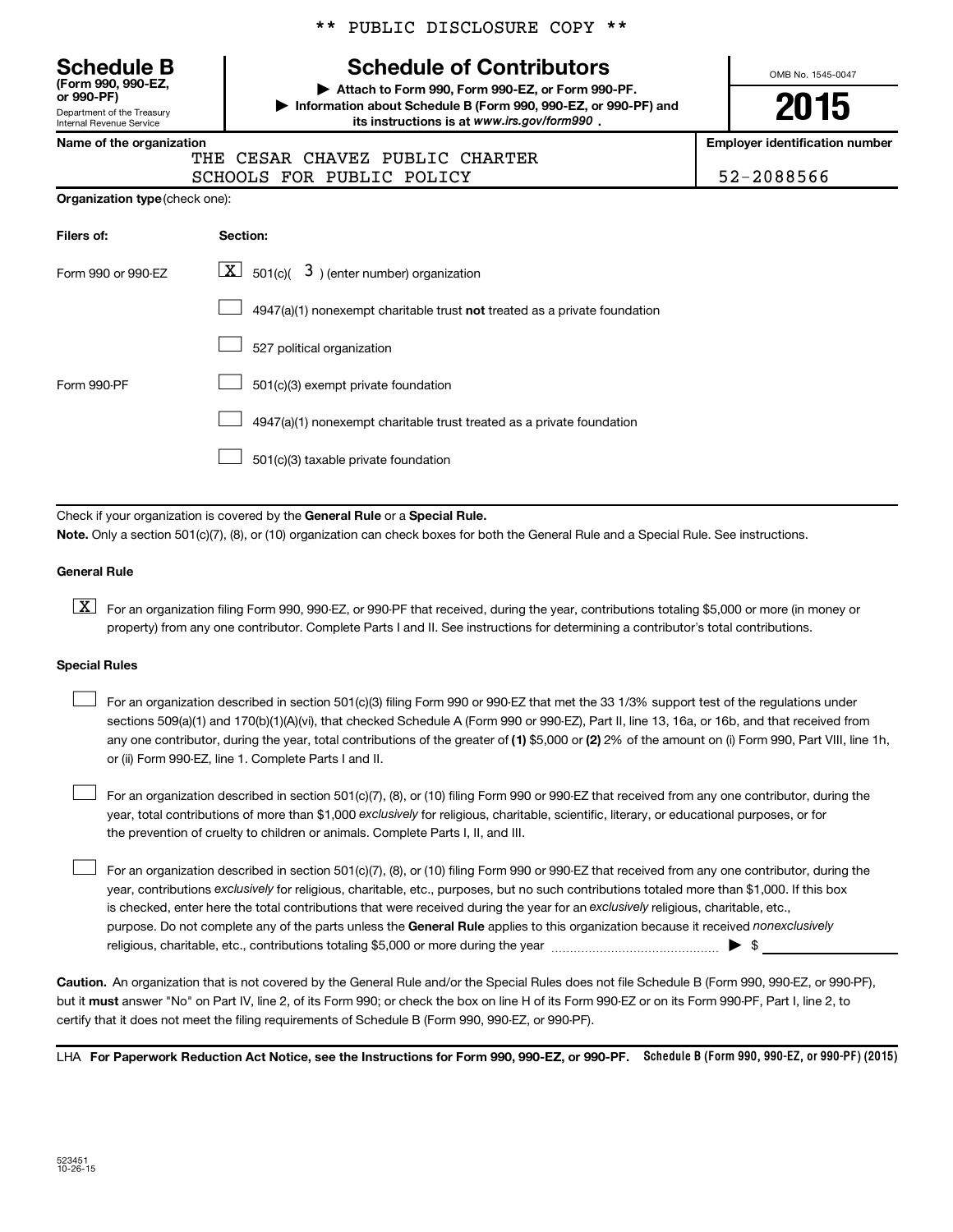** PUBLIC DISCLOSURE COPY **

**Schedule B**
**(Form 990, 990-EZ, or 990-PF)**
Department of the Treasury
Internal Revenue Service

# Schedule of Contributors

▶ **Attach to Form 990, Form 990-EZ, or Form 990-PF.**
▶ **Information about Schedule B (Form 990, 990-EZ, or 990-PF) and its instructions is at** ***www.irs.gov/form990*** **.**

OMB No. 1545-0047

**2015**

| Name of the organization | Employer identification number |
|---|---|
| THE CESAR CHAVEZ PUBLIC CHARTER SCHOOLS FOR PUBLIC POLICY | 52-2088566 |

**Organization type** (check one):

| Filers of: | Section: |
|---|---|
| Form 990 or 990-EZ | [X] 501(c)( 3 ) (enter number) organization |
| | [ ] 4947(a)(1) nonexempt charitable trust **not** treated as a private foundation |
| | [ ] 527 political organization |
| Form 990-PF | [ ] 501(c)(3) exempt private foundation |
| | [ ] 4947(a)(1) nonexempt charitable trust treated as a private foundation |
| | [ ] 501(c)(3) taxable private foundation |

Check if your organization is covered by the **General Rule** or a **Special Rule.**

**Note.** Only a section 501(c)(7), (8), or (10) organization can check boxes for both the General Rule and a Special Rule. See instructions.

**General Rule**

[X] For an organization filing Form 990, 990-EZ, or 990-PF that received, during the year, contributions totaling $5,000 or more (in money or property) from any one contributor. Complete Parts I and II. See instructions for determining a contributor's total contributions.

**Special Rules**

[ ] For an organization described in section 501(c)(3) filing Form 990 or 990-EZ that met the 33 1/3% support test of the regulations under sections 509(a)(1) and 170(b)(1)(A)(vi), that checked Schedule A (Form 990 or 990-EZ), Part II, line 13, 16a, or 16b, and that received from any one contributor, during the year, total contributions of the greater of **(1)** $5,000 or **(2)** 2% of the amount on (i) Form 990, Part VIII, line 1h, or (ii) Form 990-EZ, line 1. Complete Parts I and II.

[ ] For an organization described in section 501(c)(7), (8), or (10) filing Form 990 or 990-EZ that received from any one contributor, during the year, total contributions of more than $1,000 *exclusively* for religious, charitable, scientific, literary, or educational purposes, or for the prevention of cruelty to children or animals. Complete Parts I, II, and III.

[ ] For an organization described in section 501(c)(7), (8), or (10) filing Form 990 or 990-EZ that received from any one contributor, during the year, contributions *exclusively* for religious, charitable, etc., purposes, but no such contributions totaled more than $1,000. If this box is checked, enter here the total contributions that were received during the year for an *exclusively* religious, charitable, etc., purpose. Do not complete any of the parts unless the **General Rule** applies to this organization because it received *nonexclusively* religious, charitable, etc., contributions totaling $5,000 or more during the year ▶ $ ____________

**Caution.** An organization that is not covered by the General Rule and/or the Special Rules does not file Schedule B (Form 990, 990-EZ, or 990-PF), but it **must** answer "No" on Part IV, line 2, of its Form 990; or check the box on line H of its Form 990-EZ or on its Form 990-PF, Part I, line 2, to certify that it does not meet the filing requirements of Schedule B (Form 990, 990-EZ, or 990-PF).

LHA **For Paperwork Reduction Act Notice, see the Instructions for Form 990, 990-EZ, or 990-PF.** **Schedule B (Form 990, 990-EZ, or 990-PF) (2015)**

523451
10-26-15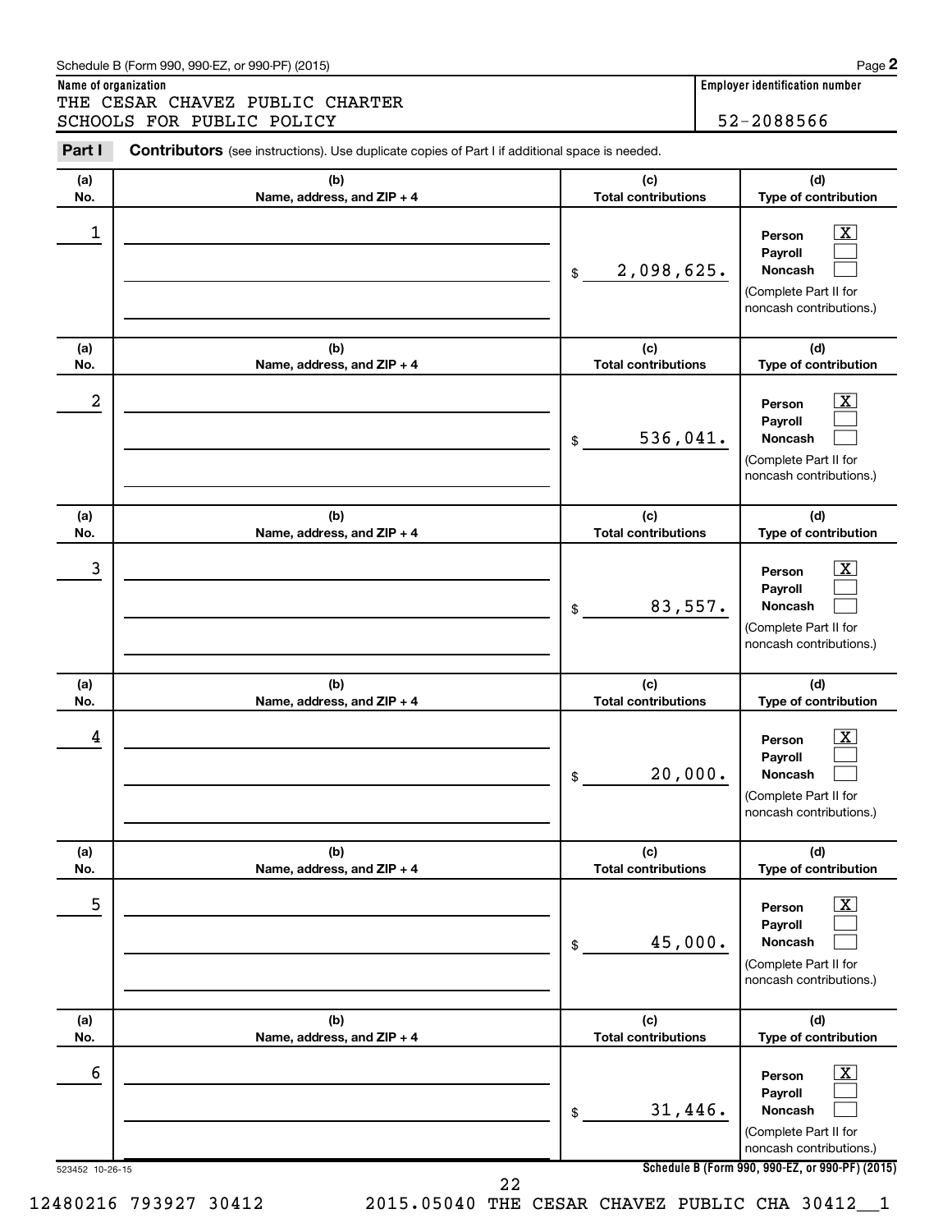Schedule B (Form 990, 990-EZ, or 990-PF) (2015)

**Name of organization**

THE CESAR CHAVEZ PUBLIC CHARTER SCHOOLS FOR PUBLIC POLICY

**Employer identification number**

52-2088566

**Part I** **Contributors** (see instructions). Use duplicate copies of Part I if additional space is needed.

| (a) No. | (b) Name, address, and ZIP + 4 | (c) Total contributions | (d) Type of contribution |
|---|---|---|---|
| 1 | | $ 2,098,625. | Person [X] Payroll [ ] Noncash [ ] (Complete Part II for noncash contributions.) |
| 2 | | $ 536,041. | Person [X] Payroll [ ] Noncash [ ] (Complete Part II for noncash contributions.) |
| 3 | | $ 83,557. | Person [X] Payroll [ ] Noncash [ ] (Complete Part II for noncash contributions.) |
| 4 | | $ 20,000. | Person [X] Payroll [ ] Noncash [ ] (Complete Part II for noncash contributions.) |
| 5 | | $ 45,000. | Person [X] Payroll [ ] Noncash [ ] (Complete Part II for noncash contributions.) |
| 6 | | $ 31,446. | Person [X] Payroll [ ] Noncash [ ] (Complete Part II for noncash contributions.) |

523452 10-26-15

**Schedule B (Form 990, 990-EZ, or 990-PF) (2015)**

12480216 793927 30412 2015.05040 THE CESAR CHAVEZ PUBLIC CHA 30412__1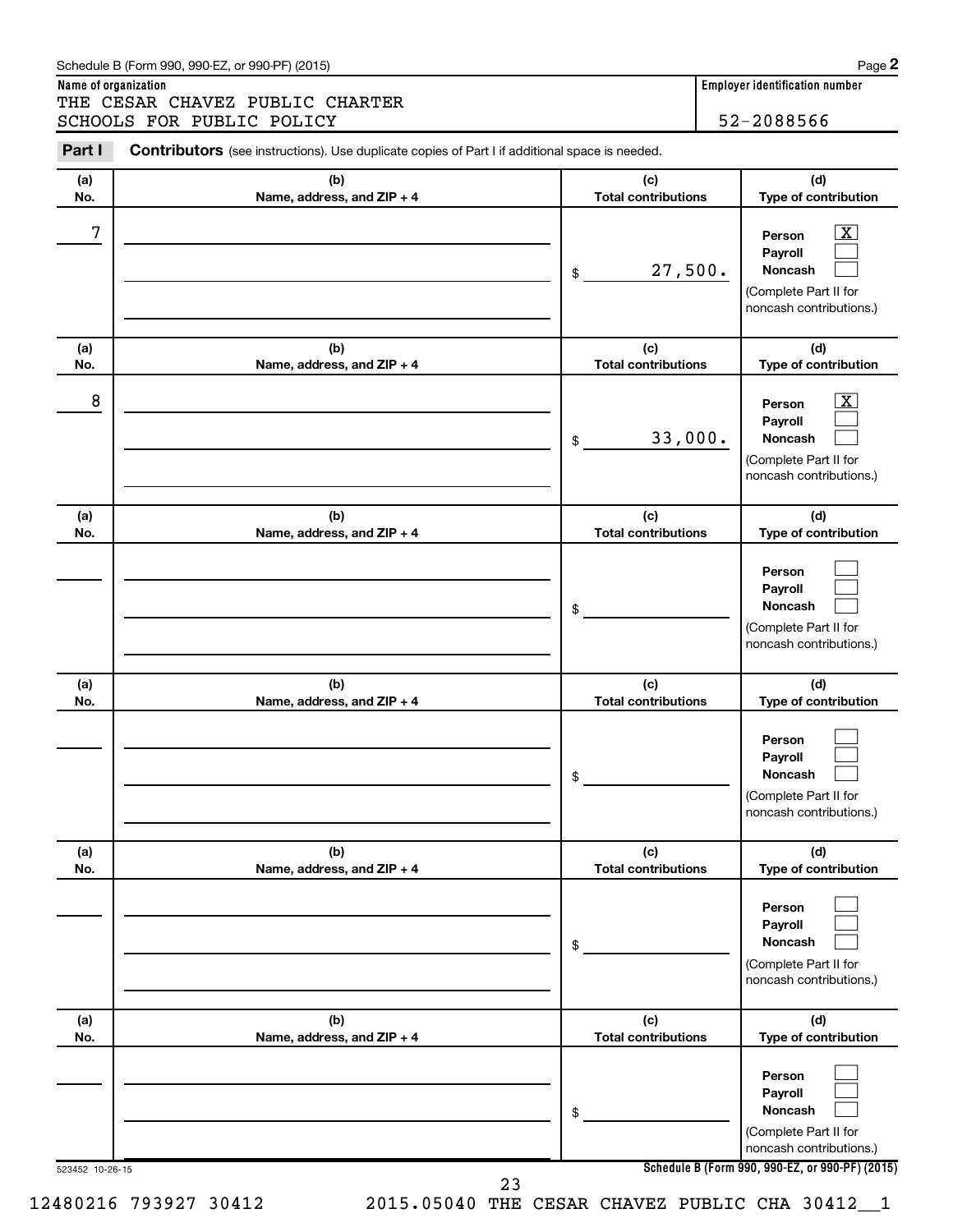Schedule B (Form 990, 990-EZ, or 990-PF) (2015)

**Name of organization**
THE CESAR CHAVEZ PUBLIC CHARTER SCHOOLS FOR PUBLIC POLICY

**Employer identification number**
52-2088566

**Part I** **Contributors** (see instructions). Use duplicate copies of Part I if additional space is needed.

| (a) No. | (b) Name, address, and ZIP + 4 | (c) Total contributions | (d) Type of contribution |
|---|---|---|---|
| 7 | | $ 27,500. | Person [X] Payroll [ ] Noncash [ ] (Complete Part II for noncash contributions.) |
| 8 | | $ 33,000. | Person [X] Payroll [ ] Noncash [ ] (Complete Part II for noncash contributions.) |
| | | $ | Person [ ] Payroll [ ] Noncash [ ] (Complete Part II for noncash contributions.) |
| | | $ | Person [ ] Payroll [ ] Noncash [ ] (Complete Part II for noncash contributions.) |
| | | $ | Person [ ] Payroll [ ] Noncash [ ] (Complete Part II for noncash contributions.) |
| | | $ | Person [ ] Payroll [ ] Noncash [ ] (Complete Part II for noncash contributions.) |

523452 10-26-15

**Schedule B (Form 990, 990-EZ, or 990-PF) (2015)**

12480216 793927 30412 2015.05040 THE CESAR CHAVEZ PUBLIC CHA 30412__1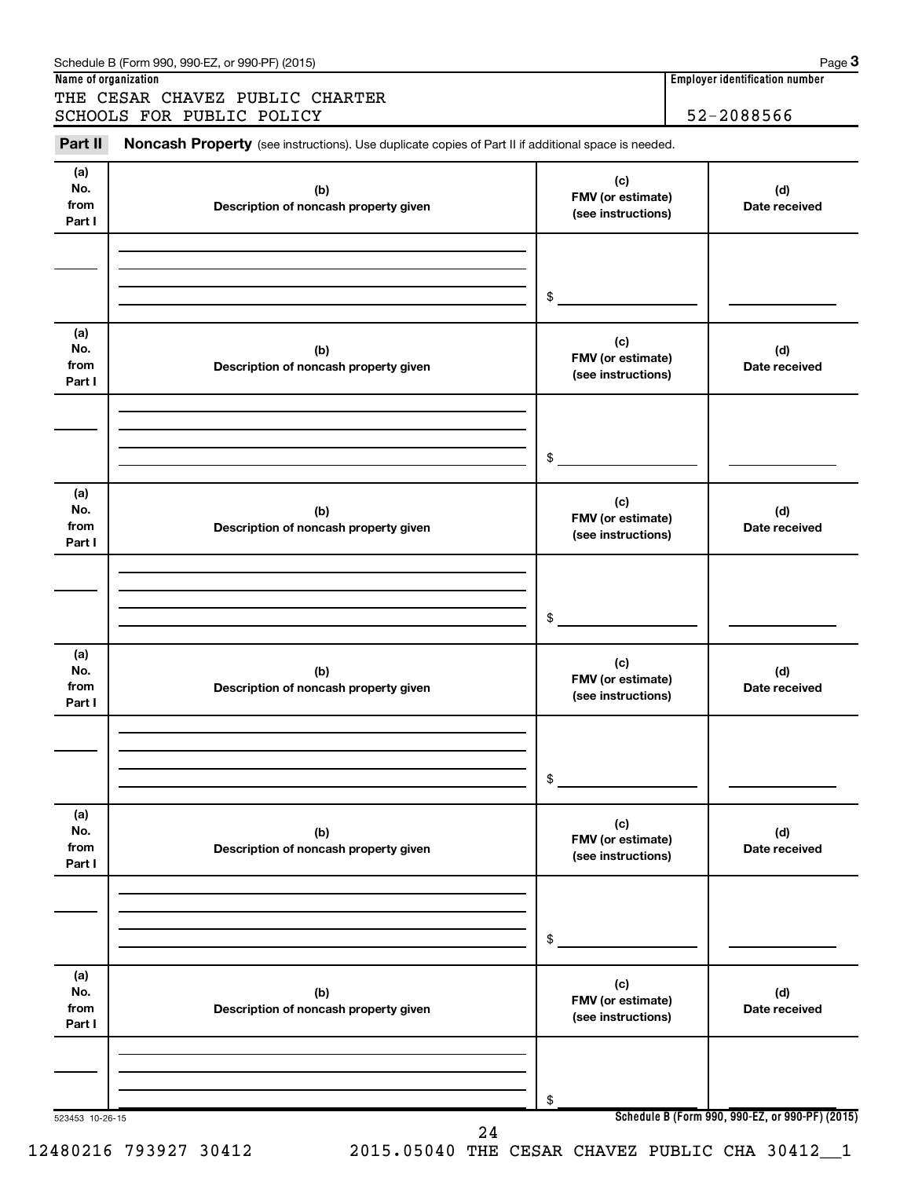Schedule B (Form 990, 990-EZ, or 990-PF) (2015)

**Name of organization**

THE CESAR CHAVEZ PUBLIC CHARTER SCHOOLS FOR PUBLIC POLICY

**Employer identification number**

52-2088566

**Part II** **Noncash Property** (see instructions). Use duplicate copies of Part II if additional space is needed.

| (a) No. from Part I | (b) Description of noncash property given | (c) FMV (or estimate) (see instructions) | (d) Date received |
|---|---|---|---|
| | | $ | |

| (a) No. from Part I | (b) Description of noncash property given | (c) FMV (or estimate) (see instructions) | (d) Date received |
|---|---|---|---|
| | | $ | |

| (a) No. from Part I | (b) Description of noncash property given | (c) FMV (or estimate) (see instructions) | (d) Date received |
|---|---|---|---|
| | | $ | |

| (a) No. from Part I | (b) Description of noncash property given | (c) FMV (or estimate) (see instructions) | (d) Date received |
|---|---|---|---|
| | | $ | |

| (a) No. from Part I | (b) Description of noncash property given | (c) FMV (or estimate) (see instructions) | (d) Date received |
|---|---|---|---|
| | | $ | |

| (a) No. from Part I | (b) Description of noncash property given | (c) FMV (or estimate) (see instructions) | (d) Date received |
|---|---|---|---|
| | | $ | |

523453 10-26-15

**Schedule B (Form 990, 990-EZ, or 990-PF) (2015)**

12480216 793927 30412 2015.05040 THE CESAR CHAVEZ PUBLIC CHA 30412__1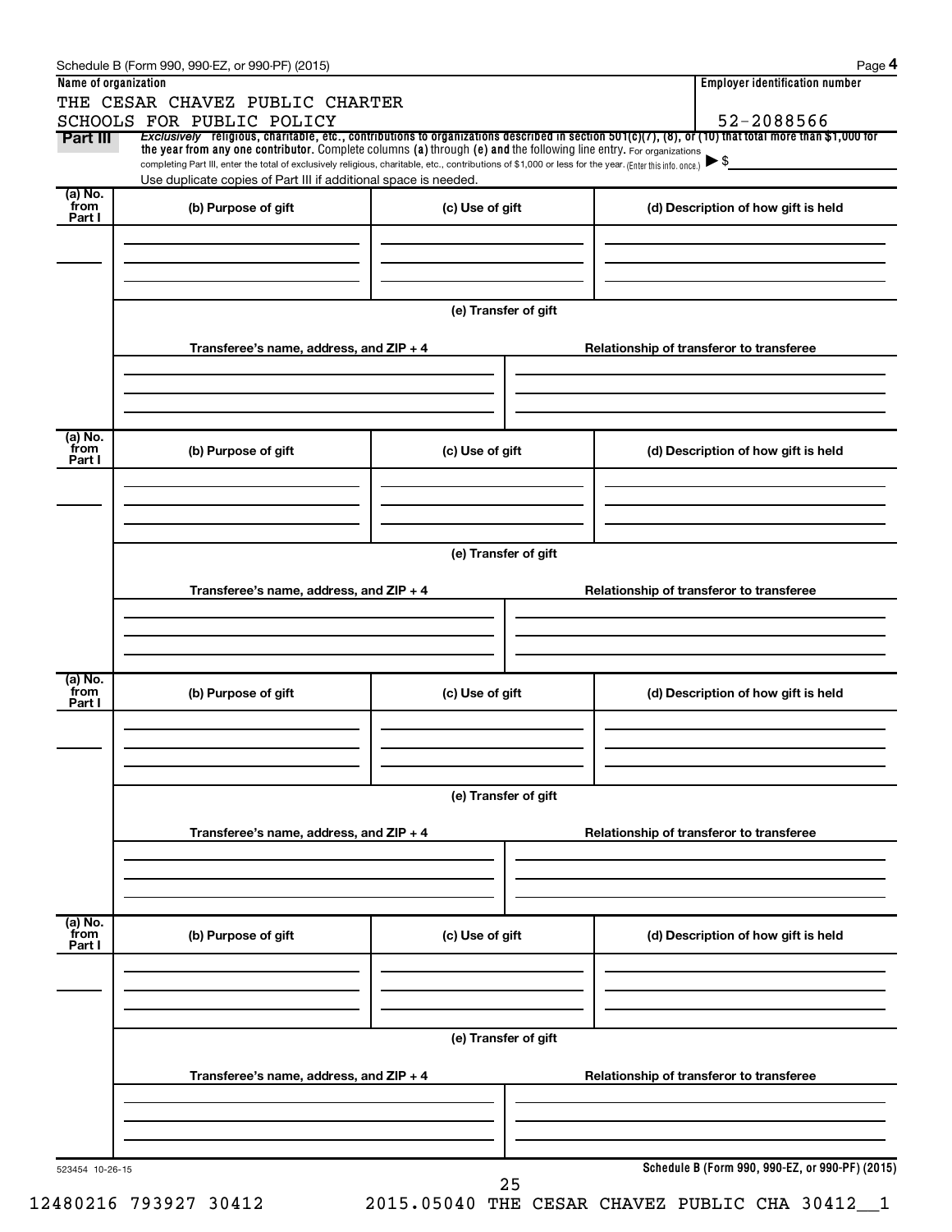Schedule B (Form 990, 990-EZ, or 990-PF) (2015)

| Name of organization | Employer identification number |
| --- | --- |
| THE CESAR CHAVEZ PUBLIC CHARTER SCHOOLS FOR PUBLIC POLICY | 52-2088566 |

**Part III** *Exclusively* religious, charitable, etc., contributions to organizations described in section 501(c)(7), (8), or (10) that total more than $1,000 for the year from any one contributor. Complete columns (a) through (e) and the following line entry. For organizations completing Part III, enter the total of exclusively religious, charitable, etc., contributions of $1,000 or less for the year. (Enter this info. once.) ▶ $

Use duplicate copies of Part III if additional space is needed.

| (a) No. from Part I | (b) Purpose of gift | (c) Use of gift | (d) Description of how gift is held |
| --- | --- | --- | --- |
| | | | |

(e) Transfer of gift

| Transferee's name, address, and ZIP + 4 | Relationship of transferor to transferee |
| --- | --- |
| | |

| (a) No. from Part I | (b) Purpose of gift | (c) Use of gift | (d) Description of how gift is held |
| --- | --- | --- | --- |
| | | | |

(e) Transfer of gift

| Transferee's name, address, and ZIP + 4 | Relationship of transferor to transferee |
| --- | --- |
| | |

| (a) No. from Part I | (b) Purpose of gift | (c) Use of gift | (d) Description of how gift is held |
| --- | --- | --- | --- |
| | | | |

(e) Transfer of gift

| Transferee's name, address, and ZIP + 4 | Relationship of transferor to transferee |
| --- | --- |
| | |

| (a) No. from Part I | (b) Purpose of gift | (c) Use of gift | (d) Description of how gift is held |
| --- | --- | --- | --- |
| | | | |

(e) Transfer of gift

| Transferee's name, address, and ZIP + 4 | Relationship of transferor to transferee |
| --- | --- |
| | |

523454 10-26-15

**Schedule B (Form 990, 990-EZ, or 990-PF) (2015)**

12480216 793927 30412 2015.05040 THE CESAR CHAVEZ PUBLIC CHA 30412__1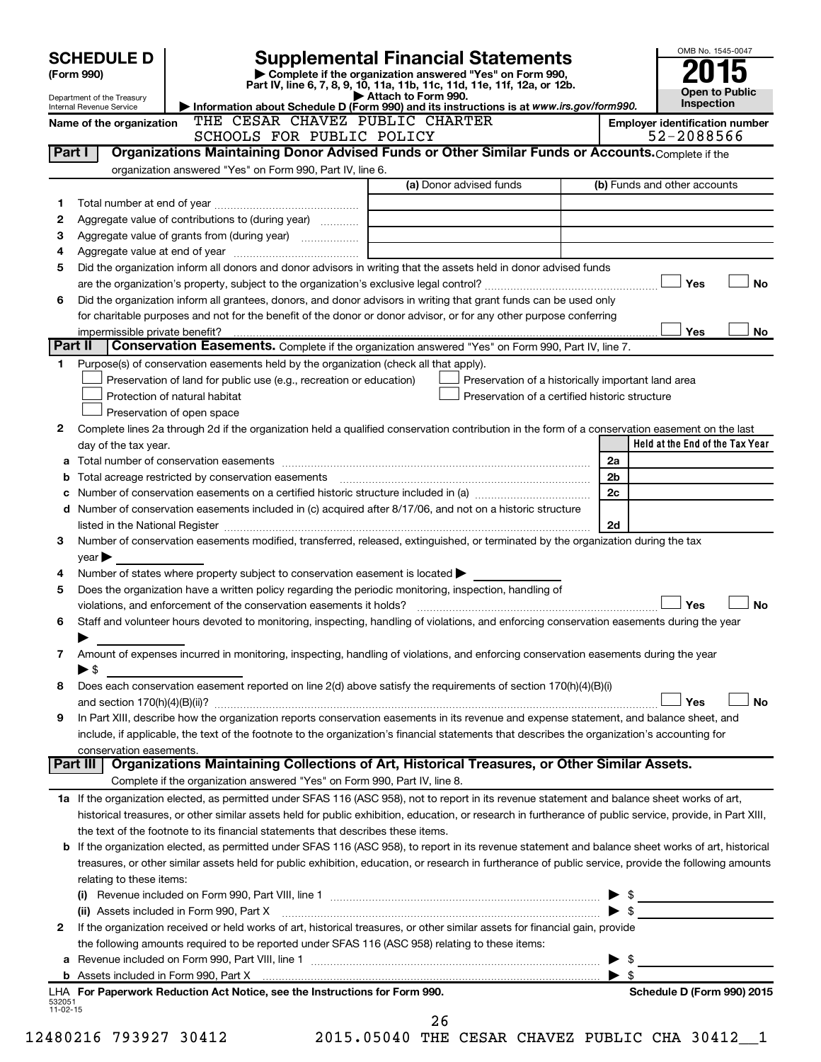# SCHEDULE D (Form 990)

Department of the Treasury
Internal Revenue Service

## Supplemental Financial Statements

▶ Complete if the organization answered "Yes" on Form 990, Part IV, line 6, 7, 8, 9, 10, 11a, 11b, 11c, 11d, 11e, 11f, 12a, or 12b.
▶ Attach to Form 990.
▶ Information about Schedule D (Form 990) and its instructions is at www.irs.gov/form990.

OMB No. 1545-0047
2015
Open to Public Inspection

Name of the organization: THE CESAR CHAVEZ PUBLIC CHARTER SCHOOLS FOR PUBLIC POLICY

Employer identification number: 52-2088566

### Part I — Organizations Maintaining Donor Advised Funds or Other Similar Funds or Accounts.
Complete if the organization answered "Yes" on Form 990, Part IV, line 6.

| | | (a) Donor advised funds | (b) Funds and other accounts |
|---|---|---|---|
| 1 | Total number at end of year | | |
| 2 | Aggregate value of contributions to (during year) | | |
| 3 | Aggregate value of grants from (during year) | | |
| 4 | Aggregate value at end of year | | |

5 Did the organization inform all donors and donor advisors in writing that the assets held in donor advised funds are the organization's property, subject to the organization's exclusive legal control? ☐ Yes ☐ No

6 Did the organization inform all grantees, donors, and donor advisors in writing that grant funds can be used only for charitable purposes and not for the benefit of the donor or donor advisor, or for any other purpose conferring impermissible private benefit? ☐ Yes ☐ No

### Part II — Conservation Easements.
Complete if the organization answered "Yes" on Form 990, Part IV, line 7.

1 Purpose(s) of conservation easements held by the organization (check all that apply).

- ☐ Preservation of land for public use (e.g., recreation or education)
- ☐ Protection of natural habitat
- ☐ Preservation of open space
- ☐ Preservation of a historically important land area
- ☐ Preservation of a certified historic structure

2 Complete lines 2a through 2d if the organization held a qualified conservation contribution in the form of a conservation easement on the last day of the tax year.

| | | | Held at the End of the Tax Year |
|---|---|---|---|
| a | Total number of conservation easements | 2a | |
| b | Total acreage restricted by conservation easements | 2b | |
| c | Number of conservation easements on a certified historic structure included in (a) | 2c | |
| d | Number of conservation easements included in (c) acquired after 8/17/06, and not on a historic structure listed in the National Register | 2d | |

3 Number of conservation easements modified, transferred, released, extinguished, or terminated by the organization during the tax year ▶

4 Number of states where property subject to conservation easement is located ▶

5 Does the organization have a written policy regarding the periodic monitoring, inspection, handling of violations, and enforcement of the conservation easements it holds? ☐ Yes ☐ No

6 Staff and volunteer hours devoted to monitoring, inspecting, handling of violations, and enforcing conservation easements during the year ▶

7 Amount of expenses incurred in monitoring, inspecting, handling of violations, and enforcing conservation easements during the year ▶ $

8 Does each conservation easement reported on line 2(d) above satisfy the requirements of section 170(h)(4)(B)(i) and section 170(h)(4)(B)(ii)? ☐ Yes ☐ No

9 In Part XIII, describe how the organization reports conservation easements in its revenue and expense statement, and balance sheet, and include, if applicable, the text of the footnote to the organization's financial statements that describes the organization's accounting for conservation easements.

### Part III — Organizations Maintaining Collections of Art, Historical Treasures, or Other Similar Assets.
Complete if the organization answered "Yes" on Form 990, Part IV, line 8.

1a If the organization elected, as permitted under SFAS 116 (ASC 958), not to report in its revenue statement and balance sheet works of art, historical treasures, or other similar assets held for public exhibition, education, or research in furtherance of public service, provide, in Part XIII, the text of the footnote to its financial statements that describes these items.

b If the organization elected, as permitted under SFAS 116 (ASC 958), to report in its revenue statement and balance sheet works of art, historical treasures, or other similar assets held for public exhibition, education, or research in furtherance of public service, provide the following amounts relating to these items:

(i) Revenue included on Form 990, Part VIII, line 1 ▶ $

(ii) Assets included in Form 990, Part X ▶ $

2 If the organization received or held works of art, historical treasures, or other similar assets for financial gain, provide the following amounts required to be reported under SFAS 116 (ASC 958) relating to these items:

a Revenue included on Form 990, Part VIII, line 1 ▶ $

b Assets included in Form 990, Part X ▶ $

LHA For Paperwork Reduction Act Notice, see the Instructions for Form 990. Schedule D (Form 990) 2015

532051 11-02-15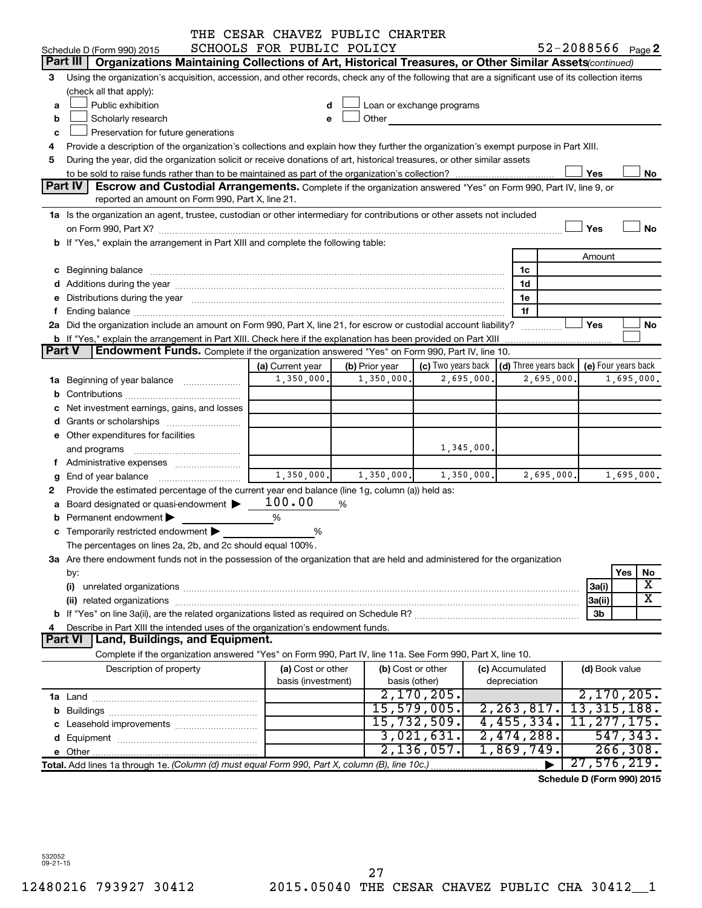THE CESAR CHAVEZ PUBLIC CHARTER SCHOOLS FOR PUBLIC POLICY

Schedule D (Form 990) 2015 52-2088566 Page 2

## Part III Organizations Maintaining Collections of Art, Historical Treasures, or Other Similar Assets *(continued)*

3 Using the organization's acquisition, accession, and other records, check any of the following that are a significant use of its collection items (check all that apply):

- a ☐ Public exhibition
- b ☐ Scholarly research
- c ☐ Preservation for future generations
- d ☐ Loan or exchange programs
- e ☐ Other

4 Provide a description of the organization's collections and explain how they further the organization's exempt purpose in Part XIII.

5 During the year, did the organization solicit or receive donations of art, historical treasures, or other similar assets to be sold to raise funds rather than to be maintained as part of the organization's collection? ☐ Yes ☐ No

## Part IV Escrow and Custodial Arrangements.

Complete if the organization answered "Yes" on Form 990, Part IV, line 9, or reported an amount on Form 990, Part X, line 21.

1a Is the organization an agent, trustee, custodian or other intermediary for contributions or other assets not included on Form 990, Part X? ☐ Yes ☐ No

b If "Yes," explain the arrangement in Part XIII and complete the following table:

| | | Amount |
|---|---|---|
| c Beginning balance | 1c | |
| d Additions during the year | 1d | |
| e Distributions during the year | 1e | |
| f Ending balance | 1f | |

2a Did the organization include an amount on Form 990, Part X, line 21, for escrow or custodial account liability? ☐ Yes ☐ No

b If "Yes," explain the arrangement in Part XIII. Check here if the explanation has been provided on Part XIII ☐

## Part V Endowment Funds.

Complete if the organization answered "Yes" on Form 990, Part IV, line 10.

| | (a) Current year | (b) Prior year | (c) Two years back | (d) Three years back | (e) Four years back |
|---|---|---|---|---|---|
| 1a Beginning of year balance | 1,350,000. | 1,350,000. | 2,695,000. | 2,695,000. | 1,695,000. |
| b Contributions | | | | | |
| c Net investment earnings, gains, and losses | | | | | |
| d Grants or scholarships | | | | | |
| e Other expenditures for facilities and programs | | | 1,345,000. | | |
| f Administrative expenses | | | | | |
| g End of year balance | 1,350,000. | 1,350,000. | 1,350,000. | 2,695,000. | 1,695,000. |

2 Provide the estimated percentage of the current year end balance (line 1g, column (a)) held as:

- a Board designated or quasi-endowment ▶ 100.00 %
- b Permanent endowment ▶ %
- c Temporarily restricted endowment ▶ %

The percentages on lines 2a, 2b, and 2c should equal 100%.

3a Are there endowment funds not in the possession of the organization that are held and administered for the organization by:

| | | Yes | No |
|---|---|---|---|
| (i) unrelated organizations | 3a(i) | | X |
| (ii) related organizations | 3a(ii) | | X |
| b If "Yes" on line 3a(ii), are the related organizations listed as required on Schedule R? | 3b | | |

4 Describe in Part XIII the intended uses of the organization's endowment funds.

## Part VI Land, Buildings, and Equipment.

Complete if the organization answered "Yes" on Form 990, Part IV, line 11a. See Form 990, Part X, line 10.

| Description of property | (a) Cost or other basis (investment) | (b) Cost or other basis (other) | (c) Accumulated depreciation | (d) Book value |
|---|---|---|---|---|
| 1a Land | | 2,170,205. | | 2,170,205. |
| b Buildings | | 15,579,005. | 2,263,817. | 13,315,188. |
| c Leasehold improvements | | 15,732,509. | 4,455,334. | 11,277,175. |
| d Equipment | | 3,021,631. | 2,474,288. | 547,343. |
| e Other | | 2,136,057. | 1,869,749. | 266,308. |
| **Total.** Add lines 1a through 1e. *(Column (d) must equal Form 990, Part X, column (B), line 10c.)* ▶ | | | | 27,576,219. |

**Schedule D (Form 990) 2015**

532052 09-21-15

12480216 793927 30412 2015.05040 THE CESAR CHAVEZ PUBLIC CHA 30412__1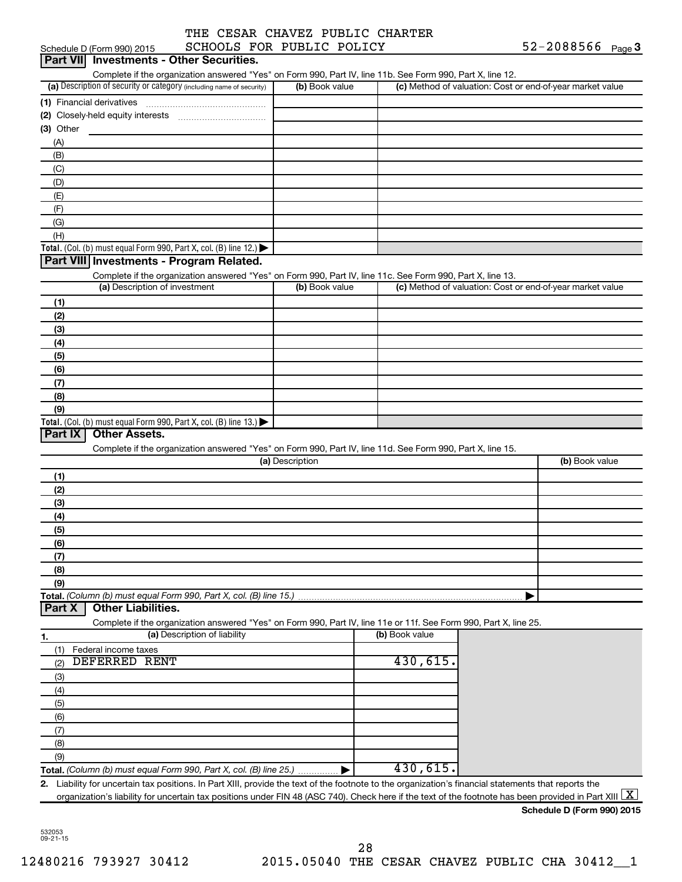THE CESAR CHAVEZ PUBLIC CHARTER SCHOOLS FOR PUBLIC POLICY 52-2088566

Schedule D (Form 990) 2015

## Part VII Investments - Other Securities.

Complete if the organization answered "Yes" on Form 990, Part IV, line 11b. See Form 990, Part X, line 12.

| (a) Description of security or category (including name of security) | (b) Book value | (c) Method of valuation: Cost or end-of-year market value |
|---|---|---|
| (1) Financial derivatives | | |
| (2) Closely-held equity interests | | |
| (3) Other | | |
| (A) | | |
| (B) | | |
| (C) | | |
| (D) | | |
| (E) | | |
| (F) | | |
| (G) | | |
| (H) | | |
| **Total.** (Col. (b) must equal Form 990, Part X, col. (B) line 12.) | | |

## Part VIII Investments - Program Related.

Complete if the organization answered "Yes" on Form 990, Part IV, line 11c. See Form 990, Part X, line 13.

| (a) Description of investment | (b) Book value | (c) Method of valuation: Cost or end-of-year market value |
|---|---|---|
| (1) | | |
| (2) | | |
| (3) | | |
| (4) | | |
| (5) | | |
| (6) | | |
| (7) | | |
| (8) | | |
| (9) | | |
| **Total.** (Col. (b) must equal Form 990, Part X, col. (B) line 13.) | | |

## Part IX Other Assets.

Complete if the organization answered "Yes" on Form 990, Part IV, line 11d. See Form 990, Part X, line 15.

| (a) Description | (b) Book value |
|---|---|
| (1) | |
| (2) | |
| (3) | |
| (4) | |
| (5) | |
| (6) | |
| (7) | |
| (8) | |
| (9) | |
| **Total.** *(Column (b) must equal Form 990, Part X, col. (B) line 15.)* | |

## Part X Other Liabilities.

Complete if the organization answered "Yes" on Form 990, Part IV, line 11e or 11f. See Form 990, Part X, line 25.

| 1. (a) Description of liability | (b) Book value |
|---|---|
| (1) Federal income taxes | |
| (2) DEFERRED RENT | 430,615. |
| (3) | |
| (4) | |
| (5) | |
| (6) | |
| (7) | |
| (8) | |
| (9) | |
| **Total.** *(Column (b) must equal Form 990, Part X, col. (B) line 25.)* | 430,615. |

**2.** Liability for uncertain tax positions. In Part XIII, provide the text of the footnote to the organization's financial statements that reports the organization's liability for uncertain tax positions under FIN 48 (ASC 740). Check here if the text of the footnote has been provided in Part XIII [X]

**Schedule D (Form 990) 2015**

532053 09-21-15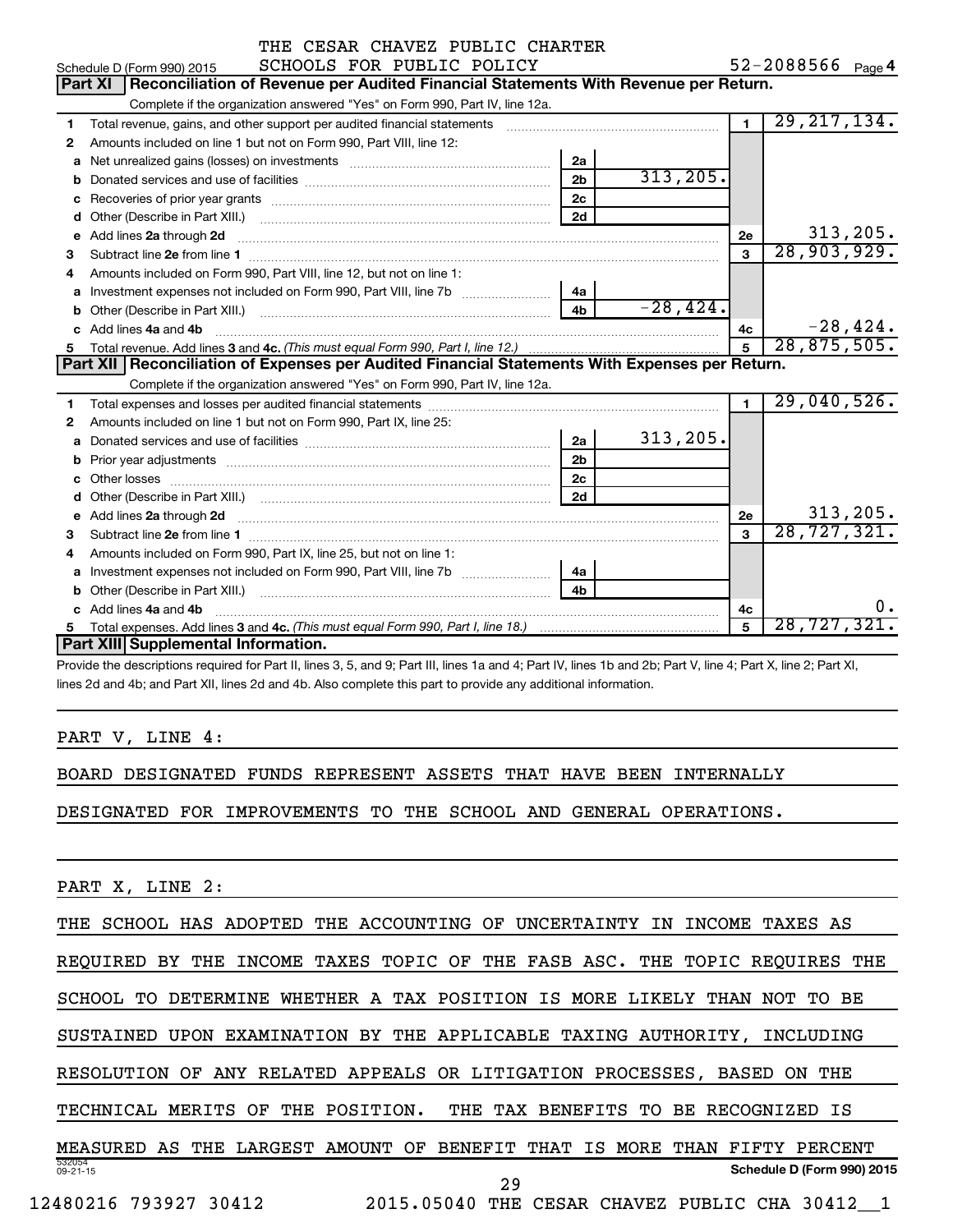THE CESAR CHAVEZ PUBLIC CHARTER SCHOOLS FOR PUBLIC POLICY — 52-2088566

Schedule D (Form 990) 2015 Page 4

## Part XI Reconciliation of Revenue per Audited Financial Statements With Revenue per Return.

Complete if the organization answered "Yes" on Form 990, Part IV, line 12a.

| | | | | | |
|---|---|---|---|---|---|
| 1 | Total revenue, gains, and other support per audited financial statements | | | 1 | 29,217,134. |
| 2 | Amounts included on line 1 but not on Form 990, Part VIII, line 12: | | | | |
| a | Net unrealized gains (losses) on investments | 2a | | | |
| b | Donated services and use of facilities | 2b | 313,205. | | |
| c | Recoveries of prior year grants | 2c | | | |
| d | Other (Describe in Part XIII.) | 2d | | | |
| e | Add lines 2a through 2d | | | 2e | 313,205. |
| 3 | Subtract line 2e from line 1 | | | 3 | 28,903,929. |
| 4 | Amounts included on Form 990, Part VIII, line 12, but not on line 1: | | | | |
| a | Investment expenses not included on Form 990, Part VIII, line 7b | 4a | | | |
| b | Other (Describe in Part XIII.) | 4b | -28,424. | | |
| c | Add lines 4a and 4b | | | 4c | -28,424. |
| 5 | Total revenue. Add lines 3 and 4c. *(This must equal Form 990, Part I, line 12.)* | | | 5 | 28,875,505. |

## Part XII Reconciliation of Expenses per Audited Financial Statements With Expenses per Return.

Complete if the organization answered "Yes" on Form 990, Part IV, line 12a.

| | | | | | |
|---|---|---|---|---|---|
| 1 | Total expenses and losses per audited financial statements | | | 1 | 29,040,526. |
| 2 | Amounts included on line 1 but not on Form 990, Part IX, line 25: | | | | |
| a | Donated services and use of facilities | 2a | 313,205. | | |
| b | Prior year adjustments | 2b | | | |
| c | Other losses | 2c | | | |
| d | Other (Describe in Part XIII.) | 2d | | | |
| e | Add lines 2a through 2d | | | 2e | 313,205. |
| 3 | Subtract line 2e from line 1 | | | 3 | 28,727,321. |
| 4 | Amounts included on Form 990, Part IX, line 25, but not on line 1: | | | | |
| a | Investment expenses not included on Form 990, Part VIII, line 7b | 4a | | | |
| b | Other (Describe in Part XIII.) | 4b | | | |
| c | Add lines 4a and 4b | | | 4c | 0. |
| 5 | Total expenses. Add lines 3 and 4c. *(This must equal Form 990, Part I, line 18.)* | | | 5 | 28,727,321. |

## Part XIII Supplemental Information.

Provide the descriptions required for Part II, lines 3, 5, and 9; Part III, lines 1a and 4; Part IV, lines 1b and 2b; Part V, line 4; Part X, line 2; Part XI, lines 2d and 4b; and Part XII, lines 2d and 4b. Also complete this part to provide any additional information.

PART V, LINE 4:

BOARD DESIGNATED FUNDS REPRESENT ASSETS THAT HAVE BEEN INTERNALLY DESIGNATED FOR IMPROVEMENTS TO THE SCHOOL AND GENERAL OPERATIONS.

PART X, LINE 2:

THE SCHOOL HAS ADOPTED THE ACCOUNTING OF UNCERTAINTY IN INCOME TAXES AS REQUIRED BY THE INCOME TAXES TOPIC OF THE FASB ASC. THE TOPIC REQUIRES THE SCHOOL TO DETERMINE WHETHER A TAX POSITION IS MORE LIKELY THAN NOT TO BE SUSTAINED UPON EXAMINATION BY THE APPLICABLE TAXING AUTHORITY, INCLUDING RESOLUTION OF ANY RELATED APPEALS OR LITIGATION PROCESSES, BASED ON THE TECHNICAL MERITS OF THE POSITION. THE TAX BENEFITS TO BE RECOGNIZED IS MEASURED AS THE LARGEST AMOUNT OF BENEFIT THAT IS MORE THAN FIFTY PERCENT

Schedule D (Form 990) 2015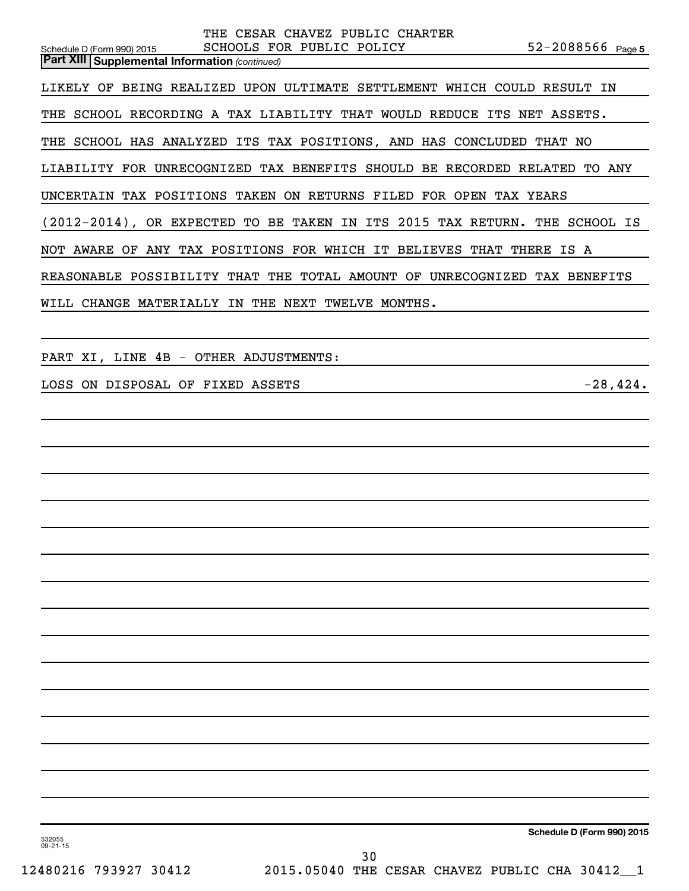**Part XIII | Supplemental Information** *(continued)*

LIKELY OF BEING REALIZED UPON ULTIMATE SETTLEMENT WHICH COULD RESULT IN THE SCHOOL RECORDING A TAX LIABILITY THAT WOULD REDUCE ITS NET ASSETS. THE SCHOOL HAS ANALYZED ITS TAX POSITIONS, AND HAS CONCLUDED THAT NO LIABILITY FOR UNRECOGNIZED TAX BENEFITS SHOULD BE RECORDED RELATED TO ANY UNCERTAIN TAX POSITIONS TAKEN ON RETURNS FILED FOR OPEN TAX YEARS (2012-2014), OR EXPECTED TO BE TAKEN IN ITS 2015 TAX RETURN. THE SCHOOL IS NOT AWARE OF ANY TAX POSITIONS FOR WHICH IT BELIEVES THAT THERE IS A REASONABLE POSSIBILITY THAT THE TOTAL AMOUNT OF UNRECOGNIZED TAX BENEFITS WILL CHANGE MATERIALLY IN THE NEXT TWELVE MONTHS.

PART XI, LINE 4B - OTHER ADJUSTMENTS:

| | |
|---|---|
| LOSS ON DISPOSAL OF FIXED ASSETS | -28,424. |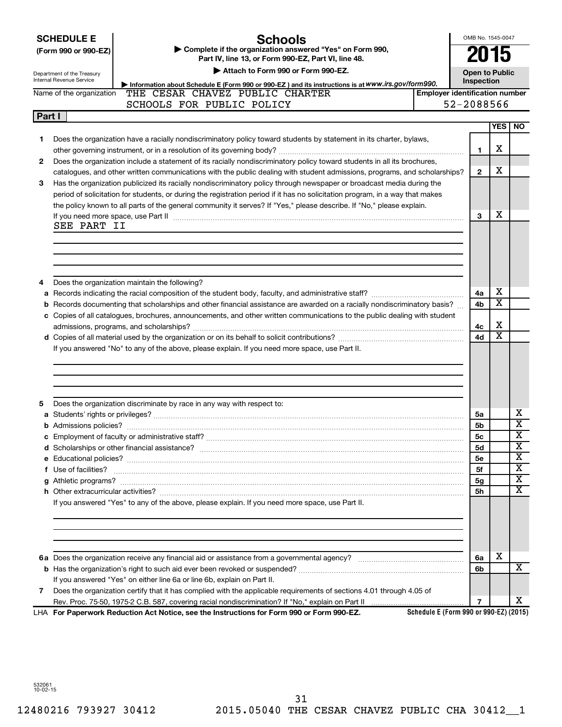**SCHEDULE E (Form 990 or 990-EZ)**

Department of the Treasury
Internal Revenue Service

# Schools

▶ Complete if the organization answered "Yes" on Form 990, Part IV, line 13, or Form 990-EZ, Part VI, line 48.

▶ Attach to Form 990 or Form 990-EZ.

▶ Information about Schedule E (Form 990 or 990-EZ) and its instructions is at www.irs.gov/form990.

OMB No. 1545-0047

**2015**

**Open to Public Inspection**

Name of the organization: THE CESAR CHAVEZ PUBLIC CHARTER SCHOOLS FOR PUBLIC POLICY

Employer identification number: 52-2088566

## Part I

| | | Line | YES | NO |
|---|---|---|---|---|
| 1 | Does the organization have a racially nondiscriminatory policy toward students by statement in its charter, bylaws, other governing instrument, or in a resolution of its governing body? | 1 | X | |
| 2 | Does the organization include a statement of its racially nondiscriminatory policy toward students in all its brochures, catalogues, and other written communications with the public dealing with student admissions, programs, and scholarships? | 2 | X | |
| 3 | Has the organization publicized its racially nondiscriminatory policy through newspaper or broadcast media during the period of solicitation for students, or during the registration period if it has no solicitation program, in a way that makes the policy known to all parts of the general community it serves? If "Yes," please describe. If "No," please explain. If you need more space, use Part II | 3 | X | |

SEE PART II

| | | Line | YES | NO |
|---|---|---|---|---|
| 4 | Does the organization maintain the following? | | | |
| a | Records indicating the racial composition of the student body, faculty, and administrative staff? | 4a | X | |
| b | Records documenting that scholarships and other financial assistance are awarded on a racially nondiscriminatory basis? | 4b | X | |
| c | Copies of all catalogues, brochures, announcements, and other written communications to the public dealing with student admissions, programs, and scholarships? | 4c | X | |
| d | Copies of all material used by the organization or on its behalf to solicit contributions? | 4d | X | |

If you answered "No" to any of the above, please explain. If you need more space, use Part II.

| | | Line | YES | NO |
|---|---|---|---|---|
| 5 | Does the organization discriminate by race in any way with respect to: | | | |
| a | Students' rights or privileges? | 5a | | X |
| b | Admissions policies? | 5b | | X |
| c | Employment of faculty or administrative staff? | 5c | | X |
| d | Scholarships or other financial assistance? | 5d | | X |
| e | Educational policies? | 5e | | X |
| f | Use of facilities? | 5f | | X |
| g | Athletic programs? | 5g | | X |
| h | Other extracurricular activities? | 5h | | X |

If you answered "Yes" to any of the above, please explain. If you need more space, use Part II.

| | | Line | YES | NO |
|---|---|---|---|---|
| 6a | Does the organization receive any financial aid or assistance from a governmental agency? | 6a | X | |
| b | Has the organization's right to such aid ever been revoked or suspended? | 6b | | X |
| | If you answered "Yes" on either line 6a or line 6b, explain on Part II. | | | |
| 7 | Does the organization certify that it has complied with the applicable requirements of sections 4.01 through 4.05 of Rev. Proc. 75-50, 1975-2 C.B. 587, covering racial nondiscrimination? If "No," explain on Part II | 7 | | X |

LHA For Paperwork Reduction Act Notice, see the Instructions for Form 990 or Form 990-EZ. Schedule E (Form 990 or 990-EZ) (2015)

532061
10-02-15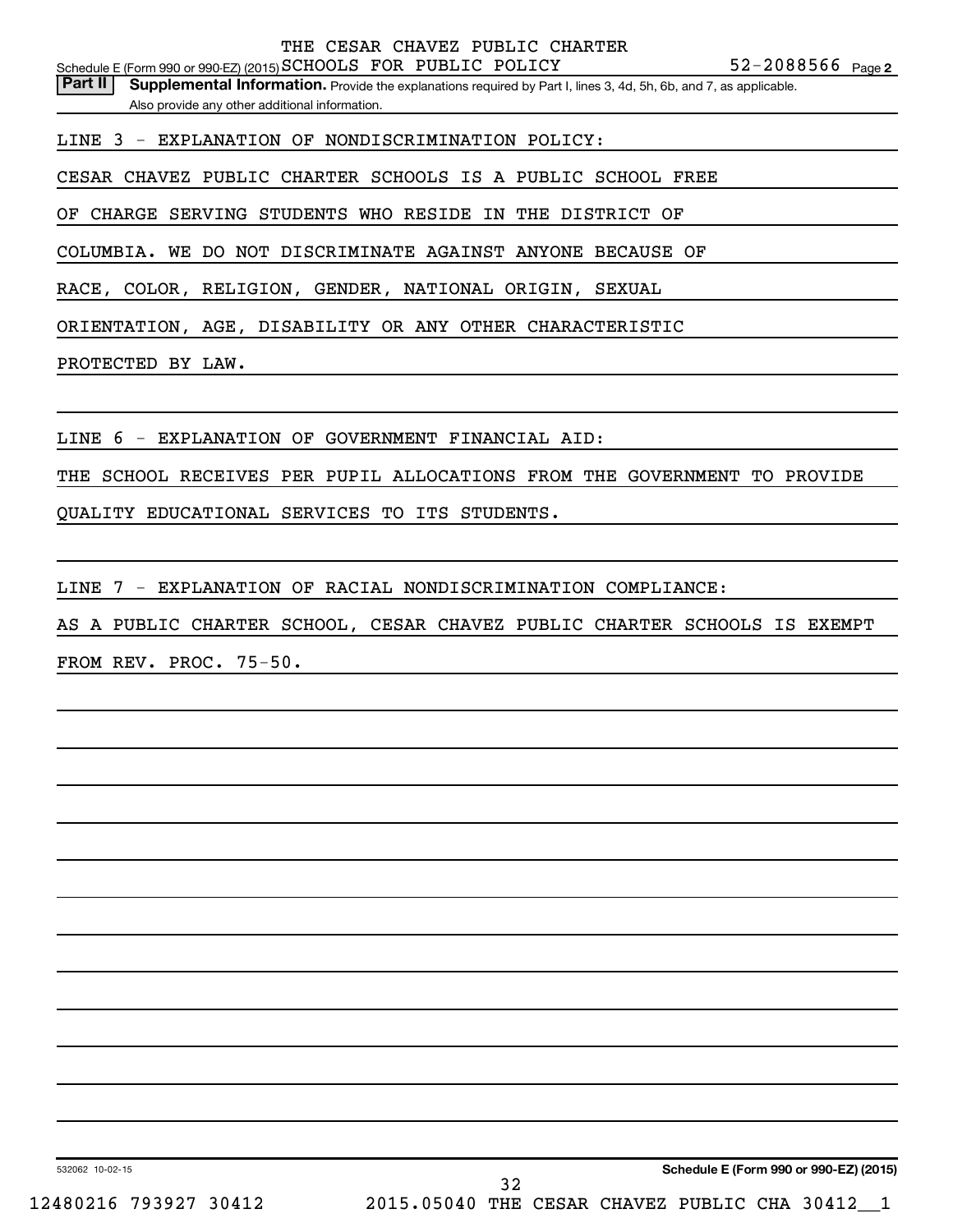Schedule E (Form 990 or 990-EZ) (2015) THE CESAR CHAVEZ PUBLIC CHARTER SCHOOLS FOR PUBLIC POLICY 52-2088566 Page 2

**Part II** **Supplemental Information.** Provide the explanations required by Part I, lines 3, 4d, 5h, 6b, and 7, as applicable. Also provide any other additional information.

LINE 3 - EXPLANATION OF NONDISCRIMINATION POLICY:

CESAR CHAVEZ PUBLIC CHARTER SCHOOLS IS A PUBLIC SCHOOL FREE OF CHARGE SERVING STUDENTS WHO RESIDE IN THE DISTRICT OF COLUMBIA. WE DO NOT DISCRIMINATE AGAINST ANYONE BECAUSE OF RACE, COLOR, RELIGION, GENDER, NATIONAL ORIGIN, SEXUAL ORIENTATION, AGE, DISABILITY OR ANY OTHER CHARACTERISTIC PROTECTED BY LAW.

LINE 6 - EXPLANATION OF GOVERNMENT FINANCIAL AID:

THE SCHOOL RECEIVES PER PUPIL ALLOCATIONS FROM THE GOVERNMENT TO PROVIDE QUALITY EDUCATIONAL SERVICES TO ITS STUDENTS.

LINE 7 - EXPLANATION OF RACIAL NONDISCRIMINATION COMPLIANCE:

AS A PUBLIC CHARTER SCHOOL, CESAR CHAVEZ PUBLIC CHARTER SCHOOLS IS EXEMPT FROM REV. PROC. 75-50.

532062 10-02-15 **Schedule E (Form 990 or 990-EZ) (2015)**

12480216 793927 30412 2015.05040 THE CESAR CHAVEZ PUBLIC CHA 30412__1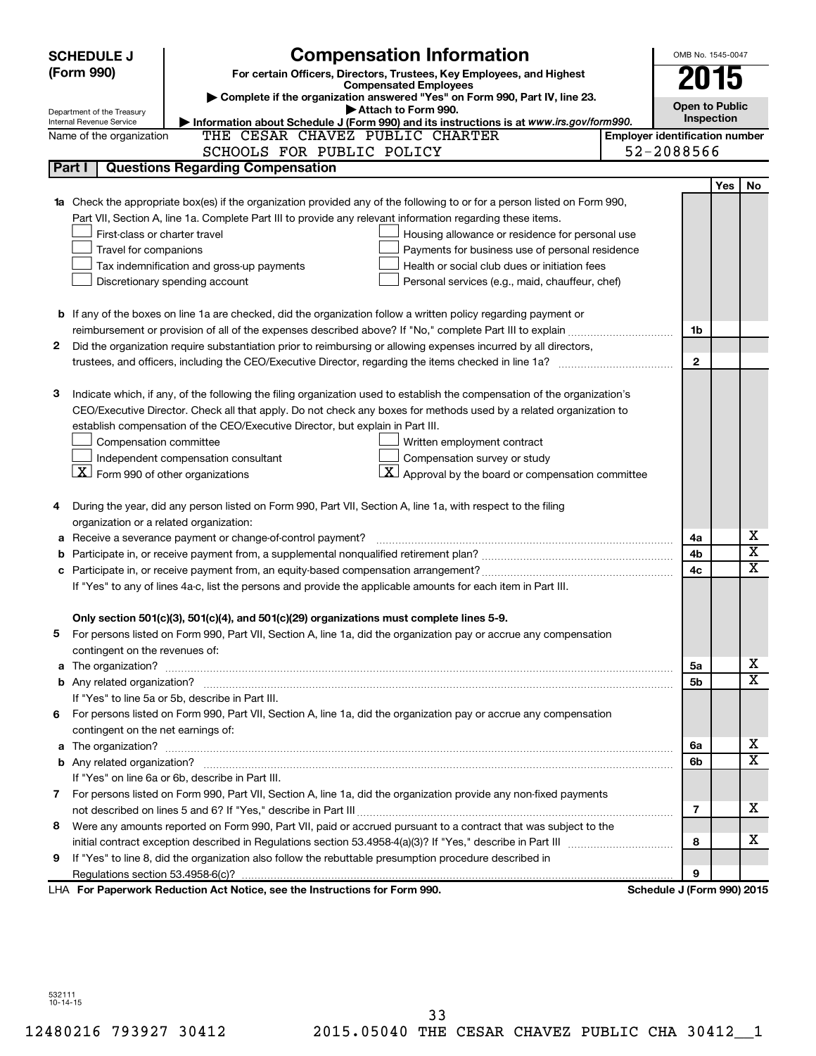**SCHEDULE J (Form 990)**

# Compensation Information

**For certain Officers, Directors, Trustees, Key Employees, and Highest Compensated Employees**

▶ Complete if the organization answered "Yes" on Form 990, Part IV, line 23.

▶ Attach to Form 990.

▶ Information about Schedule J (Form 990) and its instructions is at www.irs.gov/form990.

OMB No. 1545-0047

**2015**

**Open to Public Inspection**

Department of the Treasury
Internal Revenue Service

Name of the organization: THE CESAR CHAVEZ PUBLIC CHARTER SCHOOLS FOR PUBLIC POLICY

Employer identification number: 52-2088566

## Part I Questions Regarding Compensation

| | | | Yes | No |
|---|---|---|---|---|
| **1a** | Check the appropriate box(es) if the organization provided any of the following to or for a person listed on Form 990, Part VII, Section A, line 1a. Complete Part III to provide any relevant information regarding these items.<br>☐ First-class or charter travel ☐ Housing allowance or residence for personal use<br>☐ Travel for companions ☐ Payments for business use of personal residence<br>☐ Tax indemnification and gross-up payments ☐ Health or social club dues or initiation fees<br>☐ Discretionary spending account ☐ Personal services (e.g., maid, chauffeur, chef) | | | |
| **b** | If any of the boxes on line 1a are checked, did the organization follow a written policy regarding payment or reimbursement or provision of all of the expenses described above? If "No," complete Part III to explain | 1b | | |
| **2** | Did the organization require substantiation prior to reimbursing or allowing expenses incurred by all directors, trustees, and officers, including the CEO/Executive Director, regarding the items checked in line 1a? | 2 | | |
| **3** | Indicate which, if any, of the following the filing organization used to establish the compensation of the organization's CEO/Executive Director. Check all that apply. Do not check any boxes for methods used by a related organization to establish compensation of the CEO/Executive Director, but explain in Part III.<br>☐ Compensation committee ☐ Written employment contract<br>☐ Independent compensation consultant ☐ Compensation survey or study<br>☒ Form 990 of other organizations ☒ Approval by the board or compensation committee | | | |
| **4** | During the year, did any person listed on Form 990, Part VII, Section A, line 1a, with respect to the filing organization or a related organization: | | | |
| **a** | Receive a severance payment or change-of-control payment? | 4a | | X |
| **b** | Participate in, or receive payment from, a supplemental nonqualified retirement plan? | 4b | | X |
| **c** | Participate in, or receive payment from, an equity-based compensation arrangement? | 4c | | X |
| | If "Yes" to any of lines 4a-c, list the persons and provide the applicable amounts for each item in Part III. | | | |
| | **Only section 501(c)(3), 501(c)(4), and 501(c)(29) organizations must complete lines 5-9.** | | | |
| **5** | For persons listed on Form 990, Part VII, Section A, line 1a, did the organization pay or accrue any compensation contingent on the revenues of: | | | |
| **a** | The organization? | 5a | | X |
| **b** | Any related organization? | 5b | | X |
| | If "Yes" to line 5a or 5b, describe in Part III. | | | |
| **6** | For persons listed on Form 990, Part VII, Section A, line 1a, did the organization pay or accrue any compensation contingent on the net earnings of: | | | |
| **a** | The organization? | 6a | | X |
| **b** | Any related organization? | 6b | | X |
| | If "Yes" on line 6a or 6b, describe in Part III. | | | |
| **7** | For persons listed on Form 990, Part VII, Section A, line 1a, did the organization provide any non-fixed payments not described on lines 5 and 6? If "Yes," describe in Part III | 7 | | X |
| **8** | Were any amounts reported on Form 990, Part VII, paid or accrued pursuant to a contract that was subject to the initial contract exception described in Regulations section 53.4958-4(a)(3)? If "Yes," describe in Part III | 8 | | X |
| **9** | If "Yes" to line 8, did the organization also follow the rebuttable presumption procedure described in Regulations section 53.4958-6(c)? | 9 | | |

LHA **For Paperwork Reduction Act Notice, see the Instructions for Form 990.** **Schedule J (Form 990) 2015**

532111 10-14-15

12480216 793927 30412 2015.05040 THE CESAR CHAVEZ PUBLIC CHA 30412__1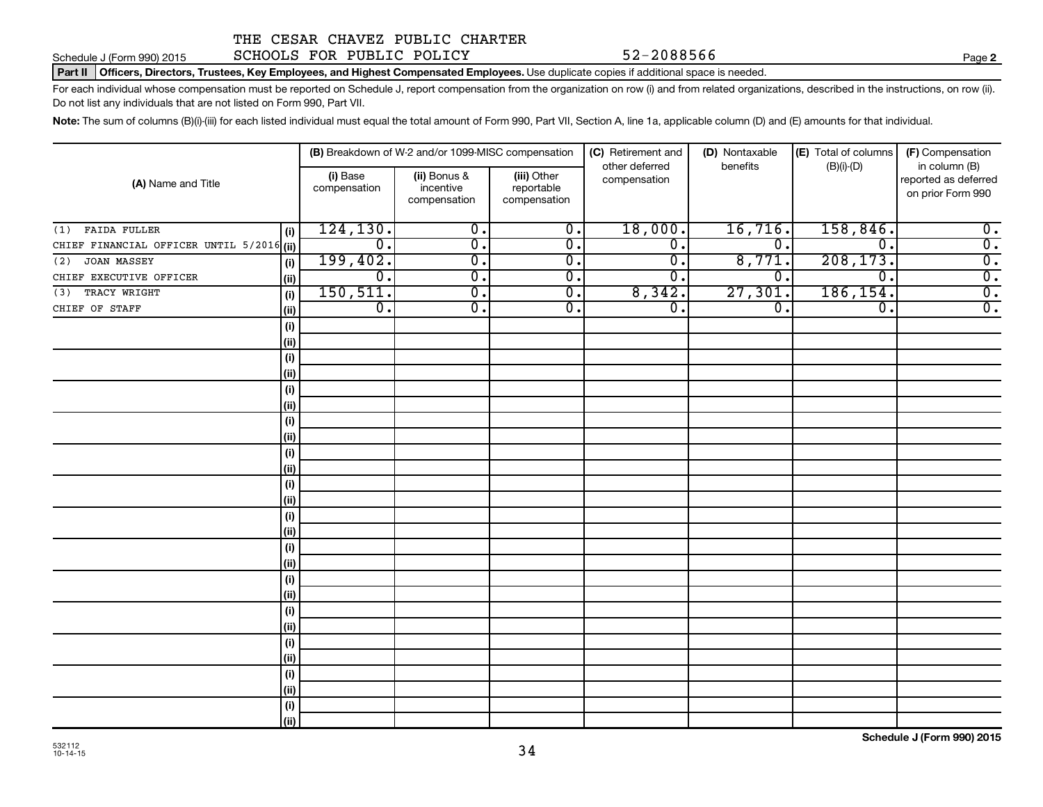THE CESAR CHAVEZ PUBLIC CHARTER SCHOOLS FOR PUBLIC POLICY 52-2088566

Schedule J (Form 990) 2015

**Part II** **Officers, Directors, Trustees, Key Employees, and Highest Compensated Employees.** Use duplicate copies if additional space is needed.

For each individual whose compensation must be reported on Schedule J, report compensation from the organization on row (i) and from related organizations, described in the instructions, on row (ii). Do not list any individuals that are not listed on Form 990, Part VII.

**Note:** The sum of columns (B)(i)-(iii) for each listed individual must equal the total amount of Form 990, Part VII, Section A, line 1a, applicable column (D) and (E) amounts for that individual.

| (A) Name and Title | | (B) Breakdown of W-2 and/or 1099-MISC compensation | | | (C) Retirement and other deferred compensation | (D) Nontaxable benefits | (E) Total of columns (B)(i)-(D) | (F) Compensation in column (B) reported as deferred on prior Form 990 |
|---|---|---|---|---|---|---|---|---|
| | | (i) Base compensation | (ii) Bonus & incentive compensation | (iii) Other reportable compensation | | | | |
| (1) FAIDA FULLER | (i) | 124,130. | 0. | 0. | 18,000. | 16,716. | 158,846. | 0. |
| CHIEF FINANCIAL OFFICER UNTIL 5/2016 | (ii) | 0. | 0. | 0. | 0. | 0. | 0. | 0. |
| (2) JOAN MASSEY | (i) | 199,402. | 0. | 0. | 0. | 8,771. | 208,173. | 0. |
| CHIEF EXECUTIVE OFFICER | (ii) | 0. | 0. | 0. | 0. | 0. | 0. | 0. |
| (3) TRACY WRIGHT | (i) | 150,511. | 0. | 0. | 8,342. | 27,301. | 186,154. | 0. |
| CHIEF OF STAFF | (ii) | 0. | 0. | 0. | 0. | 0. | 0. | 0. |

532112 10-14-15

**Schedule J (Form 990) 2015**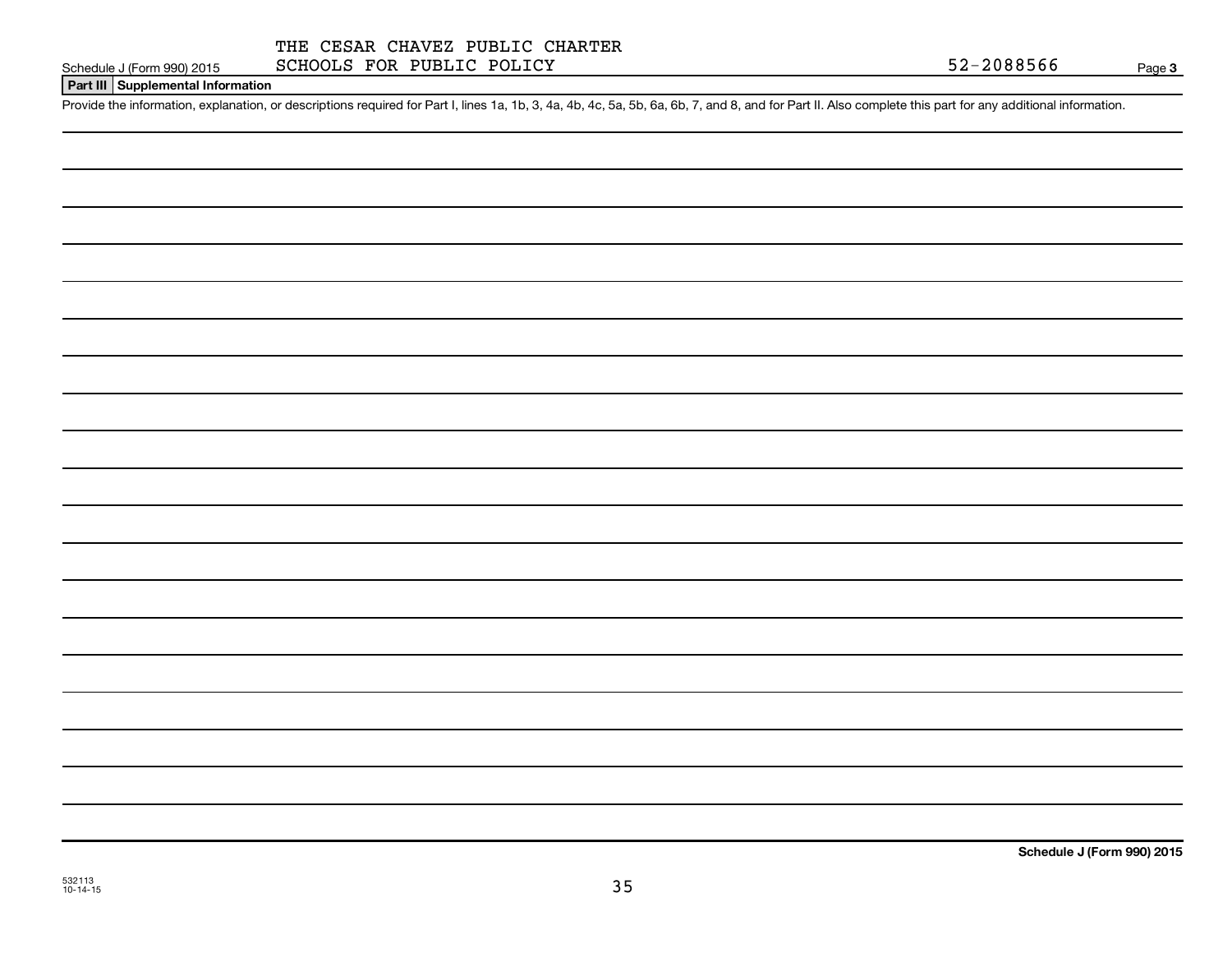THE CESAR CHAVEZ PUBLIC CHARTER SCHOOLS FOR PUBLIC POLICY

52-2088566

Schedule J (Form 990) 2015

**Part III Supplemental Information**

Provide the information, explanation, or descriptions required for Part I, lines 1a, 1b, 3, 4a, 4b, 4c, 5a, 5b, 6a, 6b, 7, and 8, and for Part II. Also complete this part for any additional information.

**Schedule J (Form 990) 2015**

532113
10-14-15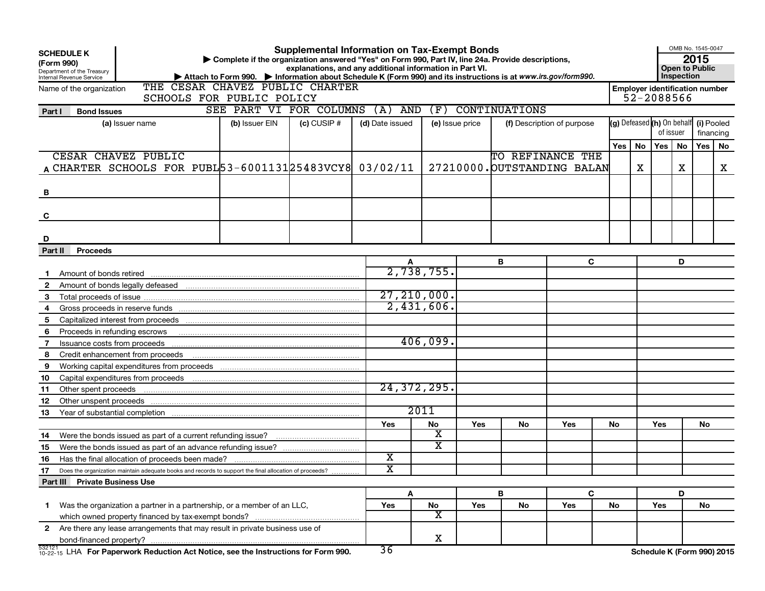**SCHEDULE K (Form 990)**
Department of the Treasury
Internal Revenue Service

# Supplemental Information on Tax-Exempt Bonds

▶ Complete if the organization answered "Yes" on Form 990, Part IV, line 24a. Provide descriptions, explanations, and any additional information in Part VI.
▶ Attach to Form 990. ▶ Information about Schedule K (Form 990) and its instructions is at www.irs.gov/form990.

OMB No. 1545-0047
**2015**
**Open to Public Inspection**

Name of the organization: THE CESAR CHAVEZ PUBLIC CHARTER SCHOOLS FOR PUBLIC POLICY

Employer identification number: 52-2088566

## Part I Bond Issues

SEE PART VI FOR COLUMNS (A) AND (F) CONTINUATIONS

| | (a) Issuer name | (b) Issuer EIN | (c) CUSIP # | (d) Date issued | (e) Issue price | (f) Description of purpose | (g) Defeased Yes | (g) Defeased No | (h) On behalf of issuer Yes | (h) On behalf of issuer No | (i) Pooled financing Yes | (i) Pooled financing No |
|---|---|---|---|---|---|---|---|---|---|---|---|---|
| A | CESAR CHAVEZ PUBLIC CHARTER SCHOOLS FOR PUBL | 53-6001131 | 25483VCY8 | 03/02/11 | 27210000. | TO REFINANCE THE OUTSTANDING BALAN | | X | | X | | X |
| B | | | | | | | | | | | | |
| C | | | | | | | | | | | | |
| D | | | | | | | | | | | | |

## Part II Proceeds

| | | A | | B | | C | | D | |
|---|---|---|---|---|---|---|---|---|---|
| 1 | Amount of bonds retired | 2,738,755. | | | | | | | |
| 2 | Amount of bonds legally defeased | | | | | | | | |
| 3 | Total proceeds of issue | 27,210,000. | | | | | | | |
| 4 | Gross proceeds in reserve funds | 2,431,606. | | | | | | | |
| 5 | Capitalized interest from proceeds | | | | | | | | |
| 6 | Proceeds in refunding escrows | | | | | | | | |
| 7 | Issuance costs from proceeds | 406,099. | | | | | | | |
| 8 | Credit enhancement from proceeds | | | | | | | | |
| 9 | Working capital expenditures from proceeds | | | | | | | | |
| 10 | Capital expenditures from proceeds | | | | | | | | |
| 11 | Other spent proceeds | 24,372,295. | | | | | | | |
| 12 | Other unspent proceeds | | | | | | | | |
| 13 | Year of substantial completion | 2011 | | | | | | | |
| | | Yes | No | Yes | No | Yes | No | Yes | No |
| 14 | Were the bonds issued as part of a current refunding issue? | | X | | | | | | |
| 15 | Were the bonds issued as part of an advance refunding issue? | | X | | | | | | |
| 16 | Has the final allocation of proceeds been made? | X | | | | | | | |
| 17 | Does the organization maintain adequate books and records to support the final allocation of proceeds? | X | | | | | | | |

## Part III Private Business Use

| | | A | | B | | C | | D | |
|---|---|---|---|---|---|---|---|---|---|
| | | Yes | No | Yes | No | Yes | No | Yes | No |
| 1 | Was the organization a partner in a partnership, or a member of an LLC, which owned property financed by tax-exempt bonds? | | X | | | | | | |
| 2 | Are there any lease arrangements that may result in private business use of bond-financed property? | | X | | | | | | |

532121 10-22-15 LHA **For Paperwork Reduction Act Notice, see the Instructions for Form 990.** **Schedule K (Form 990) 2015**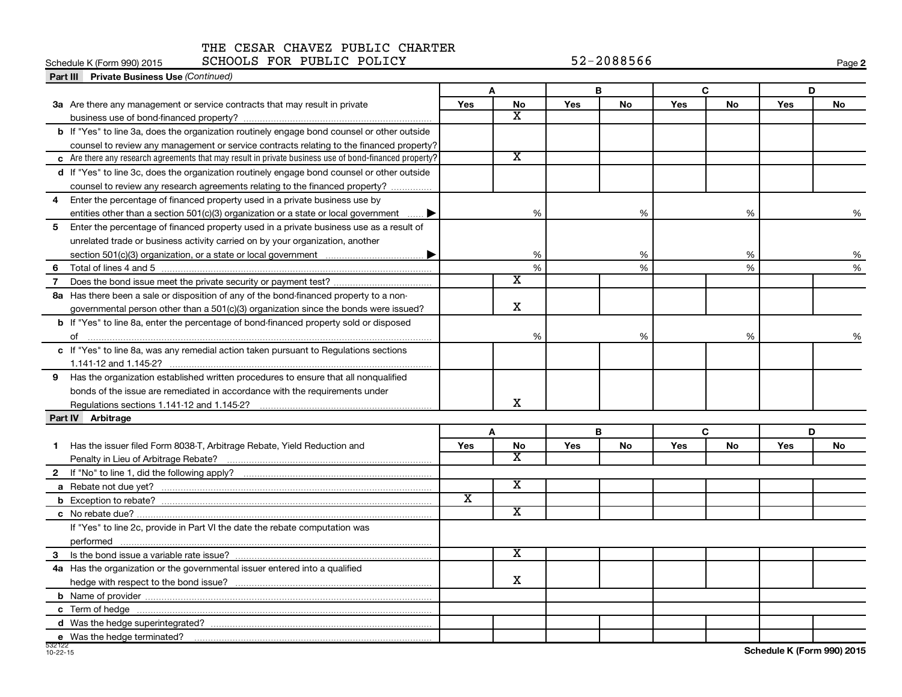THE CESAR CHAVEZ PUBLIC CHARTER SCHOOLS FOR PUBLIC POLICY

Schedule K (Form 990) 2015 — 52-2088566 — Page 2

**Part III Private Business Use** *(Continued)*

| | A Yes | A No | B Yes | B No | C Yes | C No | D Yes | D No |
|---|---|---|---|---|---|---|---|---|
| **3a** Are there any management or service contracts that may result in private business use of bond-financed property? | | X | | | | | | |
| **b** If "Yes" to line 3a, does the organization routinely engage bond counsel or other outside counsel to review any management or service contracts relating to the financed property? | | | | | | | | |
| **c** Are there any research agreements that may result in private business use of bond-financed property? | | X | | | | | | |
| **d** If "Yes" to line 3c, does the organization routinely engage bond counsel or other outside counsel to review any research agreements relating to the financed property? | | | | | | | | |
| **4** Enter the percentage of financed property used in a private business use by entities other than a section 501(c)(3) organization or a state or local government ▶ | | % | | % | | % | | % |
| **5** Enter the percentage of financed property used in a private business use as a result of unrelated trade or business activity carried on by your organization, another section 501(c)(3) organization, or a state or local government ▶ | | % | | % | | % | | % |
| **6** Total of lines 4 and 5 | | % | | % | | % | | % |
| **7** Does the bond issue meet the private security or payment test? | | X | | | | | | |
| **8a** Has there been a sale or disposition of any of the bond-financed property to a nongovernmental person other than a 501(c)(3) organization since the bonds were issued? | | X | | | | | | |
| **b** If "Yes" to line 8a, enter the percentage of bond-financed property sold or disposed of | | % | | % | | % | | % |
| **c** If "Yes" to line 8a, was any remedial action taken pursuant to Regulations sections 1.141-12 and 1.145-2? | | | | | | | | |
| **9** Has the organization established written procedures to ensure that all nonqualified bonds of the issue are remediated in accordance with the requirements under Regulations sections 1.141-12 and 1.145-2? | | X | | | | | | |

**Part IV Arbitrage**

| | A Yes | A No | B Yes | B No | C Yes | C No | D Yes | D No |
|---|---|---|---|---|---|---|---|---|
| **1** Has the issuer filed Form 8038-T, Arbitrage Rebate, Yield Reduction and Penalty in Lieu of Arbitrage Rebate? | | X | | | | | | |
| **2** If "No" to line 1, did the following apply? | | | | | | | | |
| **a** Rebate not due yet? | | X | | | | | | |
| **b** Exception to rebate? | X | | | | | | | |
| **c** No rebate due? | | X | | | | | | |
| If "Yes" to line 2c, provide in Part VI the date the rebate computation was performed | | | | | | | | |
| **3** Is the bond issue a variable rate issue? | | X | | | | | | |
| **4a** Has the organization or the governmental issuer entered into a qualified hedge with respect to the bond issue? | | X | | | | | | |
| **b** Name of provider | | | | | | | | |
| **c** Term of hedge | | | | | | | | |
| **d** Was the hedge superintegrated? | | | | | | | | |
| **e** Was the hedge terminated? | | | | | | | | |

532122 10-22-15

Schedule K (Form 990) 2015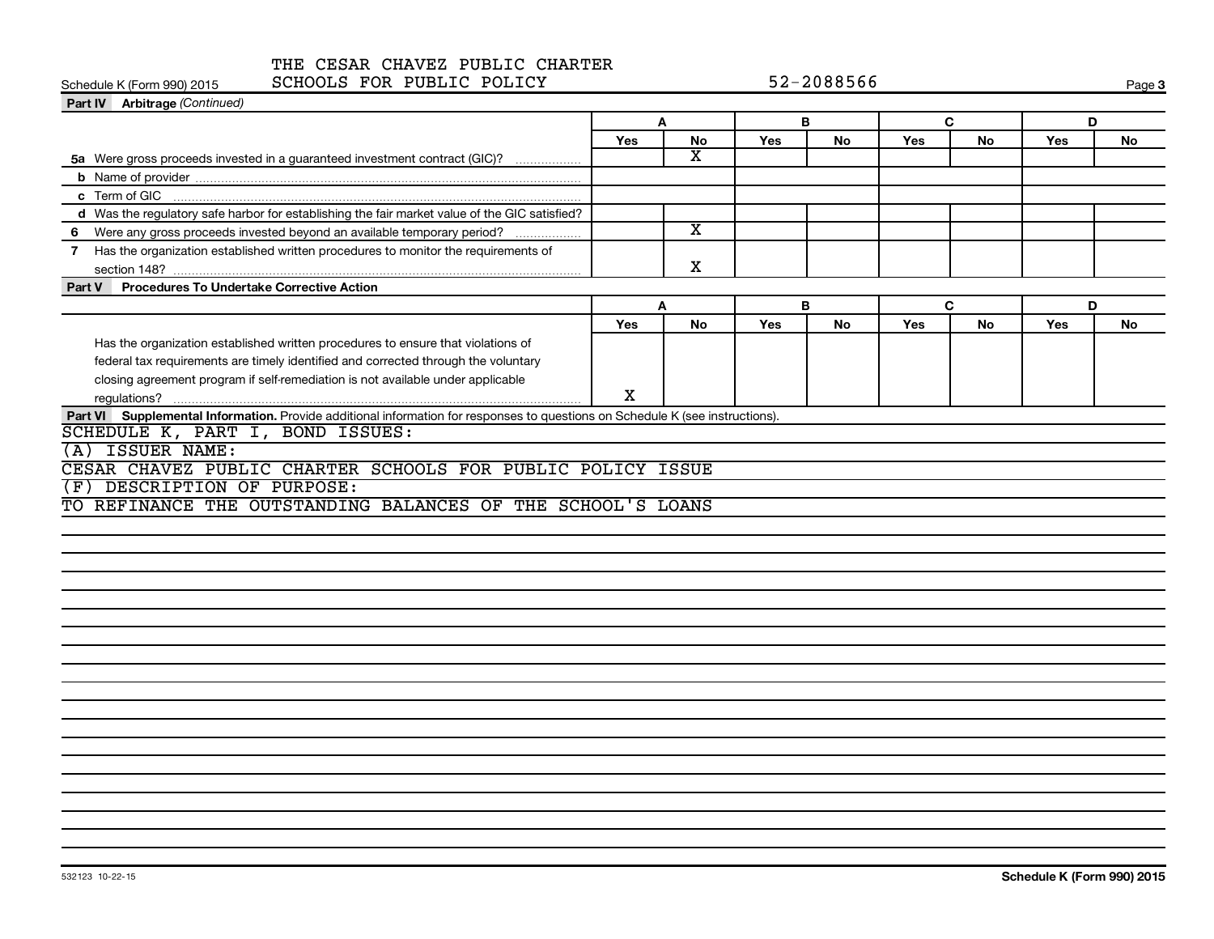Schedule K (Form 990) 2015 THE CESAR CHAVEZ PUBLIC CHARTER SCHOOLS FOR PUBLIC POLICY 52-2088566 Page 3

**Part IV Arbitrage** *(Continued)*

| | A | | B | | C | | D | |
|---|---|---|---|---|---|---|---|---|
| | Yes | No | Yes | No | Yes | No | Yes | No |
| 5a Were gross proceeds invested in a guaranteed investment contract (GIC)? | | X | | | | | | |
| b Name of provider | | | | | | | | |
| c Term of GIC | | | | | | | | |
| d Was the regulatory safe harbor for establishing the fair market value of the GIC satisfied? | | | | | | | | |
| 6 Were any gross proceeds invested beyond an available temporary period? | | X | | | | | | |
| 7 Has the organization established written procedures to monitor the requirements of section 148? | | X | | | | | | |

**Part V Procedures To Undertake Corrective Action**

| | A | | B | | C | | D | |
|---|---|---|---|---|---|---|---|---|
| | Yes | No | Yes | No | Yes | No | Yes | No |
| Has the organization established written procedures to ensure that violations of federal tax requirements are timely identified and corrected through the voluntary closing agreement program if self-remediation is not available under applicable regulations? | X | | | | | | | |

**Part VI Supplemental Information.** Provide additional information for responses to questions on Schedule K (see instructions).

SCHEDULE K, PART I, BOND ISSUES:
(A) ISSUER NAME:
CESAR CHAVEZ PUBLIC CHARTER SCHOOLS FOR PUBLIC POLICY ISSUE
(F) DESCRIPTION OF PURPOSE:
TO REFINANCE THE OUTSTANDING BALANCES OF THE SCHOOL'S LOANS

532123 10-22-15 Schedule K (Form 990) 2015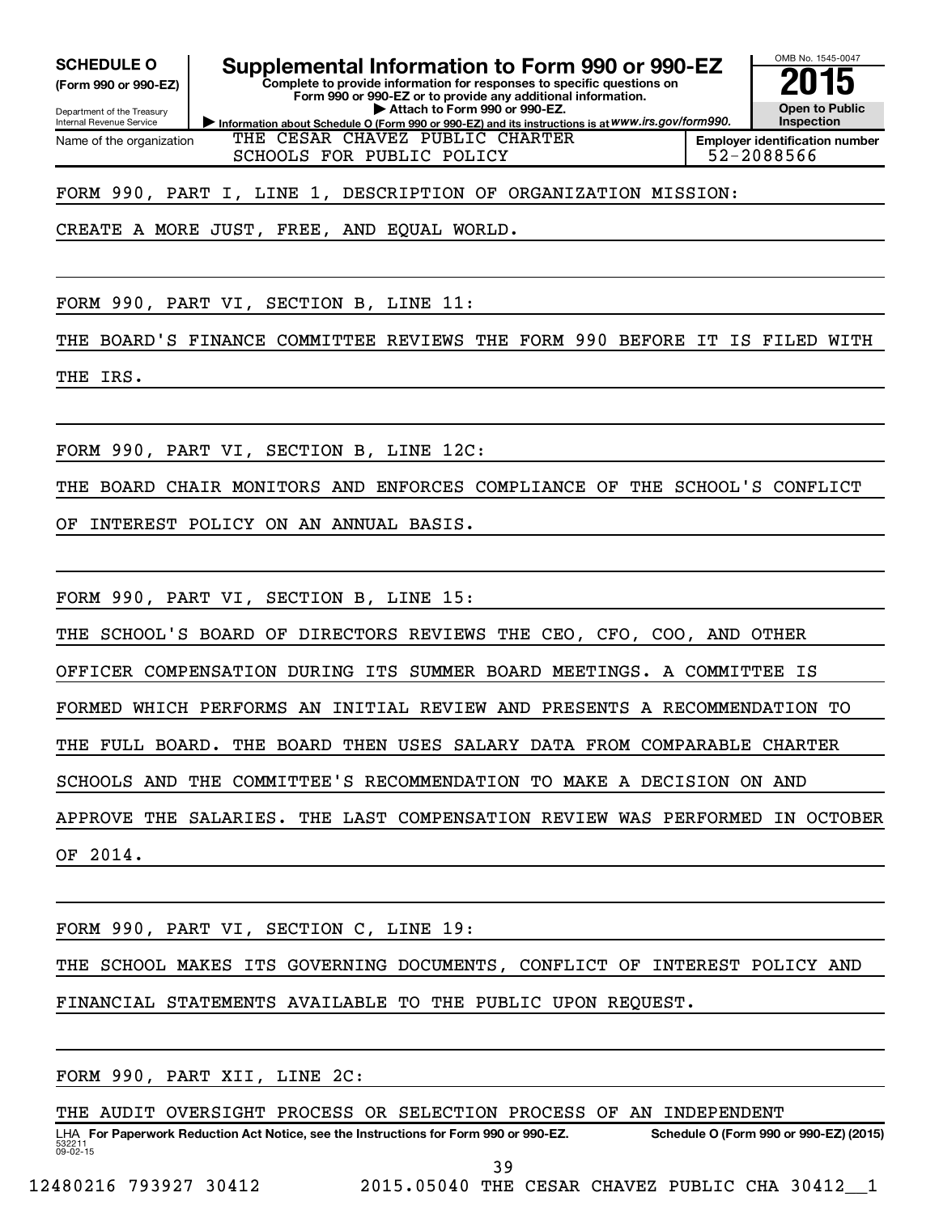**SCHEDULE O**
**(Form 990 or 990-EZ)**

Department of the Treasury
Internal Revenue Service

# Supplemental Information to Form 990 or 990-EZ

**Complete to provide information for responses to specific questions on Form 990 or 990-EZ or to provide any additional information.**
**▶ Attach to Form 990 or 990-EZ.**
▶ Information about Schedule O (Form 990 or 990-EZ) and its instructions is at *www.irs.gov/form990.*

OMB No. 1545-0047
**2015**
**Open to Public Inspection**

Name of the organization: THE CESAR CHAVEZ PUBLIC CHARTER SCHOOLS FOR PUBLIC POLICY

Employer identification number: 52-2088566

FORM 990, PART I, LINE 1, DESCRIPTION OF ORGANIZATION MISSION:

CREATE A MORE JUST, FREE, AND EQUAL WORLD.

FORM 990, PART VI, SECTION B, LINE 11:

THE BOARD'S FINANCE COMMITTEE REVIEWS THE FORM 990 BEFORE IT IS FILED WITH THE IRS.

FORM 990, PART VI, SECTION B, LINE 12C:

THE BOARD CHAIR MONITORS AND ENFORCES COMPLIANCE OF THE SCHOOL'S CONFLICT OF INTEREST POLICY ON AN ANNUAL BASIS.

FORM 990, PART VI, SECTION B, LINE 15:

THE SCHOOL'S BOARD OF DIRECTORS REVIEWS THE CEO, CFO, COO, AND OTHER OFFICER COMPENSATION DURING ITS SUMMER BOARD MEETINGS. A COMMITTEE IS FORMED WHICH PERFORMS AN INITIAL REVIEW AND PRESENTS A RECOMMENDATION TO THE FULL BOARD. THE BOARD THEN USES SALARY DATA FROM COMPARABLE CHARTER SCHOOLS AND THE COMMITTEE'S RECOMMENDATION TO MAKE A DECISION ON AND APPROVE THE SALARIES. THE LAST COMPENSATION REVIEW WAS PERFORMED IN OCTOBER OF 2014.

FORM 990, PART VI, SECTION C, LINE 19:

THE SCHOOL MAKES ITS GOVERNING DOCUMENTS, CONFLICT OF INTEREST POLICY AND FINANCIAL STATEMENTS AVAILABLE TO THE PUBLIC UPON REQUEST.

FORM 990, PART XII, LINE 2C:

THE AUDIT OVERSIGHT PROCESS OR SELECTION PROCESS OF AN INDEPENDENT

LHA **For Paperwork Reduction Act Notice, see the Instructions for Form 990 or 990-EZ.** **Schedule O (Form 990 or 990-EZ) (2015)**
532211 09-02-15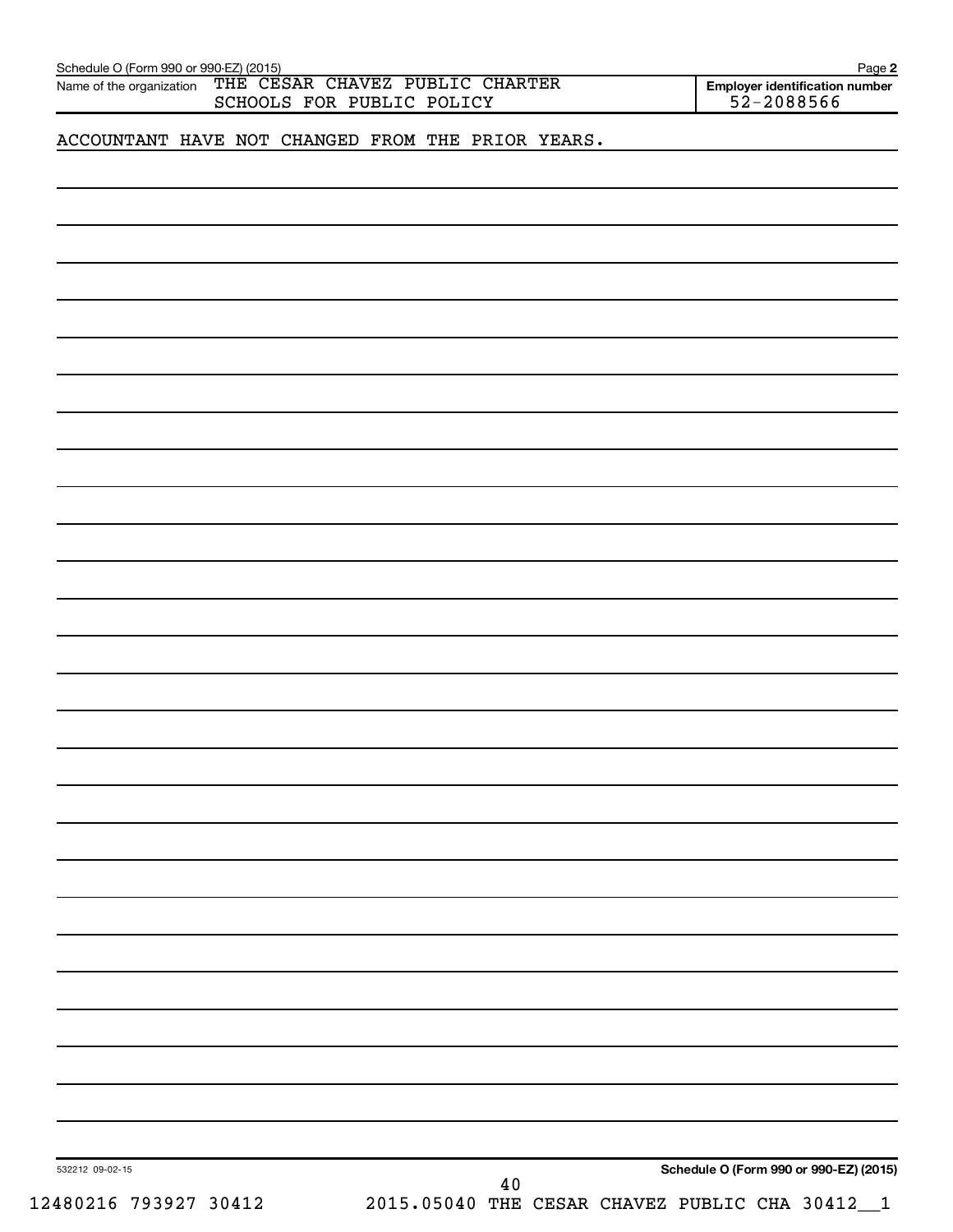Schedule O (Form 990 or 990-EZ) (2015)

Name of the organization: THE CESAR CHAVEZ PUBLIC CHARTER SCHOOLS FOR PUBLIC POLICY

Employer identification number: 52-2088566

ACCOUNTANT HAVE NOT CHANGED FROM THE PRIOR YEARS.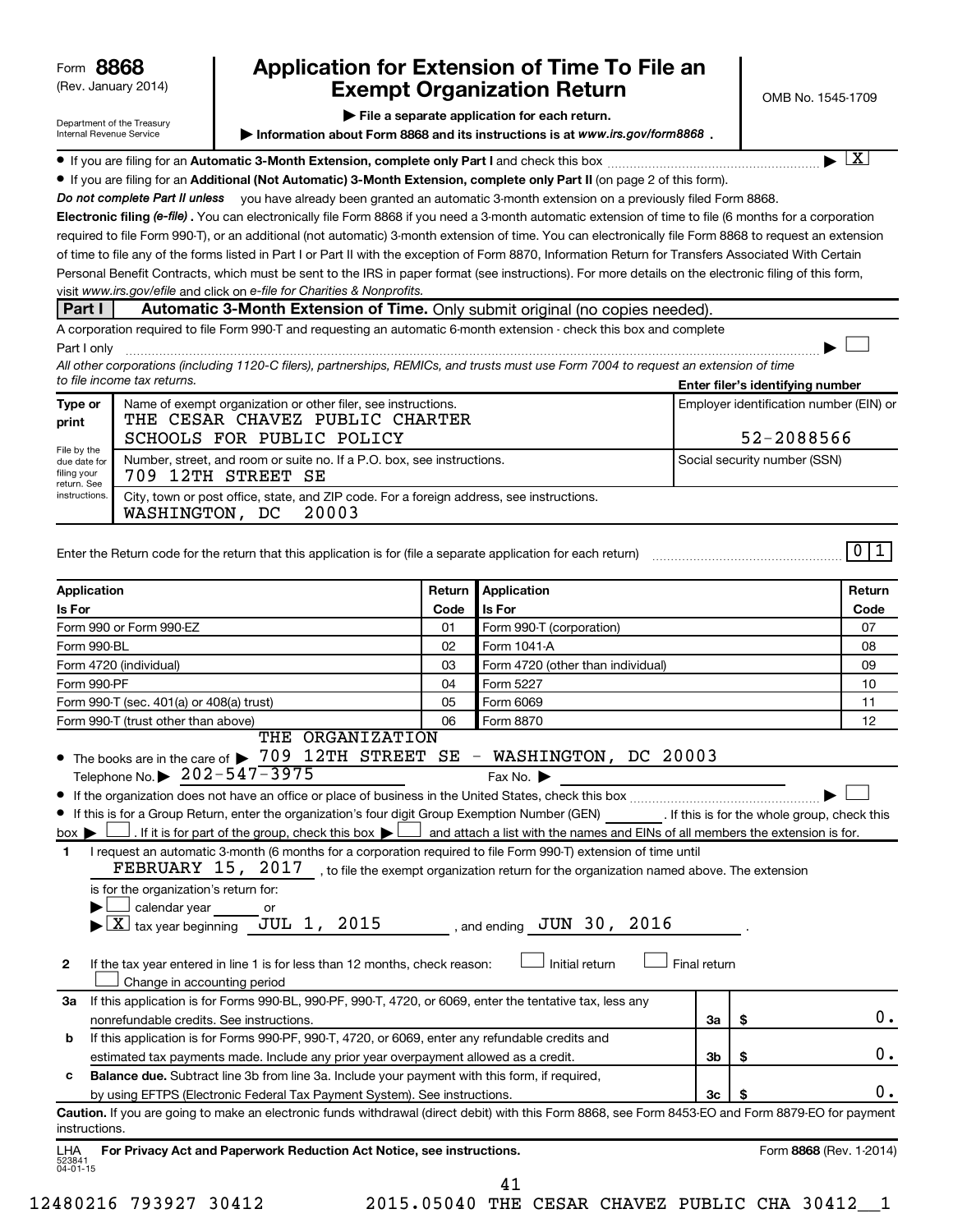Form **8868**
(Rev. January 2014)

Department of the Treasury
Internal Revenue Service

# Application for Extension of Time To File an Exempt Organization Return

OMB No. 1545-1709

▶ **File a separate application for each return.**

▶ **Information about Form 8868 and its instructions is at *www.irs.gov/form8868*.**

- If you are filing for an **Automatic 3-Month Extension, complete only Part I** and check this box ▶ [X]
- If you are filing for an **Additional (Not Automatic) 3-Month Extension, complete only Part II** (on page 2 of this form).

***Do not complete Part II unless*** you have already been granted an automatic 3-month extension on a previously filed Form 8868.

**Electronic filing *(e-file)*.** You can electronically file Form 8868 if you need a 3-month automatic extension of time to file (6 months for a corporation required to file Form 990-T), or an additional (not automatic) 3-month extension of time. You can electronically file Form 8868 to request an extension of time to file any of the forms listed in Part I or Part II with the exception of Form 8870, Information Return for Transfers Associated With Certain Personal Benefit Contracts, which must be sent to the IRS in paper format (see instructions). For more details on the electronic filing of this form, visit *www.irs.gov/efile* and click on *e-file for Charities & Nonprofits.*

## Part I — Automatic 3-Month Extension of Time. Only submit original (no copies needed).

A corporation required to file Form 990-T and requesting an automatic 6-month extension - check this box and complete Part I only ▶ [ ]

*All other corporations (including 1120-C filers), partnerships, REMICs, and trusts must use Form 7004 to request an extension of time to file income tax returns.*

**Enter filer's identifying number**

| Type or print | | |
|---|---|---|
| | Name of exempt organization or other filer, see instructions.<br>THE CESAR CHAVEZ PUBLIC CHARTER SCHOOLS FOR PUBLIC POLICY | Employer identification number (EIN) or<br>52-2088566 |
| File by the due date for filing your return. See instructions. | Number, street, and room or suite no. If a P.O. box, see instructions.<br>709 12TH STREET SE | Social security number (SSN) |
| | City, town or post office, state, and ZIP code. For a foreign address, see instructions.<br>WASHINGTON, DC 20003 | |

Enter the Return code for the return that this application is for (file a separate application for each return) 0 1

| Application Is For | Return Code | Application Is For | Return Code |
|---|---|---|---|
| Form 990 or Form 990-EZ | 01 | Form 990-T (corporation) | 07 |
| Form 990-BL | 02 | Form 1041-A | 08 |
| Form 4720 (individual) | 03 | Form 4720 (other than individual) | 09 |
| Form 990-PF | 04 | Form 5227 | 10 |
| Form 990-T (sec. 401(a) or 408(a) trust) | 05 | Form 6069 | 11 |
| Form 990-T (trust other than above) | 06 | Form 8870 | 12 |

- The books are in the care of ▶ THE ORGANIZATION 709 12TH STREET SE - WASHINGTON, DC 20003
  Telephone No. ▶ 202-547-3975 Fax No. ▶
- If the organization does not have an office or place of business in the United States, check this box ▶ [ ]
- If this is for a Group Return, enter the organization's four digit Group Exemption Number (GEN) ______. If this is for the whole group, check this box ▶ [ ]. If it is for part of the group, check this box ▶ [ ] and attach a list with the names and EINs of all members the extension is for.

**1** I request an automatic 3-month (6 months for a corporation required to file Form 990-T) extension of time until FEBRUARY 15, 2017, to file the exempt organization return for the organization named above. The extension is for the organization's return for:
▶ [ ] calendar year ______ or
▶ [X] tax year beginning JUL 1, 2015, and ending JUN 30, 2016.

**2** If the tax year entered in line 1 is for less than 12 months, check reason: [ ] Initial return [ ] Final return [ ] Change in accounting period

| | | | |
|---|---|---|---|
| **3a** | If this application is for Forms 990-BL, 990-PF, 990-T, 4720, or 6069, enter the tentative tax, less any nonrefundable credits. See instructions. | 3a | $ 0. |
| **b** | If this application is for Forms 990-PF, 990-T, 4720, or 6069, enter any refundable credits and estimated tax payments made. Include any prior year overpayment allowed as a credit. | 3b | $ 0. |
| **c** | **Balance due.** Subtract line 3b from line 3a. Include your payment with this form, if required, by using EFTPS (Electronic Federal Tax Payment System). See instructions. | 3c | $ 0. |

**Caution.** If you are going to make an electronic funds withdrawal (direct debit) with this Form 8868, see Form 8453-EO and Form 8879-EO for payment instructions.

LHA **For Privacy Act and Paperwork Reduction Act Notice, see instructions.** Form **8868** (Rev. 1-2014)

523841
04-01-15

12480216 793927 30412 2015.05040 THE CESAR CHAVEZ PUBLIC CHA 30412__1